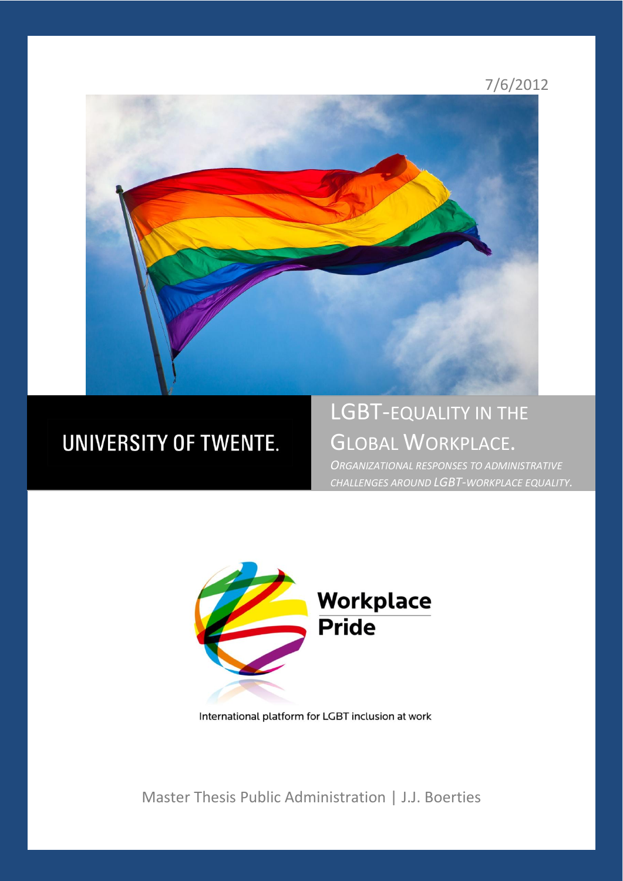7/6/2012

UNIVERSITY OF TWENTE.

# LGBT-EQUALITY IN THE GLOBAL WORKPLACE.

*ORGANIZATIONAL RESPONSES TO ADMINISTRATIVE CHALLENGES AROUND LGBT-WORKPLACE EQUALITY.*

Workplace Pride

International platform for LGBT inclusion at work

Master Thesis Public Administration | J.J. Boerties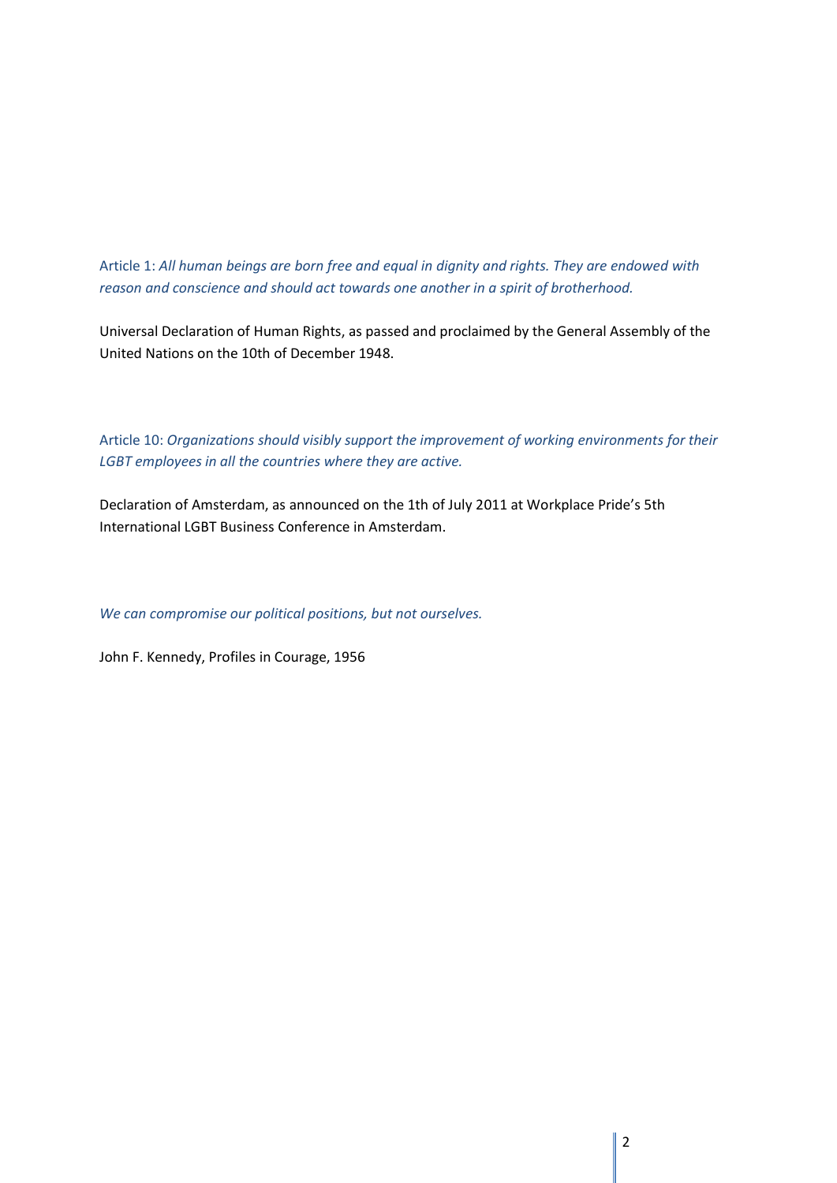Article 1: *All human beings are born free and equal in dignity and rights. They are endowed with reason and conscience and should act towards one another in a spirit of brotherhood.*

Universal Declaration of Human Rights, as passed and proclaimed by the General Assembly of the United Nations on the 10th of December 1948.

Article 10: *Organizations should visibly support the improvement of working environments for their LGBT employees in all the countries where they are active.*

Declaration of Amsterdam, as announced on the 1th of July 2011 at Workplace Pride's 5th International LGBT Business Conference in Amsterdam.

*We can compromise our political positions, but not ourselves.*

John F. Kennedy, Profiles in Courage, 1956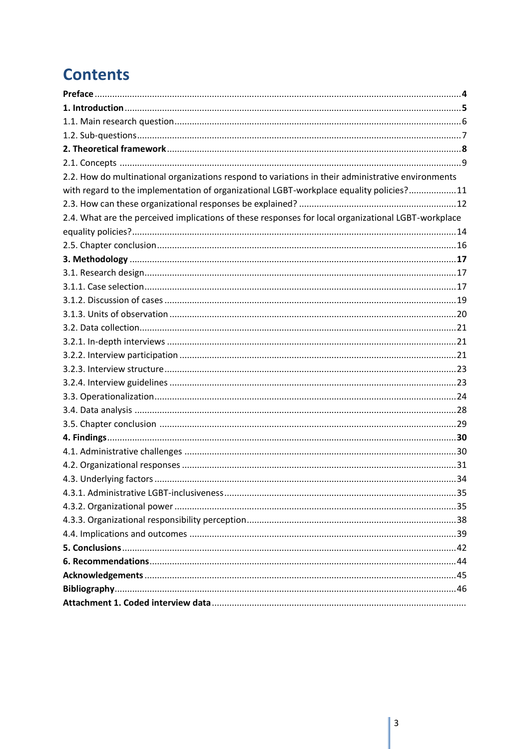# Contents

**Preface** ....................................................................................................................................... **4**

**1. Introduction** ............................................................................................................................. **5**

1.1. Main research question ................................................................................................................ 6

1.2. Sub-questions ................................................................................................................................ 7

**2. Theoretical framework** ........................................................................................................... **8**

2.1. Concepts ....................................................................................................................................... 9

2.2. How do multinational organizations respond to variations in their administrative environments with regard to the implementation of organizational LGBT-workplace equality policies? .................. 11

2.3. How can these organizational responses be explained? .............................................................. 12

2.4. What are the perceived implications of these responses for local organizational LGBT-workplace equality policies? ............................................................................................................................. 14

2.5. Chapter conclusion ...................................................................................................................... 16

**3. Methodology** ........................................................................................................................... **17**

3.1. Research design ........................................................................................................................... 17

3.1.1. Case selection ........................................................................................................................... 17

3.1.2. Discussion of cases ................................................................................................................... 19

3.1.3. Units of observation ................................................................................................................. 20

3.2. Data collection ............................................................................................................................. 21

3.2.1. In-depth interviews .................................................................................................................. 21

3.2.2. Interview participation ............................................................................................................. 21

3.2.3. Interview structure ................................................................................................................... 23

3.2.4. Interview guidelines ................................................................................................................. 23

3.3. Operationalization ........................................................................................................................ 24

3.4. Data analysis ................................................................................................................................ 28

3.5. Chapter conclusion ...................................................................................................................... 29

**4. Findings** ................................................................................................................................... **30**

4.1. Administrative challenges ............................................................................................................ 30

4.2. Organizational responses ............................................................................................................. 31

4.3. Underlying factors ........................................................................................................................ 34

4.3.1. Administrative LGBT-inclusiveness ........................................................................................... 35

4.3.2. Organizational power ............................................................................................................... 35

4.3.3. Organizational responsibility perception .................................................................................. 38

4.4. Implications and outcomes .......................................................................................................... 39

**5. Conclusions** ............................................................................................................................. 42

**6. Recommendations** ................................................................................................................... 44

**Acknowledgements** ..................................................................................................................... 45

**Bibliography** ................................................................................................................................ 46

**Attachment 1. Coded interview data** ..........................................................................................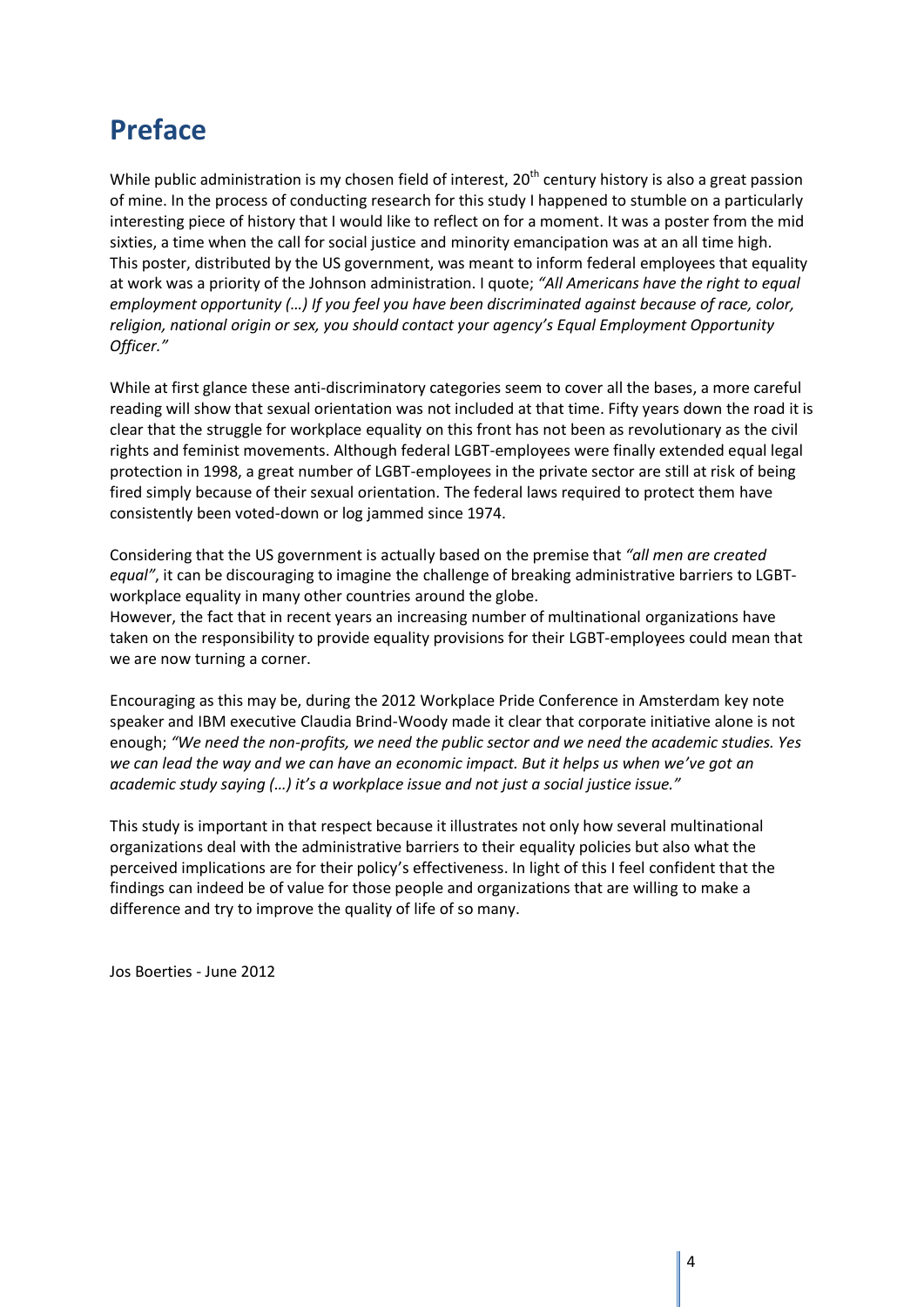# Preface

While public administration is my chosen field of interest, 20th century history is also a great passion of mine. In the process of conducting research for this study I happened to stumble on a particularly interesting piece of history that I would like to reflect on for a moment. It was a poster from the mid sixties, a time when the call for social justice and minority emancipation was at an all time high. This poster, distributed by the US government, was meant to inform federal employees that equality at work was a priority of the Johnson administration. I quote; *"All Americans have the right to equal employment opportunity (…) If you feel you have been discriminated against because of race, color, religion, national origin or sex, you should contact your agency's Equal Employment Opportunity Officer."*

While at first glance these anti-discriminatory categories seem to cover all the bases, a more careful reading will show that sexual orientation was not included at that time. Fifty years down the road it is clear that the struggle for workplace equality on this front has not been as revolutionary as the civil rights and feminist movements. Although federal LGBT-employees were finally extended equal legal protection in 1998, a great number of LGBT-employees in the private sector are still at risk of being fired simply because of their sexual orientation. The federal laws required to protect them have consistently been voted-down or log jammed since 1974.

Considering that the US government is actually based on the premise that *"all men are created equal"*, it can be discouraging to imagine the challenge of breaking administrative barriers to LGBT-workplace equality in many other countries around the globe.
However, the fact that in recent years an increasing number of multinational organizations have taken on the responsibility to provide equality provisions for their LGBT-employees could mean that we are now turning a corner.

Encouraging as this may be, during the 2012 Workplace Pride Conference in Amsterdam key note speaker and IBM executive Claudia Brind-Woody made it clear that corporate initiative alone is not enough; *"We need the non-profits, we need the public sector and we need the academic studies. Yes we can lead the way and we can have an economic impact. But it helps us when we've got an academic study saying (…) it's a workplace issue and not just a social justice issue."*

This study is important in that respect because it illustrates not only how several multinational organizations deal with the administrative barriers to their equality policies but also what the perceived implications are for their policy's effectiveness. In light of this I feel confident that the findings can indeed be of value for those people and organizations that are willing to make a difference and try to improve the quality of life of so many.

Jos Boerties - June 2012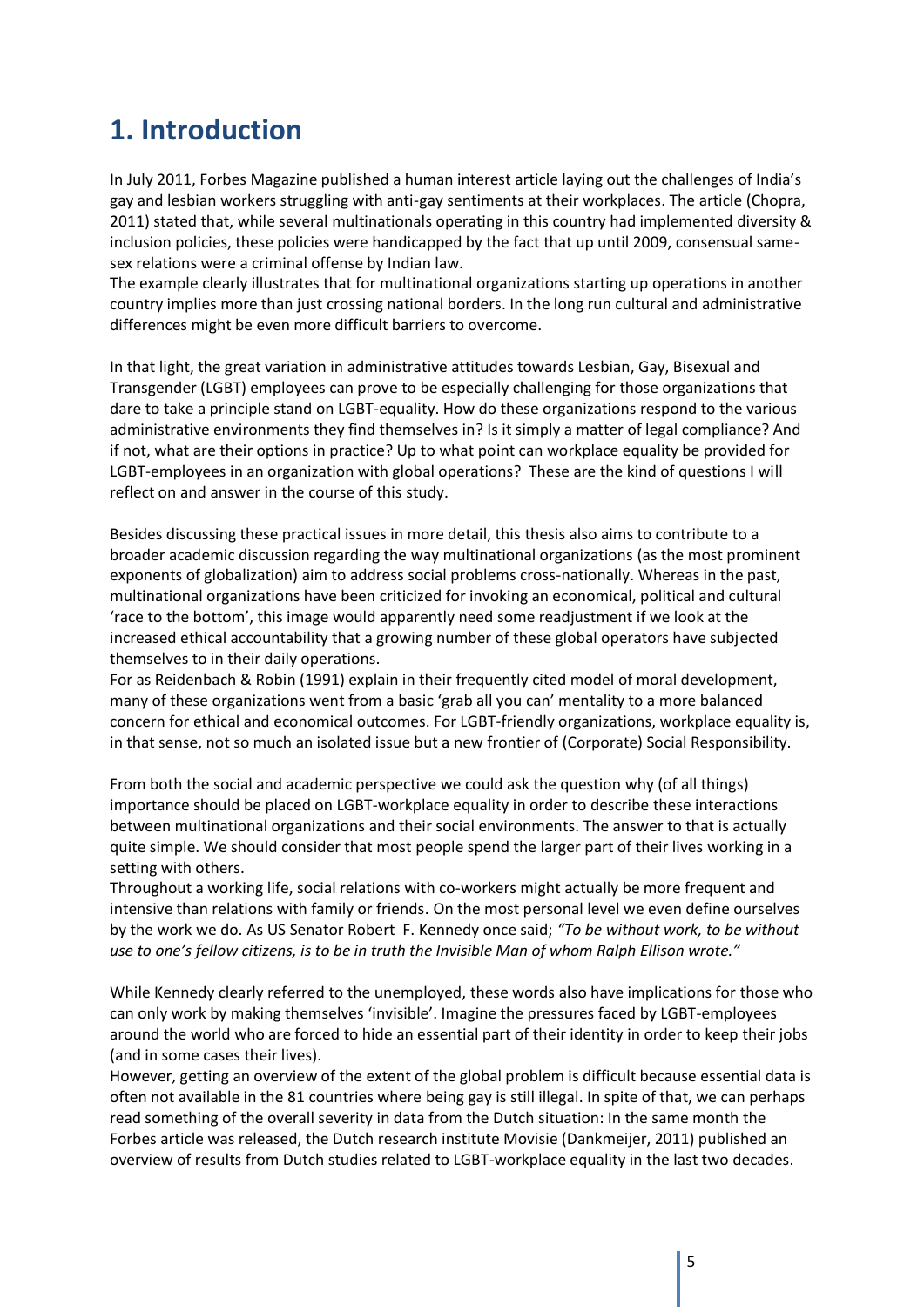# 1. Introduction

In July 2011, Forbes Magazine published a human interest article laying out the challenges of India's gay and lesbian workers struggling with anti-gay sentiments at their workplaces. The article (Chopra, 2011) stated that, while several multinationals operating in this country had implemented diversity & inclusion policies, these policies were handicapped by the fact that up until 2009, consensual same-sex relations were a criminal offense by Indian law.
The example clearly illustrates that for multinational organizations starting up operations in another country implies more than just crossing national borders. In the long run cultural and administrative differences might be even more difficult barriers to overcome.

In that light, the great variation in administrative attitudes towards Lesbian, Gay, Bisexual and Transgender (LGBT) employees can prove to be especially challenging for those organizations that dare to take a principle stand on LGBT-equality. How do these organizations respond to the various administrative environments they find themselves in? Is it simply a matter of legal compliance? And if not, what are their options in practice? Up to what point can workplace equality be provided for LGBT-employees in an organization with global operations? These are the kind of questions I will reflect on and answer in the course of this study.

Besides discussing these practical issues in more detail, this thesis also aims to contribute to a broader academic discussion regarding the way multinational organizations (as the most prominent exponents of globalization) aim to address social problems cross-nationally. Whereas in the past, multinational organizations have been criticized for invoking an economical, political and cultural 'race to the bottom', this image would apparently need some readjustment if we look at the increased ethical accountability that a growing number of these global operators have subjected themselves to in their daily operations.
For as Reidenbach & Robin (1991) explain in their frequently cited model of moral development, many of these organizations went from a basic 'grab all you can' mentality to a more balanced concern for ethical and economical outcomes. For LGBT-friendly organizations, workplace equality is, in that sense, not so much an isolated issue but a new frontier of (Corporate) Social Responsibility.

From both the social and academic perspective we could ask the question why (of all things) importance should be placed on LGBT-workplace equality in order to describe these interactions between multinational organizations and their social environments. The answer to that is actually quite simple. We should consider that most people spend the larger part of their lives working in a setting with others.
Throughout a working life, social relations with co-workers might actually be more frequent and intensive than relations with family or friends. On the most personal level we even define ourselves by the work we do. As US Senator Robert F. Kennedy once said; *"To be without work, to be without use to one's fellow citizens, is to be in truth the Invisible Man of whom Ralph Ellison wrote."*

While Kennedy clearly referred to the unemployed, these words also have implications for those who can only work by making themselves 'invisible'. Imagine the pressures faced by LGBT-employees around the world who are forced to hide an essential part of their identity in order to keep their jobs (and in some cases their lives).
However, getting an overview of the extent of the global problem is difficult because essential data is often not available in the 81 countries where being gay is still illegal. In spite of that, we can perhaps read something of the overall severity in data from the Dutch situation: In the same month the Forbes article was released, the Dutch research institute Movisie (Dankmeijer, 2011) published an overview of results from Dutch studies related to LGBT-workplace equality in the last two decades.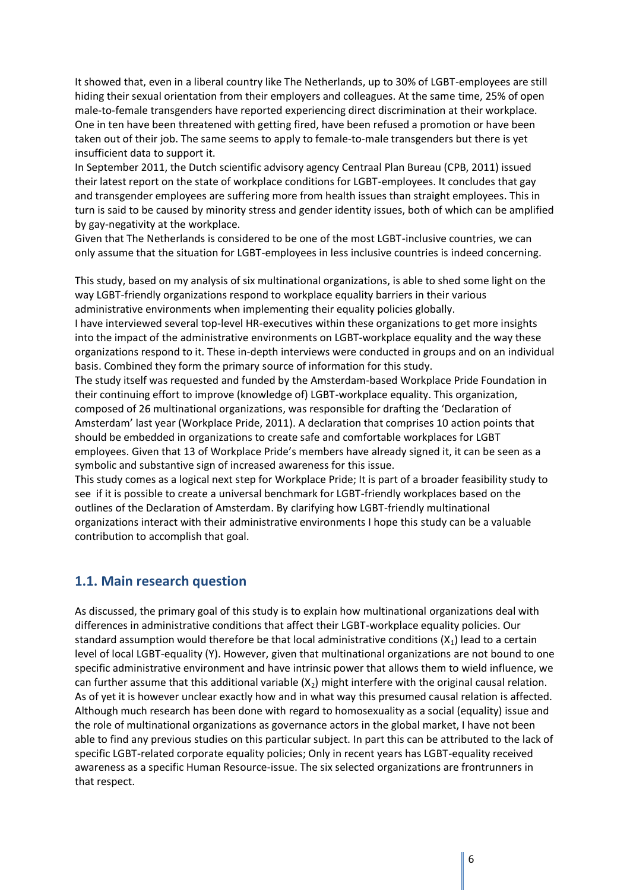It showed that, even in a liberal country like The Netherlands, up to 30% of LGBT-employees are still hiding their sexual orientation from their employers and colleagues. At the same time, 25% of open male-to-female transgenders have reported experiencing direct discrimination at their workplace. One in ten have been threatened with getting fired, have been refused a promotion or have been taken out of their job. The same seems to apply to female-to-male transgenders but there is yet insufficient data to support it.

In September 2011, the Dutch scientific advisory agency Centraal Plan Bureau (CPB, 2011) issued their latest report on the state of workplace conditions for LGBT-employees. It concludes that gay and transgender employees are suffering more from health issues than straight employees. This in turn is said to be caused by minority stress and gender identity issues, both of which can be amplified by gay-negativity at the workplace.

Given that The Netherlands is considered to be one of the most LGBT-inclusive countries, we can only assume that the situation for LGBT-employees in less inclusive countries is indeed concerning.

This study, based on my analysis of six multinational organizations, is able to shed some light on the way LGBT-friendly organizations respond to workplace equality barriers in their various administrative environments when implementing their equality policies globally.

I have interviewed several top-level HR-executives within these organizations to get more insights into the impact of the administrative environments on LGBT-workplace equality and the way these organizations respond to it. These in-depth interviews were conducted in groups and on an individual basis. Combined they form the primary source of information for this study.

The study itself was requested and funded by the Amsterdam-based Workplace Pride Foundation in their continuing effort to improve (knowledge of) LGBT-workplace equality. This organization, composed of 26 multinational organizations, was responsible for drafting the 'Declaration of Amsterdam' last year (Workplace Pride, 2011). A declaration that comprises 10 action points that should be embedded in organizations to create safe and comfortable workplaces for LGBT employees. Given that 13 of Workplace Pride's members have already signed it, it can be seen as a symbolic and substantive sign of increased awareness for this issue.

This study comes as a logical next step for Workplace Pride; It is part of a broader feasibility study to see if it is possible to create a universal benchmark for LGBT-friendly workplaces based on the outlines of the Declaration of Amsterdam. By clarifying how LGBT-friendly multinational organizations interact with their administrative environments I hope this study can be a valuable contribution to accomplish that goal.

## 1.1. Main research question

As discussed, the primary goal of this study is to explain how multinational organizations deal with differences in administrative conditions that affect their LGBT-workplace equality policies. Our standard assumption would therefore be that local administrative conditions ($X_1$) lead to a certain level of local LGBT-equality (Y). However, given that multinational organizations are not bound to one specific administrative environment and have intrinsic power that allows them to wield influence, we can further assume that this additional variable ($X_2$) might interfere with the original causal relation. As of yet it is however unclear exactly how and in what way this presumed causal relation is affected. Although much research has been done with regard to homosexuality as a social (equality) issue and the role of multinational organizations as governance actors in the global market, I have not been able to find any previous studies on this particular subject. In part this can be attributed to the lack of specific LGBT-related corporate equality policies; Only in recent years has LGBT-equality received awareness as a specific Human Resource-issue. The six selected organizations are frontrunners in that respect.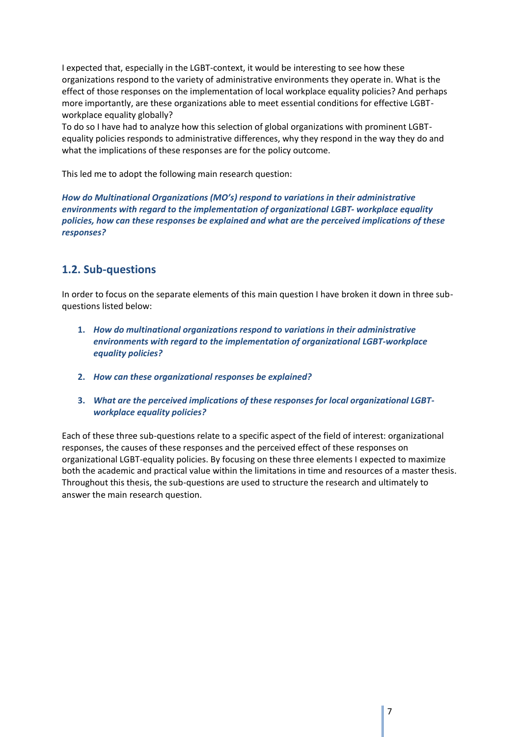I expected that, especially in the LGBT-context, it would be interesting to see how these organizations respond to the variety of administrative environments they operate in. What is the effect of those responses on the implementation of local workplace equality policies? And perhaps more importantly, are these organizations able to meet essential conditions for effective LGBT-workplace equality globally?
To do so I have had to analyze how this selection of global organizations with prominent LGBT-equality policies responds to administrative differences, why they respond in the way they do and what the implications of these responses are for the policy outcome.

This led me to adopt the following main research question:

***How do Multinational Organizations (MO's) respond to variations in their administrative environments with regard to the implementation of organizational LGBT- workplace equality policies, how can these responses be explained and what are the perceived implications of these responses?***

## 1.2. Sub-questions

In order to focus on the separate elements of this main question I have broken it down in three sub-questions listed below:

1. ***How do multinational organizations respond to variations in their administrative environments with regard to the implementation of organizational LGBT-workplace equality policies?***

2. ***How can these organizational responses be explained?***

3. ***What are the perceived implications of these responses for local organizational LGBT-workplace equality policies?***

Each of these three sub-questions relate to a specific aspect of the field of interest: organizational responses, the causes of these responses and the perceived effect of these responses on organizational LGBT-equality policies. By focusing on these three elements I expected to maximize both the academic and practical value within the limitations in time and resources of a master thesis. Throughout this thesis, the sub-questions are used to structure the research and ultimately to answer the main research question.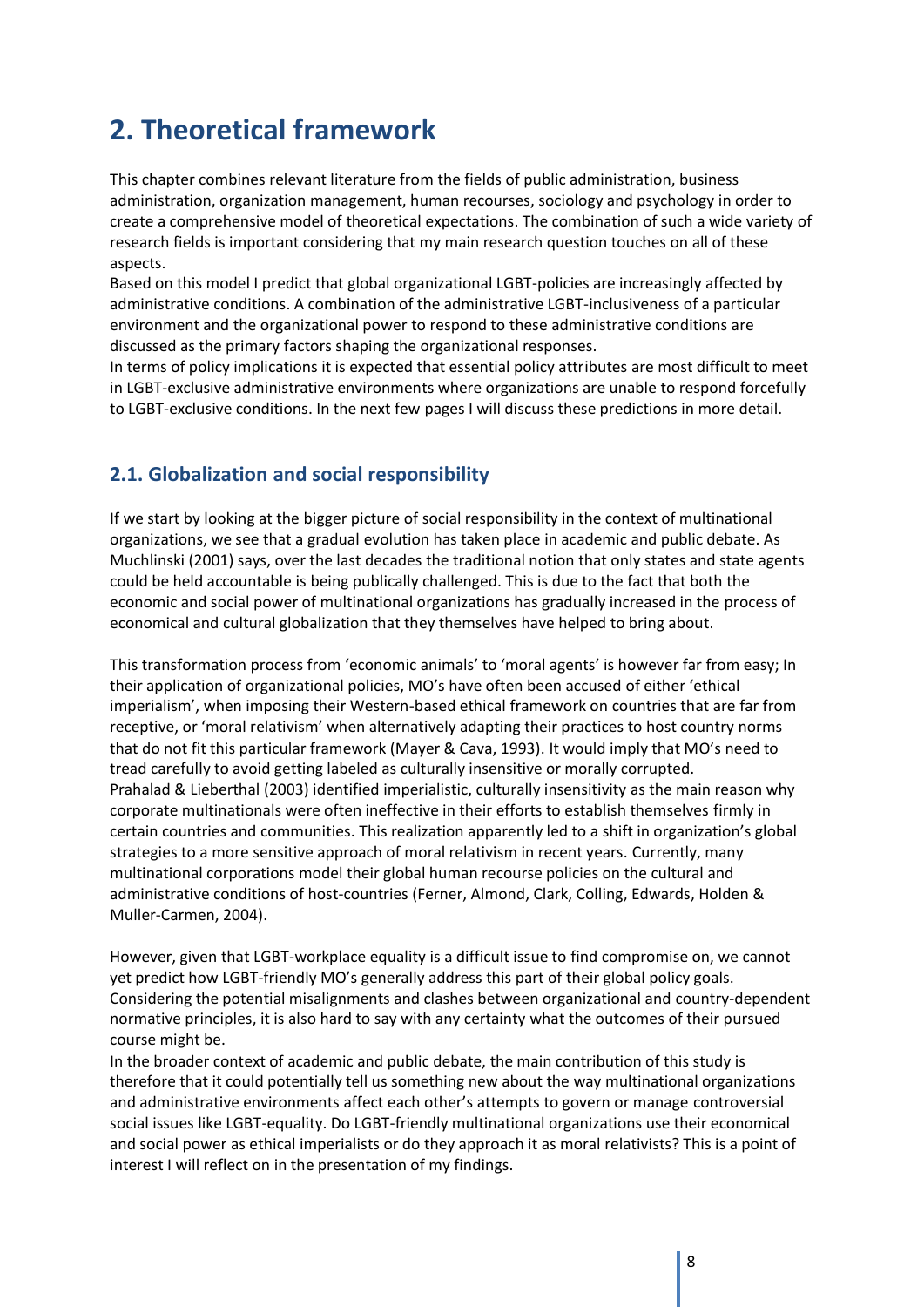# 2. Theoretical framework

This chapter combines relevant literature from the fields of public administration, business administration, organization management, human recourses, sociology and psychology in order to create a comprehensive model of theoretical expectations. The combination of such a wide variety of research fields is important considering that my main research question touches on all of these aspects.

Based on this model I predict that global organizational LGBT-policies are increasingly affected by administrative conditions. A combination of the administrative LGBT-inclusiveness of a particular environment and the organizational power to respond to these administrative conditions are discussed as the primary factors shaping the organizational responses.

In terms of policy implications it is expected that essential policy attributes are most difficult to meet in LGBT-exclusive administrative environments where organizations are unable to respond forcefully to LGBT-exclusive conditions. In the next few pages I will discuss these predictions in more detail.

## 2.1. Globalization and social responsibility

If we start by looking at the bigger picture of social responsibility in the context of multinational organizations, we see that a gradual evolution has taken place in academic and public debate. As Muchlinski (2001) says, over the last decades the traditional notion that only states and state agents could be held accountable is being publically challenged. This is due to the fact that both the economic and social power of multinational organizations has gradually increased in the process of economical and cultural globalization that they themselves have helped to bring about.

This transformation process from 'economic animals' to 'moral agents' is however far from easy; In their application of organizational policies, MO's have often been accused of either 'ethical imperialism', when imposing their Western-based ethical framework on countries that are far from receptive, or 'moral relativism' when alternatively adapting their practices to host country norms that do not fit this particular framework (Mayer & Cava, 1993). It would imply that MO's need to tread carefully to avoid getting labeled as culturally insensitive or morally corrupted.

Prahalad & Lieberthal (2003) identified imperialistic, culturally insensitivity as the main reason why corporate multinationals were often ineffective in their efforts to establish themselves firmly in certain countries and communities. This realization apparently led to a shift in organization's global strategies to a more sensitive approach of moral relativism in recent years. Currently, many multinational corporations model their global human recourse policies on the cultural and administrative conditions of host-countries (Ferner, Almond, Clark, Colling, Edwards, Holden & Muller-Carmen, 2004).

However, given that LGBT-workplace equality is a difficult issue to find compromise on, we cannot yet predict how LGBT-friendly MO's generally address this part of their global policy goals. Considering the potential misalignments and clashes between organizational and country-dependent normative principles, it is also hard to say with any certainty what the outcomes of their pursued course might be.

In the broader context of academic and public debate, the main contribution of this study is therefore that it could potentially tell us something new about the way multinational organizations and administrative environments affect each other's attempts to govern or manage controversial social issues like LGBT-equality. Do LGBT-friendly multinational organizations use their economical and social power as ethical imperialists or do they approach it as moral relativists? This is a point of interest I will reflect on in the presentation of my findings.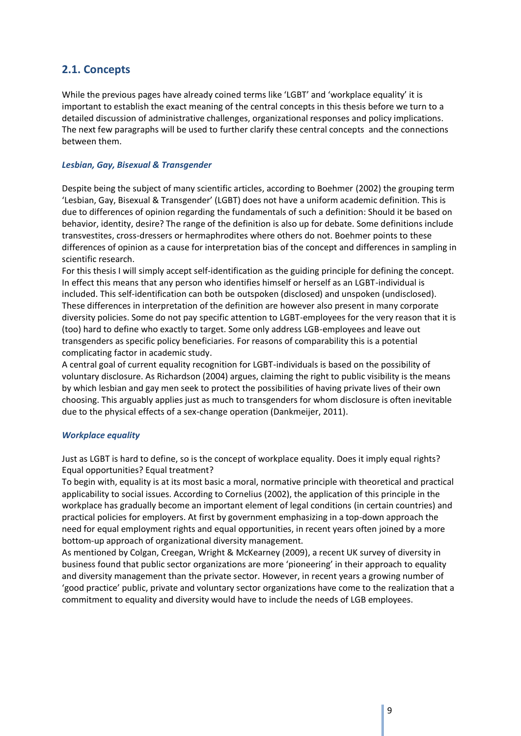## 2.1. Concepts

While the previous pages have already coined terms like 'LGBT' and 'workplace equality' it is important to establish the exact meaning of the central concepts in this thesis before we turn to a detailed discussion of administrative challenges, organizational responses and policy implications. The next few paragraphs will be used to further clarify these central concepts and the connections between them.

### *Lesbian, Gay, Bisexual & Transgender*

Despite being the subject of many scientific articles, according to Boehmer (2002) the grouping term 'Lesbian, Gay, Bisexual & Transgender' (LGBT) does not have a uniform academic definition. This is due to differences of opinion regarding the fundamentals of such a definition: Should it be based on behavior, identity, desire? The range of the definition is also up for debate. Some definitions include transvestites, cross-dressers or hermaphrodites where others do not. Boehmer points to these differences of opinion as a cause for interpretation bias of the concept and differences in sampling in scientific research.

For this thesis I will simply accept self-identification as the guiding principle for defining the concept. In effect this means that any person who identifies himself or herself as an LGBT-individual is included. This self-identification can both be outspoken (disclosed) and unspoken (undisclosed). These differences in interpretation of the definition are however also present in many corporate diversity policies. Some do not pay specific attention to LGBT-employees for the very reason that it is (too) hard to define who exactly to target. Some only address LGB-employees and leave out transgenders as specific policy beneficiaries. For reasons of comparability this is a potential complicating factor in academic study.

A central goal of current equality recognition for LGBT-individuals is based on the possibility of voluntary disclosure. As Richardson (2004) argues, claiming the right to public visibility is the means by which lesbian and gay men seek to protect the possibilities of having private lives of their own choosing. This arguably applies just as much to transgenders for whom disclosure is often inevitable due to the physical effects of a sex-change operation (Dankmeijer, 2011).

### *Workplace equality*

Just as LGBT is hard to define, so is the concept of workplace equality. Does it imply equal rights? Equal opportunities? Equal treatment?

To begin with, equality is at its most basic a moral, normative principle with theoretical and practical applicability to social issues. According to Cornelius (2002), the application of this principle in the workplace has gradually become an important element of legal conditions (in certain countries) and practical policies for employers. At first by government emphasizing in a top-down approach the need for equal employment rights and equal opportunities, in recent years often joined by a more bottom-up approach of organizational diversity management.

As mentioned by Colgan, Creegan, Wright & McKearney (2009), a recent UK survey of diversity in business found that public sector organizations are more 'pioneering' in their approach to equality and diversity management than the private sector. However, in recent years a growing number of 'good practice' public, private and voluntary sector organizations have come to the realization that a commitment to equality and diversity would have to include the needs of LGB employees.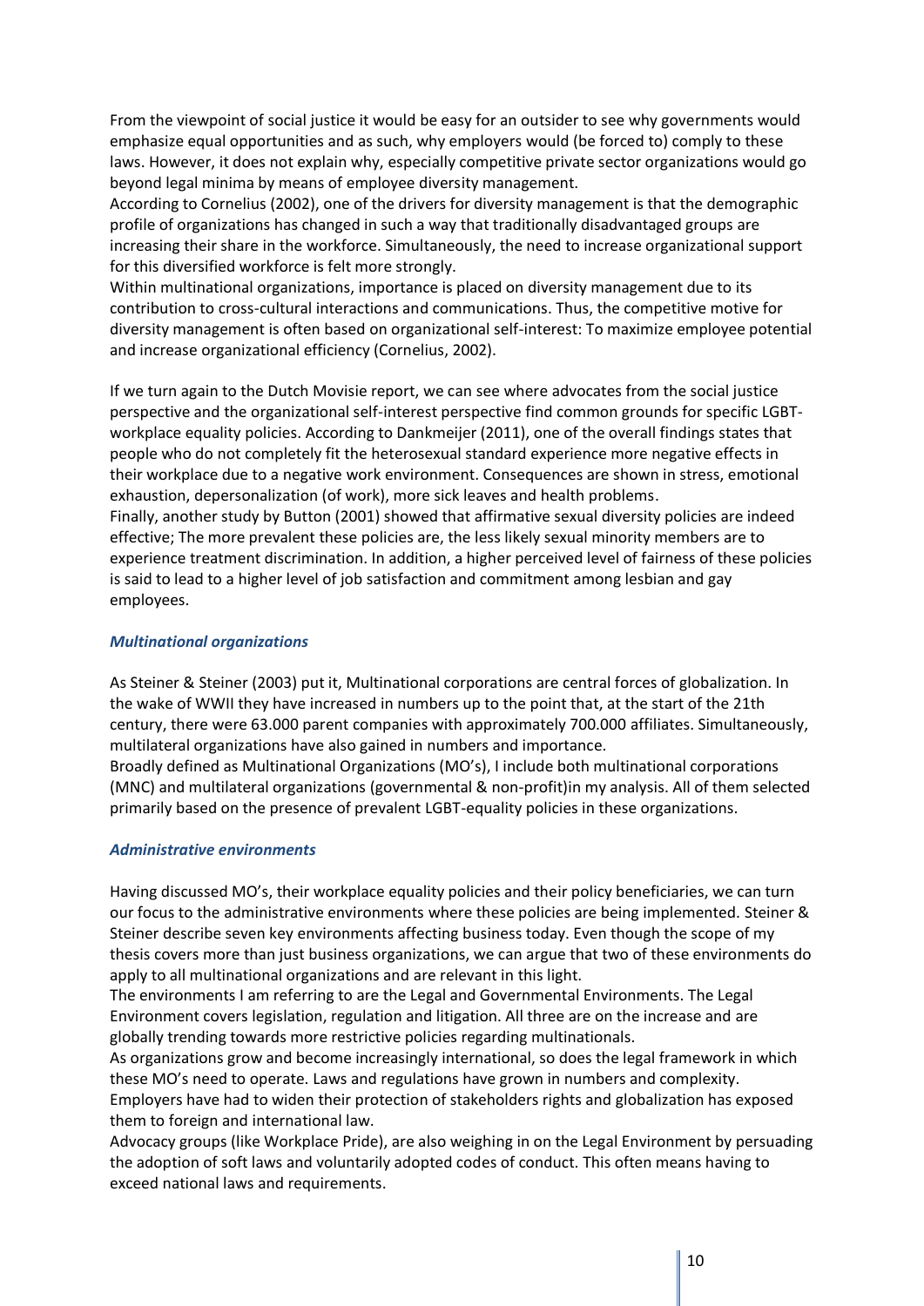From the viewpoint of social justice it would be easy for an outsider to see why governments would emphasize equal opportunities and as such, why employers would (be forced to) comply to these laws. However, it does not explain why, especially competitive private sector organizations would go beyond legal minima by means of employee diversity management.
According to Cornelius (2002), one of the drivers for diversity management is that the demographic profile of organizations has changed in such a way that traditionally disadvantaged groups are increasing their share in the workforce. Simultaneously, the need to increase organizational support for this diversified workforce is felt more strongly.
Within multinational organizations, importance is placed on diversity management due to its contribution to cross-cultural interactions and communications. Thus, the competitive motive for diversity management is often based on organizational self-interest: To maximize employee potential and increase organizational efficiency (Cornelius, 2002).

If we turn again to the Dutch Movisie report, we can see where advocates from the social justice perspective and the organizational self-interest perspective find common grounds for specific LGBT-workplace equality policies. According to Dankmeijer (2011), one of the overall findings states that people who do not completely fit the heterosexual standard experience more negative effects in their workplace due to a negative work environment. Consequences are shown in stress, emotional exhaustion, depersonalization (of work), more sick leaves and health problems.
Finally, another study by Button (2001) showed that affirmative sexual diversity policies are indeed effective; The more prevalent these policies are, the less likely sexual minority members are to experience treatment discrimination. In addition, a higher perceived level of fairness of these policies is said to lead to a higher level of job satisfaction and commitment among lesbian and gay employees.

### *Multinational organizations*

As Steiner & Steiner (2003) put it, Multinational corporations are central forces of globalization. In the wake of WWII they have increased in numbers up to the point that, at the start of the 21th century, there were 63.000 parent companies with approximately 700.000 affiliates. Simultaneously, multilateral organizations have also gained in numbers and importance.
Broadly defined as Multinational Organizations (MO's), I include both multinational corporations (MNC) and multilateral organizations (governmental & non-profit)in my analysis. All of them selected primarily based on the presence of prevalent LGBT-equality policies in these organizations.

### *Administrative environments*

Having discussed MO's, their workplace equality policies and their policy beneficiaries, we can turn our focus to the administrative environments where these policies are being implemented. Steiner & Steiner describe seven key environments affecting business today. Even though the scope of my thesis covers more than just business organizations, we can argue that two of these environments do apply to all multinational organizations and are relevant in this light.
The environments I am referring to are the Legal and Governmental Environments. The Legal Environment covers legislation, regulation and litigation. All three are on the increase and are globally trending towards more restrictive policies regarding multinationals.
As organizations grow and become increasingly international, so does the legal framework in which these MO's need to operate. Laws and regulations have grown in numbers and complexity.
Employers have had to widen their protection of stakeholders rights and globalization has exposed them to foreign and international law.
Advocacy groups (like Workplace Pride), are also weighing in on the Legal Environment by persuading the adoption of soft laws and voluntarily adopted codes of conduct. This often means having to exceed national laws and requirements.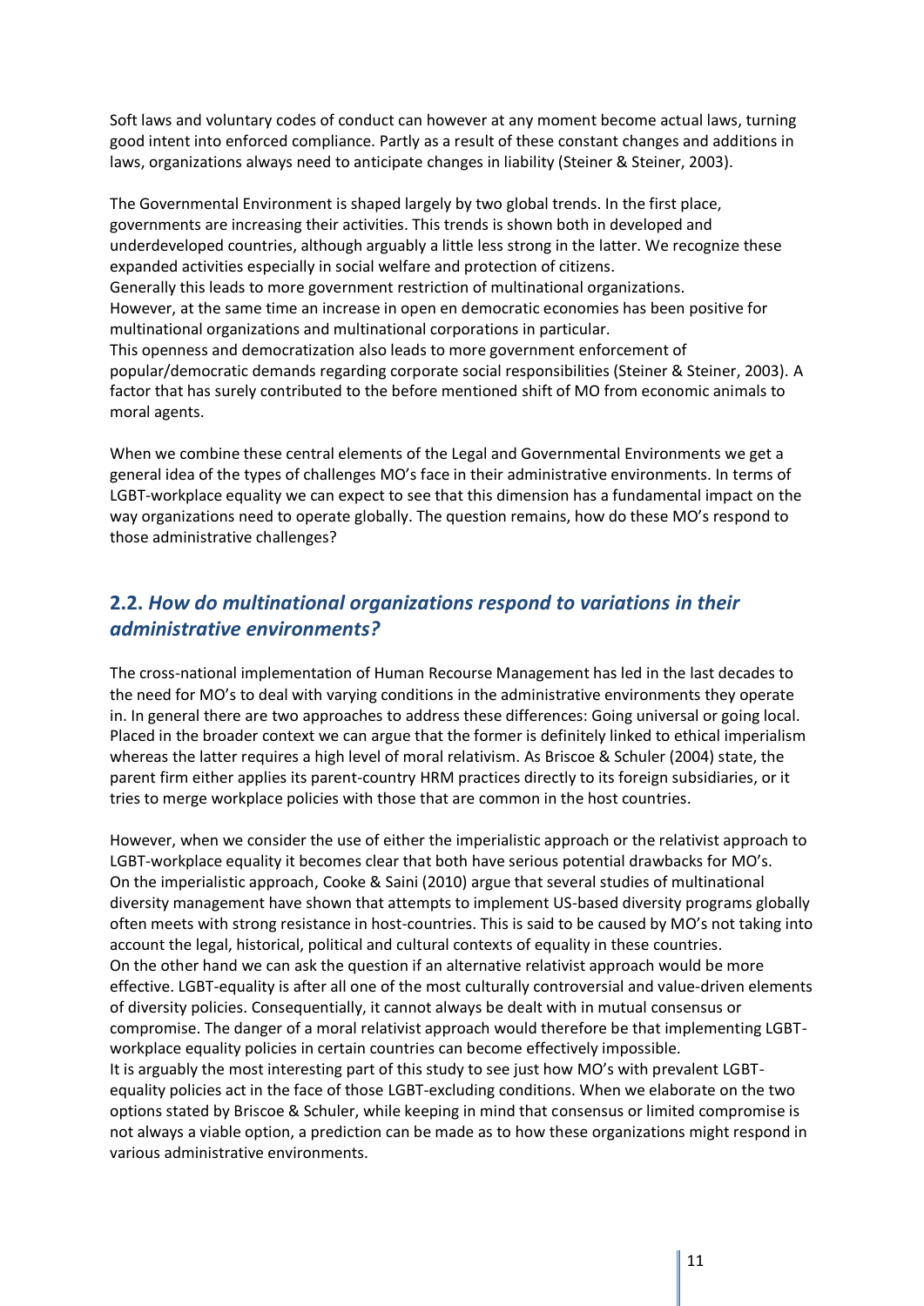Soft laws and voluntary codes of conduct can however at any moment become actual laws, turning good intent into enforced compliance. Partly as a result of these constant changes and additions in laws, organizations always need to anticipate changes in liability (Steiner & Steiner, 2003).

The Governmental Environment is shaped largely by two global trends. In the first place, governments are increasing their activities. This trends is shown both in developed and underdeveloped countries, although arguably a little less strong in the latter. We recognize these expanded activities especially in social welfare and protection of citizens.
Generally this leads to more government restriction of multinational organizations.
However, at the same time an increase in open en democratic economies has been positive for multinational organizations and multinational corporations in particular.
This openness and democratization also leads to more government enforcement of popular/democratic demands regarding corporate social responsibilities (Steiner & Steiner, 2003). A factor that has surely contributed to the before mentioned shift of MO from economic animals to moral agents.

When we combine these central elements of the Legal and Governmental Environments we get a general idea of the types of challenges MO's face in their administrative environments. In terms of LGBT-workplace equality we can expect to see that this dimension has a fundamental impact on the way organizations need to operate globally. The question remains, how do these MO's respond to those administrative challenges?

## 2.2. *How do multinational organizations respond to variations in their administrative environments?*

The cross-national implementation of Human Recourse Management has led in the last decades to the need for MO's to deal with varying conditions in the administrative environments they operate in. In general there are two approaches to address these differences: Going universal or going local. Placed in the broader context we can argue that the former is definitely linked to ethical imperialism whereas the latter requires a high level of moral relativism. As Briscoe & Schuler (2004) state, the parent firm either applies its parent-country HRM practices directly to its foreign subsidiaries, or it tries to merge workplace policies with those that are common in the host countries.

However, when we consider the use of either the imperialistic approach or the relativist approach to LGBT-workplace equality it becomes clear that both have serious potential drawbacks for MO's.
On the imperialistic approach, Cooke & Saini (2010) argue that several studies of multinational diversity management have shown that attempts to implement US-based diversity programs globally often meets with strong resistance in host-countries. This is said to be caused by MO's not taking into account the legal, historical, political and cultural contexts of equality in these countries.
On the other hand we can ask the question if an alternative relativist approach would be more effective. LGBT-equality is after all one of the most culturally controversial and value-driven elements of diversity policies. Consequentially, it cannot always be dealt with in mutual consensus or compromise. The danger of a moral relativist approach would therefore be that implementing LGBT-workplace equality policies in certain countries can become effectively impossible.
It is arguably the most interesting part of this study to see just how MO's with prevalent LGBT-equality policies act in the face of those LGBT-excluding conditions. When we elaborate on the two options stated by Briscoe & Schuler, while keeping in mind that consensus or limited compromise is not always a viable option, a prediction can be made as to how these organizations might respond in various administrative environments.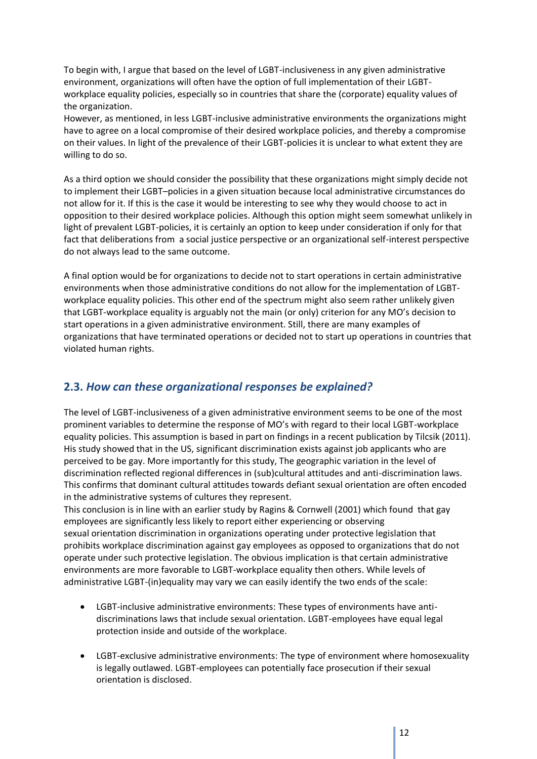To begin with, I argue that based on the level of LGBT-inclusiveness in any given administrative environment, organizations will often have the option of full implementation of their LGBT-workplace equality policies, especially so in countries that share the (corporate) equality values of the organization.

However, as mentioned, in less LGBT-inclusive administrative environments the organizations might have to agree on a local compromise of their desired workplace policies, and thereby a compromise on their values. In light of the prevalence of their LGBT-policies it is unclear to what extent they are willing to do so.

As a third option we should consider the possibility that these organizations might simply decide not to implement their LGBT–policies in a given situation because local administrative circumstances do not allow for it. If this is the case it would be interesting to see why they would choose to act in opposition to their desired workplace policies. Although this option might seem somewhat unlikely in light of prevalent LGBT-policies, it is certainly an option to keep under consideration if only for that fact that deliberations from a social justice perspective or an organizational self-interest perspective do not always lead to the same outcome.

A final option would be for organizations to decide not to start operations in certain administrative environments when those administrative conditions do not allow for the implementation of LGBT-workplace equality policies. This other end of the spectrum might also seem rather unlikely given that LGBT-workplace equality is arguably not the main (or only) criterion for any MO's decision to start operations in a given administrative environment. Still, there are many examples of organizations that have terminated operations or decided not to start up operations in countries that violated human rights.

## 2.3. *How can these organizational responses be explained?*

The level of LGBT-inclusiveness of a given administrative environment seems to be one of the most prominent variables to determine the response of MO's with regard to their local LGBT-workplace equality policies. This assumption is based in part on findings in a recent publication by Tilcsik (2011). His study showed that in the US, significant discrimination exists against job applicants who are perceived to be gay. More importantly for this study, The geographic variation in the level of discrimination reflected regional differences in (sub)cultural attitudes and anti-discrimination laws. This confirms that dominant cultural attitudes towards defiant sexual orientation are often encoded in the administrative systems of cultures they represent.

This conclusion is in line with an earlier study by Ragins & Cornwell (2001) which found that gay employees are significantly less likely to report either experiencing or observing sexual orientation discrimination in organizations operating under protective legislation that prohibits workplace discrimination against gay employees as opposed to organizations that do not operate under such protective legislation. The obvious implication is that certain administrative environments are more favorable to LGBT-workplace equality then others. While levels of administrative LGBT-(in)equality may vary we can easily identify the two ends of the scale:

- LGBT-inclusive administrative environments: These types of environments have anti-discriminations laws that include sexual orientation. LGBT-employees have equal legal protection inside and outside of the workplace.
- LGBT-exclusive administrative environments: The type of environment where homosexuality is legally outlawed. LGBT-employees can potentially face prosecution if their sexual orientation is disclosed.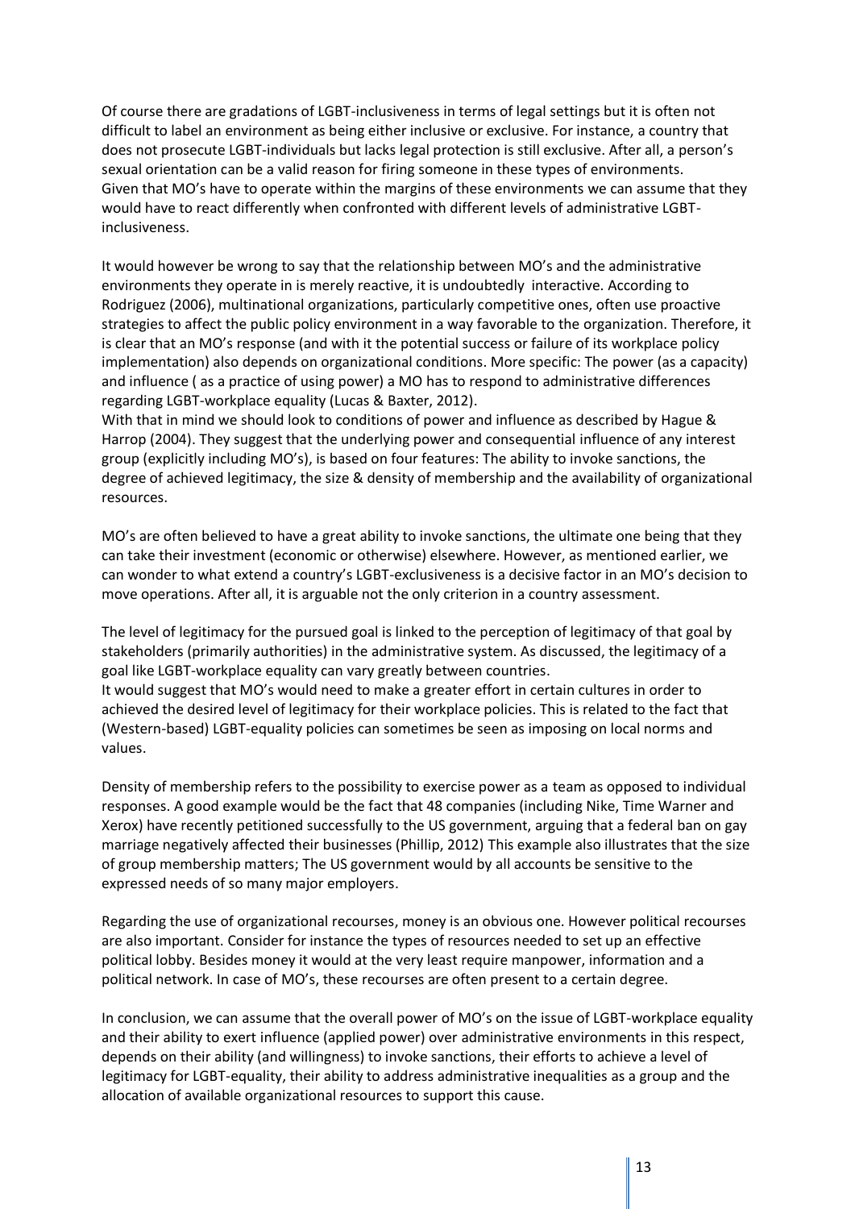Of course there are gradations of LGBT-inclusiveness in terms of legal settings but it is often not difficult to label an environment as being either inclusive or exclusive. For instance, a country that does not prosecute LGBT-individuals but lacks legal protection is still exclusive. After all, a person's sexual orientation can be a valid reason for firing someone in these types of environments. Given that MO's have to operate within the margins of these environments we can assume that they would have to react differently when confronted with different levels of administrative LGBT-inclusiveness.

It would however be wrong to say that the relationship between MO's and the administrative environments they operate in is merely reactive, it is undoubtedly interactive. According to Rodriguez (2006), multinational organizations, particularly competitive ones, often use proactive strategies to affect the public policy environment in a way favorable to the organization. Therefore, it is clear that an MO's response (and with it the potential success or failure of its workplace policy implementation) also depends on organizational conditions. More specific: The power (as a capacity) and influence ( as a practice of using power) a MO has to respond to administrative differences regarding LGBT-workplace equality (Lucas & Baxter, 2012).
With that in mind we should look to conditions of power and influence as described by Hague & Harrop (2004). They suggest that the underlying power and consequential influence of any interest group (explicitly including MO's), is based on four features: The ability to invoke sanctions, the degree of achieved legitimacy, the size & density of membership and the availability of organizational resources.

MO's are often believed to have a great ability to invoke sanctions, the ultimate one being that they can take their investment (economic or otherwise) elsewhere. However, as mentioned earlier, we can wonder to what extend a country's LGBT-exclusiveness is a decisive factor in an MO's decision to move operations. After all, it is arguable not the only criterion in a country assessment.

The level of legitimacy for the pursued goal is linked to the perception of legitimacy of that goal by stakeholders (primarily authorities) in the administrative system. As discussed, the legitimacy of a goal like LGBT-workplace equality can vary greatly between countries.
It would suggest that MO's would need to make a greater effort in certain cultures in order to achieved the desired level of legitimacy for their workplace policies. This is related to the fact that (Western-based) LGBT-equality policies can sometimes be seen as imposing on local norms and values.

Density of membership refers to the possibility to exercise power as a team as opposed to individual responses. A good example would be the fact that 48 companies (including Nike, Time Warner and Xerox) have recently petitioned successfully to the US government, arguing that a federal ban on gay marriage negatively affected their businesses (Phillip, 2012) This example also illustrates that the size of group membership matters; The US government would by all accounts be sensitive to the expressed needs of so many major employers.

Regarding the use of organizational recourses, money is an obvious one. However political recourses are also important. Consider for instance the types of resources needed to set up an effective political lobby. Besides money it would at the very least require manpower, information and a political network. In case of MO's, these recourses are often present to a certain degree.

In conclusion, we can assume that the overall power of MO's on the issue of LGBT-workplace equality and their ability to exert influence (applied power) over administrative environments in this respect, depends on their ability (and willingness) to invoke sanctions, their efforts to achieve a level of legitimacy for LGBT-equality, their ability to address administrative inequalities as a group and the allocation of available organizational resources to support this cause.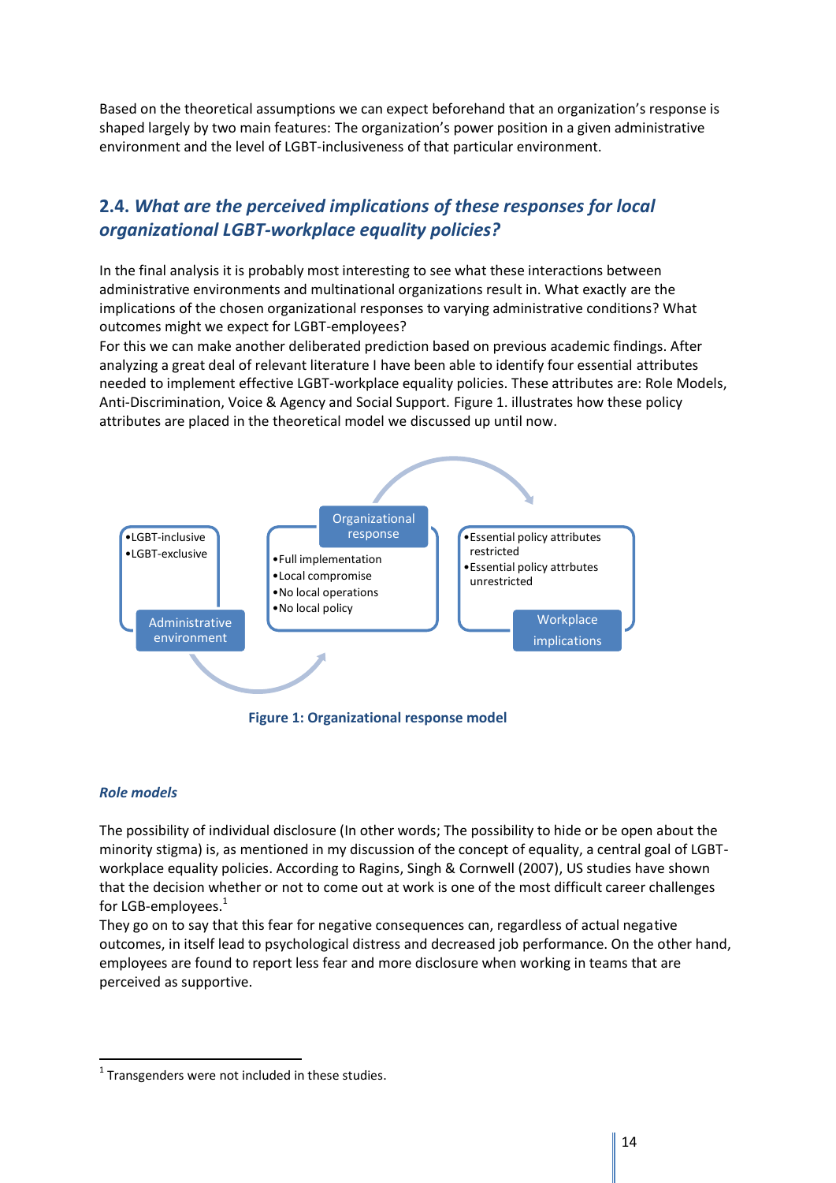Based on the theoretical assumptions we can expect beforehand that an organization's response is shaped largely by two main features: The organization's power position in a given administrative environment and the level of LGBT-inclusiveness of that particular environment.

## 2.4. *What are the perceived implications of these responses for local organizational LGBT-workplace equality policies?*

In the final analysis it is probably most interesting to see what these interactions between administrative environments and multinational organizations result in. What exactly are the implications of the chosen organizational responses to varying administrative conditions? What outcomes might we expect for LGBT-employees?

For this we can make another deliberated prediction based on previous academic findings. After analyzing a great deal of relevant literature I have been able to identify four essential attributes needed to implement effective LGBT-workplace equality policies. These attributes are: Role Models, Anti-Discrimination, Voice & Agency and Social Support. Figure 1. illustrates how these policy attributes are placed in the theoretical model we discussed up until now.

Administrative environment
- LGBT-inclusive
- LGBT-exclusive

Organizational response
- Full implementation
- Local compromise
- No local operations
- No local policy

Workplace implications
- Essential policy attributes restricted
- Essential policy attrbutes unrestricted

**Figure 1: Organizational response model**

### *Role models*

The possibility of individual disclosure (In other words; The possibility to hide or be open about the minority stigma) is, as mentioned in my discussion of the concept of equality, a central goal of LGBT-workplace equality policies. According to Ragins, Singh & Cornwell (2007), US studies have shown that the decision whether or not to come out at work is one of the most difficult career challenges for LGB-employees.[1]

They go on to say that this fear for negative consequences can, regardless of actual negative outcomes, in itself lead to psychological distress and decreased job performance. On the other hand, employees are found to report less fear and more disclosure when working in teams that are perceived as supportive.

[1] Transgenders were not included in these studies.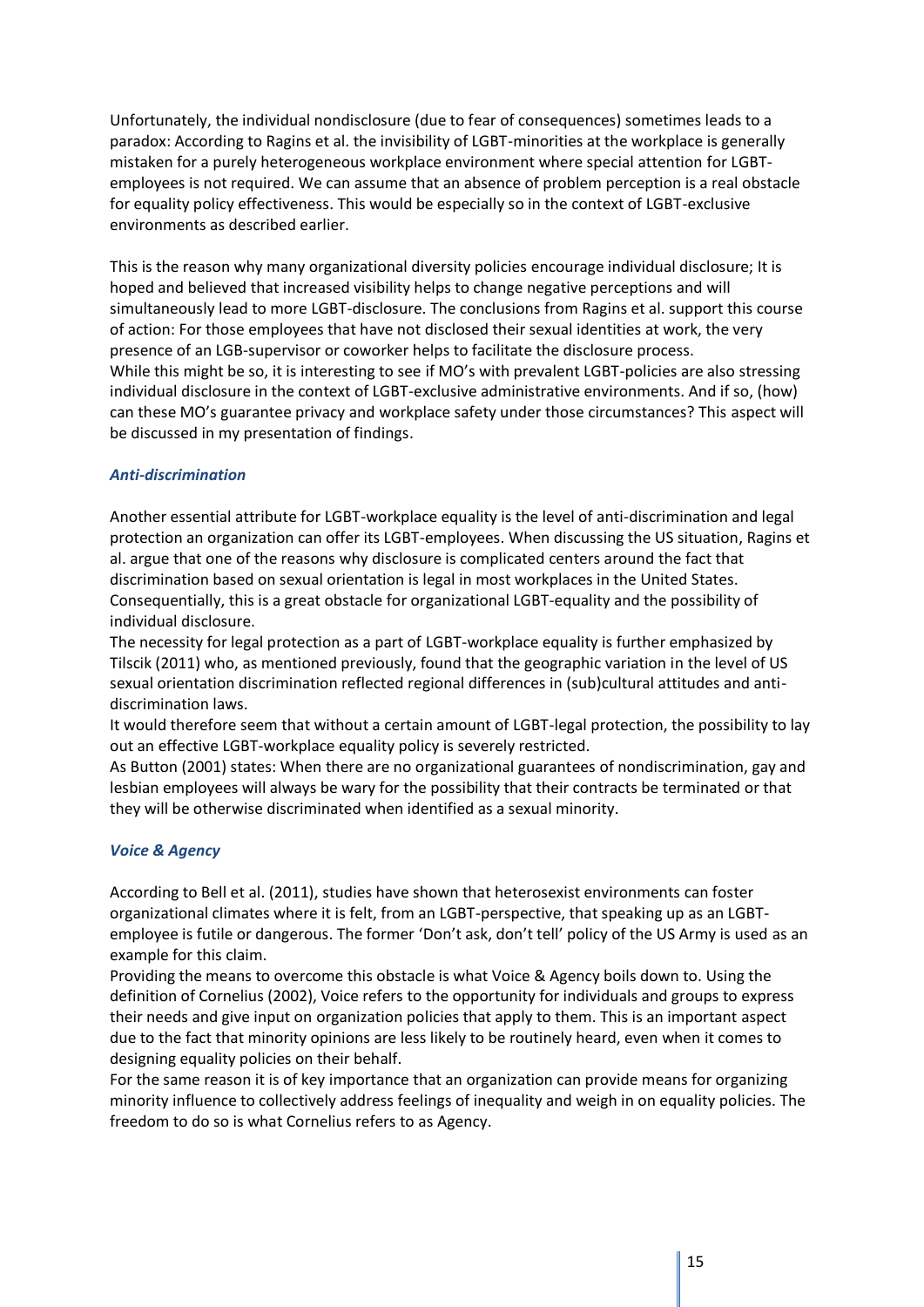Unfortunately, the individual nondisclosure (due to fear of consequences) sometimes leads to a paradox: According to Ragins et al. the invisibility of LGBT-minorities at the workplace is generally mistaken for a purely heterogeneous workplace environment where special attention for LGBT-employees is not required. We can assume that an absence of problem perception is a real obstacle for equality policy effectiveness. This would be especially so in the context of LGBT-exclusive environments as described earlier.

This is the reason why many organizational diversity policies encourage individual disclosure; It is hoped and believed that increased visibility helps to change negative perceptions and will simultaneously lead to more LGBT-disclosure. The conclusions from Ragins et al. support this course of action: For those employees that have not disclosed their sexual identities at work, the very presence of an LGB-supervisor or coworker helps to facilitate the disclosure process.
While this might be so, it is interesting to see if MO's with prevalent LGBT-policies are also stressing individual disclosure in the context of LGBT-exclusive administrative environments. And if so, (how) can these MO's guarantee privacy and workplace safety under those circumstances? This aspect will be discussed in my presentation of findings.

### *Anti-discrimination*

Another essential attribute for LGBT-workplace equality is the level of anti-discrimination and legal protection an organization can offer its LGBT-employees. When discussing the US situation, Ragins et al. argue that one of the reasons why disclosure is complicated centers around the fact that discrimination based on sexual orientation is legal in most workplaces in the United States. Consequentially, this is a great obstacle for organizational LGBT-equality and the possibility of individual disclosure.
The necessity for legal protection as a part of LGBT-workplace equality is further emphasized by Tilscik (2011) who, as mentioned previously, found that the geographic variation in the level of US sexual orientation discrimination reflected regional differences in (sub)cultural attitudes and anti-discrimination laws.
It would therefore seem that without a certain amount of LGBT-legal protection, the possibility to lay out an effective LGBT-workplace equality policy is severely restricted.
As Button (2001) states: When there are no organizational guarantees of nondiscrimination, gay and lesbian employees will always be wary for the possibility that their contracts be terminated or that they will be otherwise discriminated when identified as a sexual minority.

### *Voice & Agency*

According to Bell et al. (2011), studies have shown that heterosexist environments can foster organizational climates where it is felt, from an LGBT-perspective, that speaking up as an LGBT-employee is futile or dangerous. The former 'Don't ask, don't tell' policy of the US Army is used as an example for this claim.
Providing the means to overcome this obstacle is what Voice & Agency boils down to. Using the definition of Cornelius (2002), Voice refers to the opportunity for individuals and groups to express their needs and give input on organization policies that apply to them. This is an important aspect due to the fact that minority opinions are less likely to be routinely heard, even when it comes to designing equality policies on their behalf.
For the same reason it is of key importance that an organization can provide means for organizing minority influence to collectively address feelings of inequality and weigh in on equality policies. The freedom to do so is what Cornelius refers to as Agency.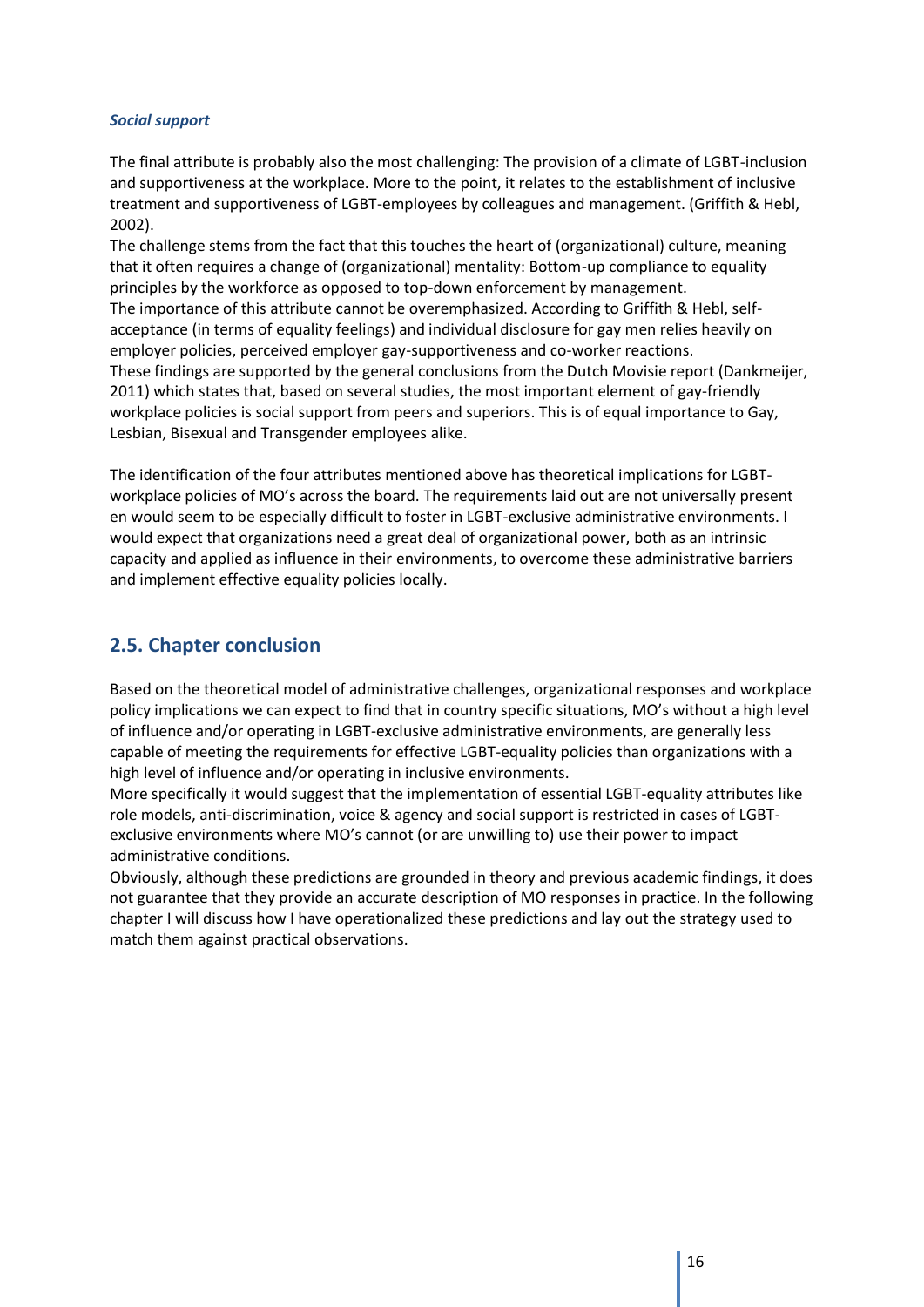### *Social support*

The final attribute is probably also the most challenging: The provision of a climate of LGBT-inclusion and supportiveness at the workplace. More to the point, it relates to the establishment of inclusive treatment and supportiveness of LGBT-employees by colleagues and management. (Griffith & Hebl, 2002).

The challenge stems from the fact that this touches the heart of (organizational) culture, meaning that it often requires a change of (organizational) mentality: Bottom-up compliance to equality principles by the workforce as opposed to top-down enforcement by management.

The importance of this attribute cannot be overemphasized. According to Griffith & Hebl, self-acceptance (in terms of equality feelings) and individual disclosure for gay men relies heavily on employer policies, perceived employer gay-supportiveness and co-worker reactions.

These findings are supported by the general conclusions from the Dutch Movisie report (Dankmeijer, 2011) which states that, based on several studies, the most important element of gay-friendly workplace policies is social support from peers and superiors. This is of equal importance to Gay, Lesbian, Bisexual and Transgender employees alike.

The identification of the four attributes mentioned above has theoretical implications for LGBT-workplace policies of MO's across the board. The requirements laid out are not universally present en would seem to be especially difficult to foster in LGBT-exclusive administrative environments. I would expect that organizations need a great deal of organizational power, both as an intrinsic capacity and applied as influence in their environments, to overcome these administrative barriers and implement effective equality policies locally.

## 2.5. Chapter conclusion

Based on the theoretical model of administrative challenges, organizational responses and workplace policy implications we can expect to find that in country specific situations, MO's without a high level of influence and/or operating in LGBT-exclusive administrative environments, are generally less capable of meeting the requirements for effective LGBT-equality policies than organizations with a high level of influence and/or operating in inclusive environments.

More specifically it would suggest that the implementation of essential LGBT-equality attributes like role models, anti-discrimination, voice & agency and social support is restricted in cases of LGBT-exclusive environments where MO's cannot (or are unwilling to) use their power to impact administrative conditions.

Obviously, although these predictions are grounded in theory and previous academic findings, it does not guarantee that they provide an accurate description of MO responses in practice. In the following chapter I will discuss how I have operationalized these predictions and lay out the strategy used to match them against practical observations.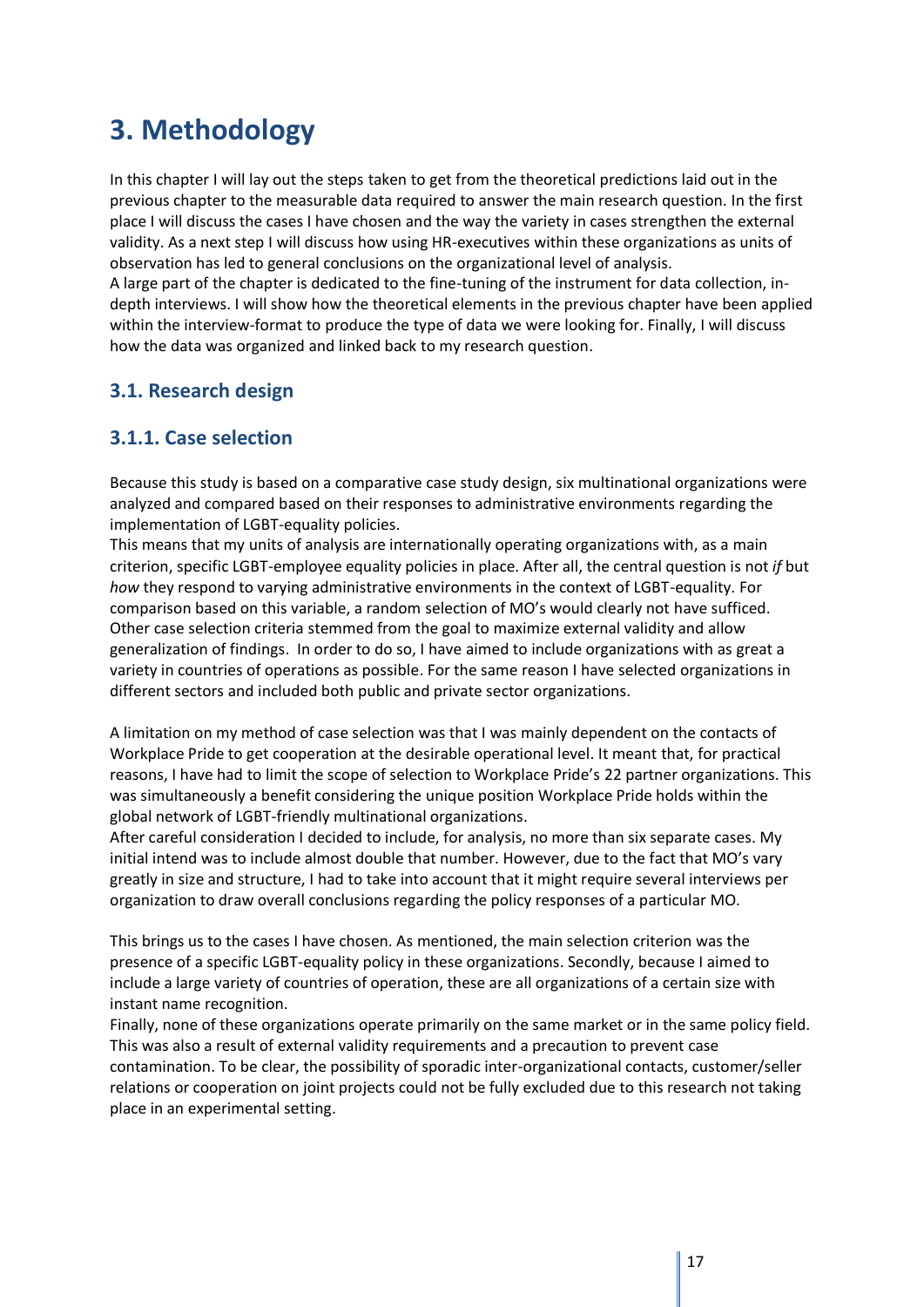# 3. Methodology

In this chapter I will lay out the steps taken to get from the theoretical predictions laid out in the previous chapter to the measurable data required to answer the main research question. In the first place I will discuss the cases I have chosen and the way the variety in cases strengthen the external validity. As a next step I will discuss how using HR-executives within these organizations as units of observation has led to general conclusions on the organizational level of analysis.
A large part of the chapter is dedicated to the fine-tuning of the instrument for data collection, in-depth interviews. I will show how the theoretical elements in the previous chapter have been applied within the interview-format to produce the type of data we were looking for. Finally, I will discuss how the data was organized and linked back to my research question.

## 3.1. Research design

### 3.1.1. Case selection

Because this study is based on a comparative case study design, six multinational organizations were analyzed and compared based on their responses to administrative environments regarding the implementation of LGBT-equality policies.
This means that my units of analysis are internationally operating organizations with, as a main criterion, specific LGBT-employee equality policies in place. After all, the central question is not *if* but *how* they respond to varying administrative environments in the context of LGBT-equality. For comparison based on this variable, a random selection of MO's would clearly not have sufficed. Other case selection criteria stemmed from the goal to maximize external validity and allow generalization of findings. In order to do so, I have aimed to include organizations with as great a variety in countries of operations as possible. For the same reason I have selected organizations in different sectors and included both public and private sector organizations.

A limitation on my method of case selection was that I was mainly dependent on the contacts of Workplace Pride to get cooperation at the desirable operational level. It meant that, for practical reasons, I have had to limit the scope of selection to Workplace Pride's 22 partner organizations. This was simultaneously a benefit considering the unique position Workplace Pride holds within the global network of LGBT-friendly multinational organizations.
After careful consideration I decided to include, for analysis, no more than six separate cases. My initial intend was to include almost double that number. However, due to the fact that MO's vary greatly in size and structure, I had to take into account that it might require several interviews per organization to draw overall conclusions regarding the policy responses of a particular MO.

This brings us to the cases I have chosen. As mentioned, the main selection criterion was the presence of a specific LGBT-equality policy in these organizations. Secondly, because I aimed to include a large variety of countries of operation, these are all organizations of a certain size with instant name recognition.
Finally, none of these organizations operate primarily on the same market or in the same policy field. This was also a result of external validity requirements and a precaution to prevent case contamination. To be clear, the possibility of sporadic inter-organizational contacts, customer/seller relations or cooperation on joint projects could not be fully excluded due to this research not taking place in an experimental setting.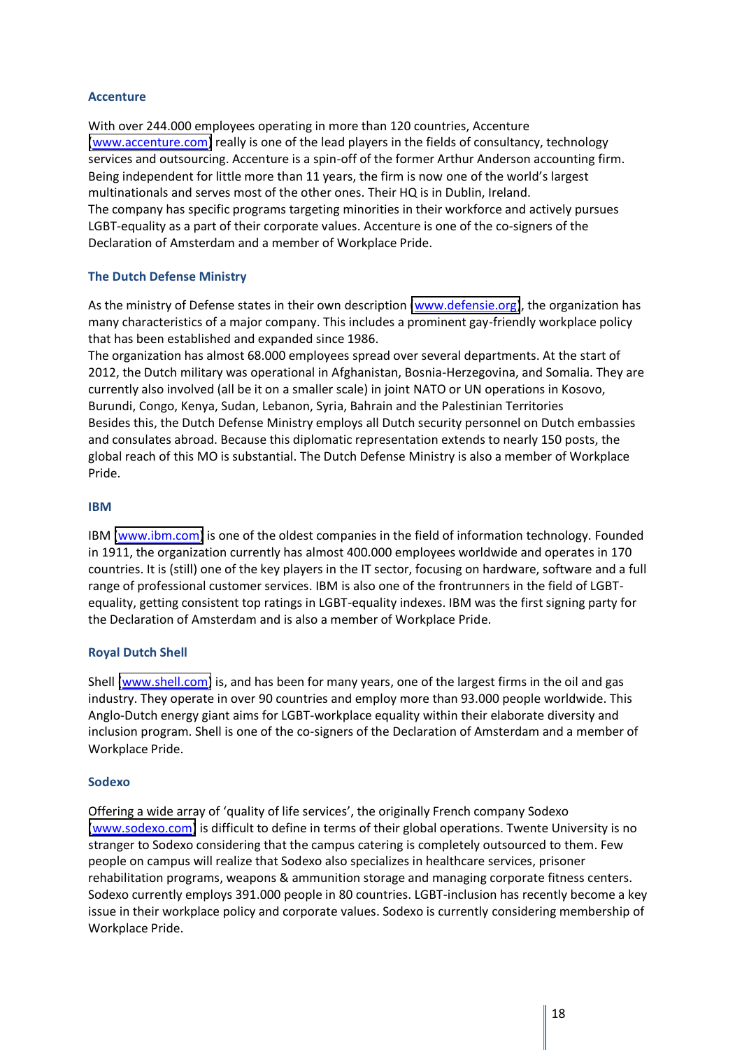### Accenture

With over 244.000 employees operating in more than 120 countries, Accenture (www.accenture.com) really is one of the lead players in the fields of consultancy, technology services and outsourcing. Accenture is a spin-off of the former Arthur Anderson accounting firm. Being independent for little more than 11 years, the firm is now one of the world's largest multinationals and serves most of the other ones. Their HQ is in Dublin, Ireland.
The company has specific programs targeting minorities in their workforce and actively pursues LGBT-equality as a part of their corporate values. Accenture is one of the co-signers of the Declaration of Amsterdam and a member of Workplace Pride.

### The Dutch Defense Ministry

As the ministry of Defense states in their own description (www.defensie.org), the organization has many characteristics of a major company. This includes a prominent gay-friendly workplace policy that has been established and expanded since 1986.
The organization has almost 68.000 employees spread over several departments. At the start of 2012, the Dutch military was operational in Afghanistan, Bosnia-Herzegovina, and Somalia. They are currently also involved (all be it on a smaller scale) in joint NATO or UN operations in Kosovo, Burundi, Congo, Kenya, Sudan, Lebanon, Syria, Bahrain and the Palestinian Territories
Besides this, the Dutch Defense Ministry employs all Dutch security personnel on Dutch embassies and consulates abroad. Because this diplomatic representation extends to nearly 150 posts, the global reach of this MO is substantial. The Dutch Defense Ministry is also a member of Workplace Pride.

### IBM

IBM (www.ibm.com) is one of the oldest companies in the field of information technology. Founded in 1911, the organization currently has almost 400.000 employees worldwide and operates in 170 countries. It is (still) one of the key players in the IT sector, focusing on hardware, software and a full range of professional customer services. IBM is also one of the frontrunners in the field of LGBT-equality, getting consistent top ratings in LGBT-equality indexes. IBM was the first signing party for the Declaration of Amsterdam and is also a member of Workplace Pride.

### Royal Dutch Shell

Shell (www.shell.com) is, and has been for many years, one of the largest firms in the oil and gas industry. They operate in over 90 countries and employ more than 93.000 people worldwide. This Anglo-Dutch energy giant aims for LGBT-workplace equality within their elaborate diversity and inclusion program. Shell is one of the co-signers of the Declaration of Amsterdam and a member of Workplace Pride.

### Sodexo

Offering a wide array of 'quality of life services', the originally French company Sodexo (www.sodexo.com) is difficult to define in terms of their global operations. Twente University is no stranger to Sodexo considering that the campus catering is completely outsourced to them. Few people on campus will realize that Sodexo also specializes in healthcare services, prisoner rehabilitation programs, weapons & ammunition storage and managing corporate fitness centers. Sodexo currently employs 391.000 people in 80 countries. LGBT-inclusion has recently become a key issue in their workplace policy and corporate values. Sodexo is currently considering membership of Workplace Pride.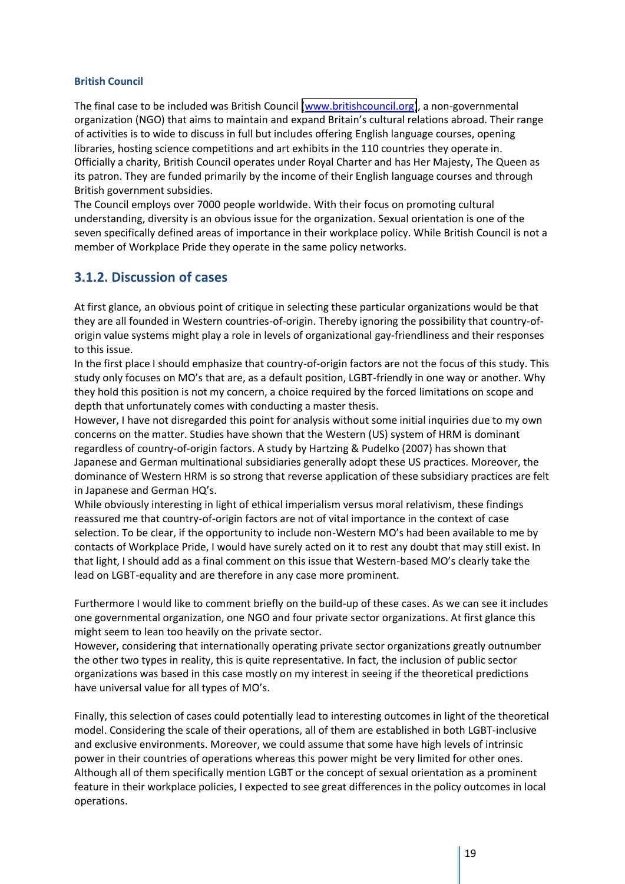**British Council**

The final case to be included was British Council [(www.britishcouncil.org)](http://www.britishcouncil.org), a non-governmental organization (NGO) that aims to maintain and expand Britain's cultural relations abroad. Their range of activities is to wide to discuss in full but includes offering English language courses, opening libraries, hosting science competitions and art exhibits in the 110 countries they operate in. Officially a charity, British Council operates under Royal Charter and has Her Majesty, The Queen as its patron. They are funded primarily by the income of their English language courses and through British government subsidies.
The Council employs over 7000 people worldwide. With their focus on promoting cultural understanding, diversity is an obvious issue for the organization. Sexual orientation is one of the seven specifically defined areas of importance in their workplace policy. While British Council is not a member of Workplace Pride they operate in the same policy networks.

## 3.1.2. Discussion of cases

At first glance, an obvious point of critique in selecting these particular organizations would be that they are all founded in Western countries-of-origin. Thereby ignoring the possibility that country-of-origin value systems might play a role in levels of organizational gay-friendliness and their responses to this issue.
In the first place I should emphasize that country-of-origin factors are not the focus of this study. This study only focuses on MO's that are, as a default position, LGBT-friendly in one way or another. Why they hold this position is not my concern, a choice required by the forced limitations on scope and depth that unfortunately comes with conducting a master thesis.
However, I have not disregarded this point for analysis without some initial inquiries due to my own concerns on the matter. Studies have shown that the Western (US) system of HRM is dominant regardless of country-of-origin factors. A study by Hartzing & Pudelko (2007) has shown that Japanese and German multinational subsidiaries generally adopt these US practices. Moreover, the dominance of Western HRM is so strong that reverse application of these subsidiary practices are felt in Japanese and German HQ's.
While obviously interesting in light of ethical imperialism versus moral relativism, these findings reassured me that country-of-origin factors are not of vital importance in the context of case selection. To be clear, if the opportunity to include non-Western MO's had been available to me by contacts of Workplace Pride, I would have surely acted on it to rest any doubt that may still exist. In that light, I should add as a final comment on this issue that Western-based MO's clearly take the lead on LGBT-equality and are therefore in any case more prominent.

Furthermore I would like to comment briefly on the build-up of these cases. As we can see it includes one governmental organization, one NGO and four private sector organizations. At first glance this might seem to lean too heavily on the private sector.
However, considering that internationally operating private sector organizations greatly outnumber the other two types in reality, this is quite representative. In fact, the inclusion of public sector organizations was based in this case mostly on my interest in seeing if the theoretical predictions have universal value for all types of MO's.

Finally, this selection of cases could potentially lead to interesting outcomes in light of the theoretical model. Considering the scale of their operations, all of them are established in both LGBT-inclusive and exclusive environments. Moreover, we could assume that some have high levels of intrinsic power in their countries of operations whereas this power might be very limited for other ones. Although all of them specifically mention LGBT or the concept of sexual orientation as a prominent feature in their workplace policies, I expected to see great differences in the policy outcomes in local operations.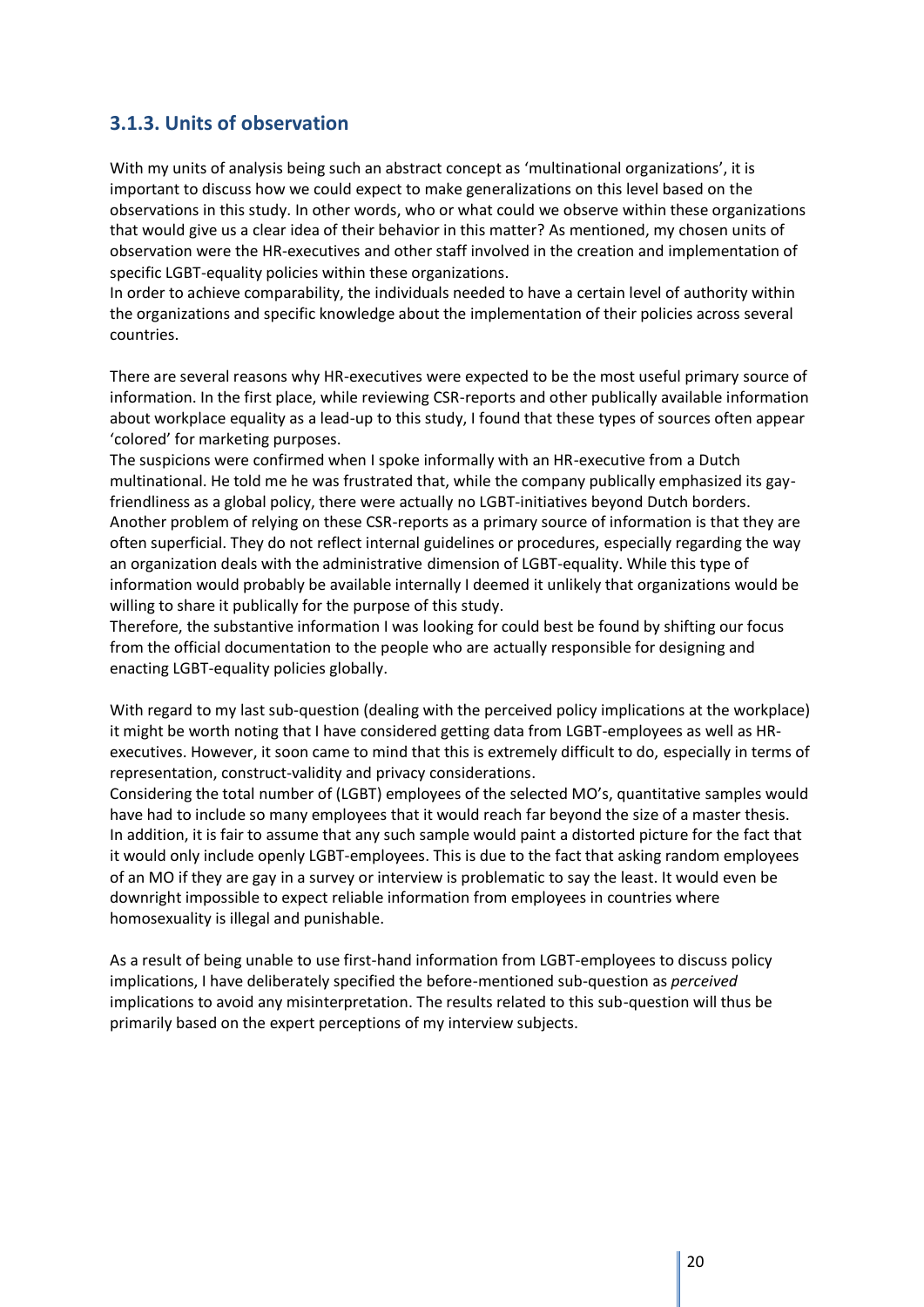### 3.1.3. Units of observation

With my units of analysis being such an abstract concept as 'multinational organizations', it is important to discuss how we could expect to make generalizations on this level based on the observations in this study. In other words, who or what could we observe within these organizations that would give us a clear idea of their behavior in this matter? As mentioned, my chosen units of observation were the HR-executives and other staff involved in the creation and implementation of specific LGBT-equality policies within these organizations.
In order to achieve comparability, the individuals needed to have a certain level of authority within the organizations and specific knowledge about the implementation of their policies across several countries.

There are several reasons why HR-executives were expected to be the most useful primary source of information. In the first place, while reviewing CSR-reports and other publically available information about workplace equality as a lead-up to this study, I found that these types of sources often appear 'colored' for marketing purposes.
The suspicions were confirmed when I spoke informally with an HR-executive from a Dutch multinational. He told me he was frustrated that, while the company publically emphasized its gay-friendliness as a global policy, there were actually no LGBT-initiatives beyond Dutch borders.
Another problem of relying on these CSR-reports as a primary source of information is that they are often superficial. They do not reflect internal guidelines or procedures, especially regarding the way an organization deals with the administrative dimension of LGBT-equality. While this type of information would probably be available internally I deemed it unlikely that organizations would be willing to share it publically for the purpose of this study.
Therefore, the substantive information I was looking for could best be found by shifting our focus from the official documentation to the people who are actually responsible for designing and enacting LGBT-equality policies globally.

With regard to my last sub-question (dealing with the perceived policy implications at the workplace) it might be worth noting that I have considered getting data from LGBT-employees as well as HR-executives. However, it soon came to mind that this is extremely difficult to do, especially in terms of representation, construct-validity and privacy considerations.
Considering the total number of (LGBT) employees of the selected MO's, quantitative samples would have had to include so many employees that it would reach far beyond the size of a master thesis. In addition, it is fair to assume that any such sample would paint a distorted picture for the fact that it would only include openly LGBT-employees. This is due to the fact that asking random employees of an MO if they are gay in a survey or interview is problematic to say the least. It would even be downright impossible to expect reliable information from employees in countries where homosexuality is illegal and punishable.

As a result of being unable to use first-hand information from LGBT-employees to discuss policy implications, I have deliberately specified the before-mentioned sub-question as *perceived* implications to avoid any misinterpretation. The results related to this sub-question will thus be primarily based on the expert perceptions of my interview subjects.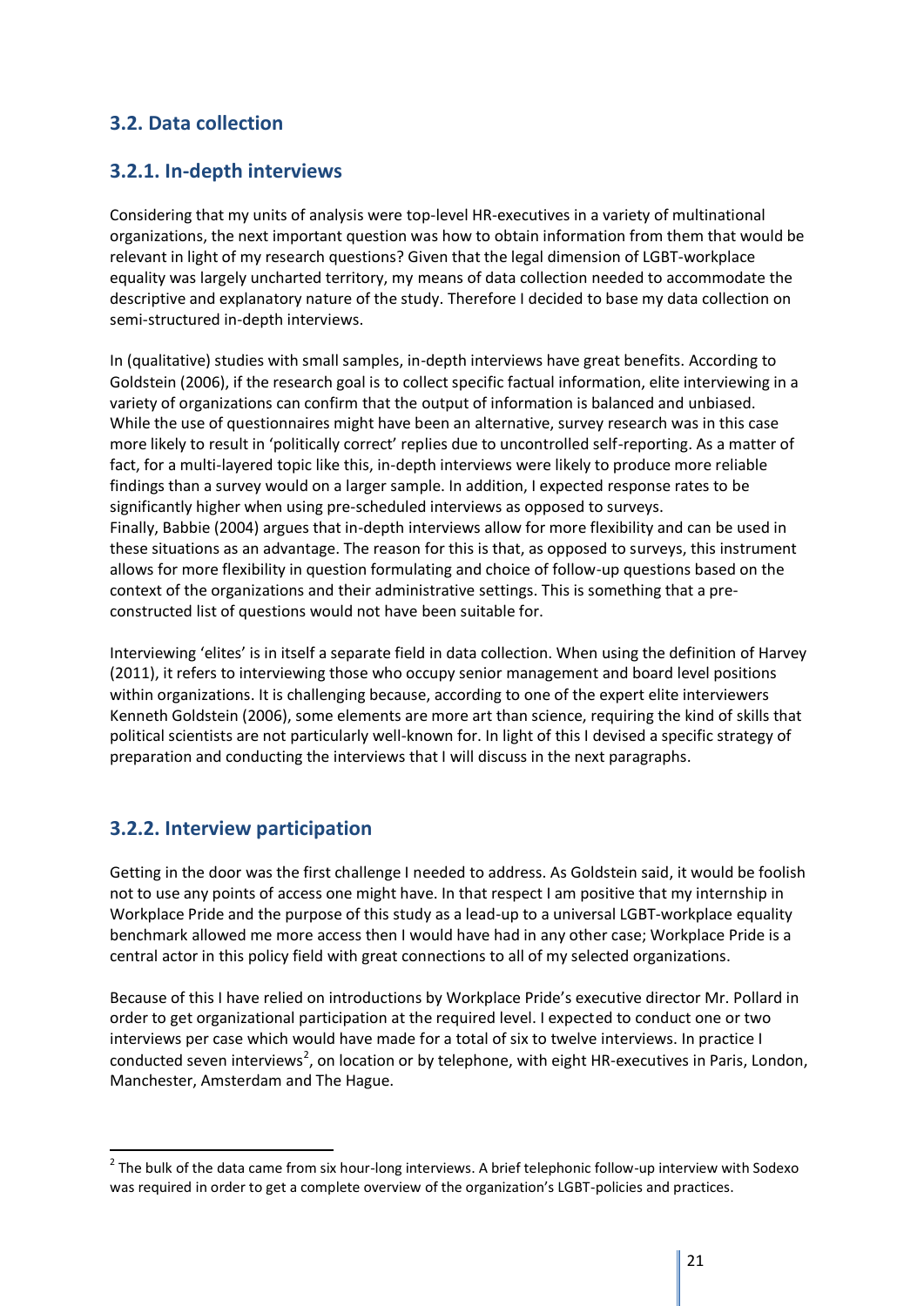### 3.2. Data collection

### 3.2.1. In-depth interviews

Considering that my units of analysis were top-level HR-executives in a variety of multinational organizations, the next important question was how to obtain information from them that would be relevant in light of my research questions? Given that the legal dimension of LGBT-workplace equality was largely uncharted territory, my means of data collection needed to accommodate the descriptive and explanatory nature of the study. Therefore I decided to base my data collection on semi-structured in-depth interviews.

In (qualitative) studies with small samples, in-depth interviews have great benefits. According to Goldstein (2006), if the research goal is to collect specific factual information, elite interviewing in a variety of organizations can confirm that the output of information is balanced and unbiased. While the use of questionnaires might have been an alternative, survey research was in this case more likely to result in 'politically correct' replies due to uncontrolled self-reporting. As a matter of fact, for a multi-layered topic like this, in-depth interviews were likely to produce more reliable findings than a survey would on a larger sample. In addition, I expected response rates to be significantly higher when using pre-scheduled interviews as opposed to surveys.
Finally, Babbie (2004) argues that in-depth interviews allow for more flexibility and can be used in these situations as an advantage. The reason for this is that, as opposed to surveys, this instrument allows for more flexibility in question formulating and choice of follow-up questions based on the context of the organizations and their administrative settings. This is something that a pre-constructed list of questions would not have been suitable for.

Interviewing 'elites' is in itself a separate field in data collection. When using the definition of Harvey (2011), it refers to interviewing those who occupy senior management and board level positions within organizations. It is challenging because, according to one of the expert elite interviewers Kenneth Goldstein (2006), some elements are more art than science, requiring the kind of skills that political scientists are not particularly well-known for. In light of this I devised a specific strategy of preparation and conducting the interviews that I will discuss in the next paragraphs.

### 3.2.2. Interview participation

Getting in the door was the first challenge I needed to address. As Goldstein said, it would be foolish not to use any points of access one might have. In that respect I am positive that my internship in Workplace Pride and the purpose of this study as a lead-up to a universal LGBT-workplace equality benchmark allowed me more access then I would have had in any other case; Workplace Pride is a central actor in this policy field with great connections to all of my selected organizations.

Because of this I have relied on introductions by Workplace Pride's executive director Mr. Pollard in order to get organizational participation at the required level. I expected to conduct one or two interviews per case which would have made for a total of six to twelve interviews. In practice I conducted seven interviews[2], on location or by telephone, with eight HR-executives in Paris, London, Manchester, Amsterdam and The Hague.

[2] The bulk of the data came from six hour-long interviews. A brief telephonic follow-up interview with Sodexo was required in order to get a complete overview of the organization's LGBT-policies and practices.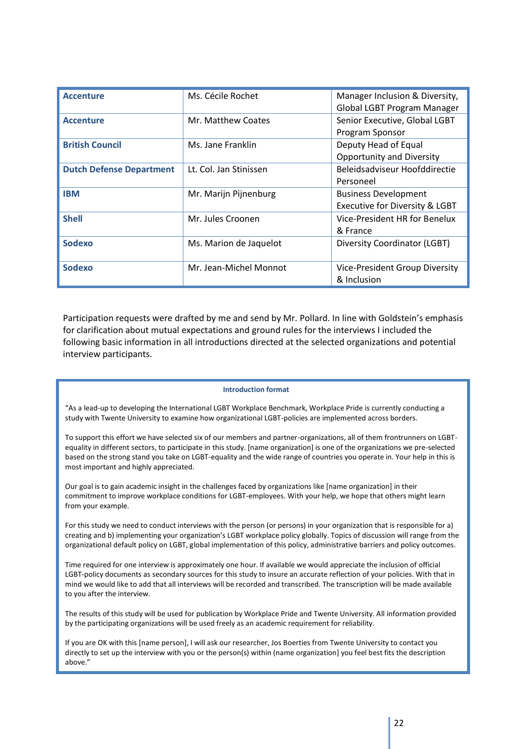| | | |
|---|---|---|
| **Accenture** | Ms. Cécile Rochet | Manager Inclusion & Diversity, Global LGBT Program Manager |
| **Accenture** | Mr. Matthew Coates | Senior Executive, Global LGBT Program Sponsor |
| **British Council** | Ms. Jane Franklin | Deputy Head of Equal Opportunity and Diversity |
| **Dutch Defense Department** | Lt. Col. Jan Stinissen | Beleidsadviseur Hoofddirectie Personeel |
| **IBM** | Mr. Marijn Pijnenburg | Business Development Executive for Diversity & LGBT |
| **Shell** | Mr. Jules Croonen | Vice-President HR for Benelux & France |
| **Sodexo** | Ms. Marion de Jaquelot | Diversity Coordinator (LGBT) |
| **Sodexo** | Mr. Jean-Michel Monnot | Vice-President Group Diversity & Inclusion |

Participation requests were drafted by me and send by Mr. Pollard. In line with Goldstein's emphasis for clarification about mutual expectations and ground rules for the interviews I included the following basic information in all introductions directed at the selected organizations and potential interview participants.

**Introduction format**

"As a lead-up to developing the International LGBT Workplace Benchmark, Workplace Pride is currently conducting a study with Twente University to examine how organizational LGBT-policies are implemented across borders.

To support this effort we have selected six of our members and partner-organizations, all of them frontrunners on LGBT-equality in different sectors, to participate in this study. [name organization] is one of the organizations we pre-selected based on the strong stand you take on LGBT-equality and the wide range of countries you operate in. Your help in this is most important and highly appreciated.

Our goal is to gain academic insight in the challenges faced by organizations like [name organization] in their commitment to improve workplace conditions for LGBT-employees. With your help, we hope that others might learn from your example.

For this study we need to conduct interviews with the person (or persons) in your organization that is responsible for a) creating and b) implementing your organization's LGBT workplace policy globally. Topics of discussion will range from the organizational default policy on LGBT, global implementation of this policy, administrative barriers and policy outcomes.

Time required for one interview is approximately one hour. If available we would appreciate the inclusion of official LGBT-policy documents as secondary sources for this study to insure an accurate reflection of your policies. With that in mind we would like to add that all interviews will be recorded and transcribed. The transcription will be made available to you after the interview.

The results of this study will be used for publication by Workplace Pride and Twente University. All information provided by the participating organizations will be used freely as an academic requirement for reliability.

If you are OK with this [name person], I will ask our researcher, Jos Boerties from Twente University to contact you directly to set up the interview with you or the person(s) within (name organization) you feel best fits the description above."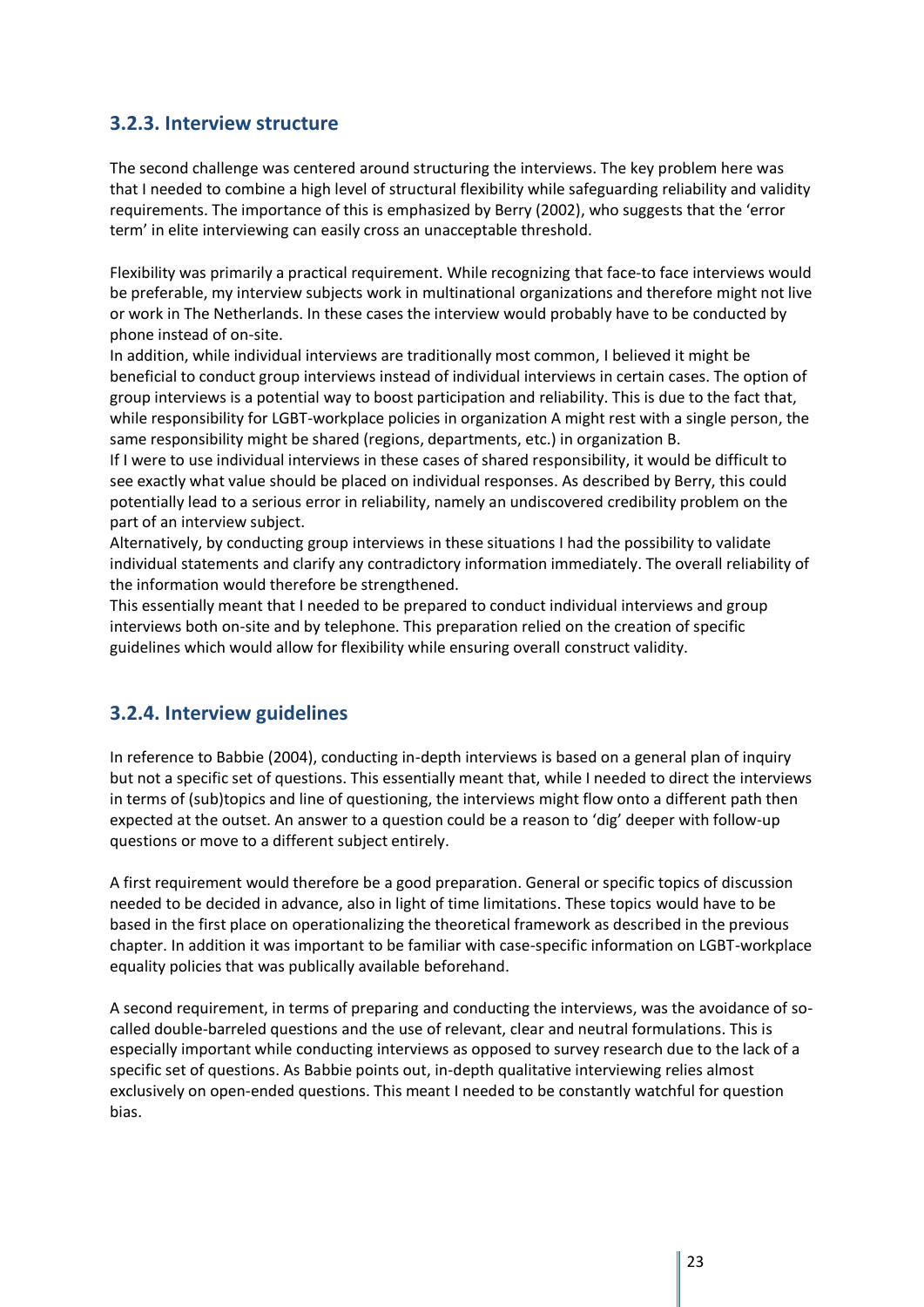### 3.2.3. Interview structure

The second challenge was centered around structuring the interviews. The key problem here was that I needed to combine a high level of structural flexibility while safeguarding reliability and validity requirements. The importance of this is emphasized by Berry (2002), who suggests that the 'error term' in elite interviewing can easily cross an unacceptable threshold.

Flexibility was primarily a practical requirement. While recognizing that face-to face interviews would be preferable, my interview subjects work in multinational organizations and therefore might not live or work in The Netherlands. In these cases the interview would probably have to be conducted by phone instead of on-site.

In addition, while individual interviews are traditionally most common, I believed it might be beneficial to conduct group interviews instead of individual interviews in certain cases. The option of group interviews is a potential way to boost participation and reliability. This is due to the fact that, while responsibility for LGBT-workplace policies in organization A might rest with a single person, the same responsibility might be shared (regions, departments, etc.) in organization B.

If I were to use individual interviews in these cases of shared responsibility, it would be difficult to see exactly what value should be placed on individual responses. As described by Berry, this could potentially lead to a serious error in reliability, namely an undiscovered credibility problem on the part of an interview subject.

Alternatively, by conducting group interviews in these situations I had the possibility to validate individual statements and clarify any contradictory information immediately. The overall reliability of the information would therefore be strengthened.

This essentially meant that I needed to be prepared to conduct individual interviews and group interviews both on-site and by telephone. This preparation relied on the creation of specific guidelines which would allow for flexibility while ensuring overall construct validity.

### 3.2.4. Interview guidelines

In reference to Babbie (2004), conducting in-depth interviews is based on a general plan of inquiry but not a specific set of questions. This essentially meant that, while I needed to direct the interviews in terms of (sub)topics and line of questioning, the interviews might flow onto a different path then expected at the outset. An answer to a question could be a reason to 'dig' deeper with follow-up questions or move to a different subject entirely.

A first requirement would therefore be a good preparation. General or specific topics of discussion needed to be decided in advance, also in light of time limitations. These topics would have to be based in the first place on operationalizing the theoretical framework as described in the previous chapter. In addition it was important to be familiar with case-specific information on LGBT-workplace equality policies that was publically available beforehand.

A second requirement, in terms of preparing and conducting the interviews, was the avoidance of so-called double-barreled questions and the use of relevant, clear and neutral formulations. This is especially important while conducting interviews as opposed to survey research due to the lack of a specific set of questions. As Babbie points out, in-depth qualitative interviewing relies almost exclusively on open-ended questions. This meant I needed to be constantly watchful for question bias.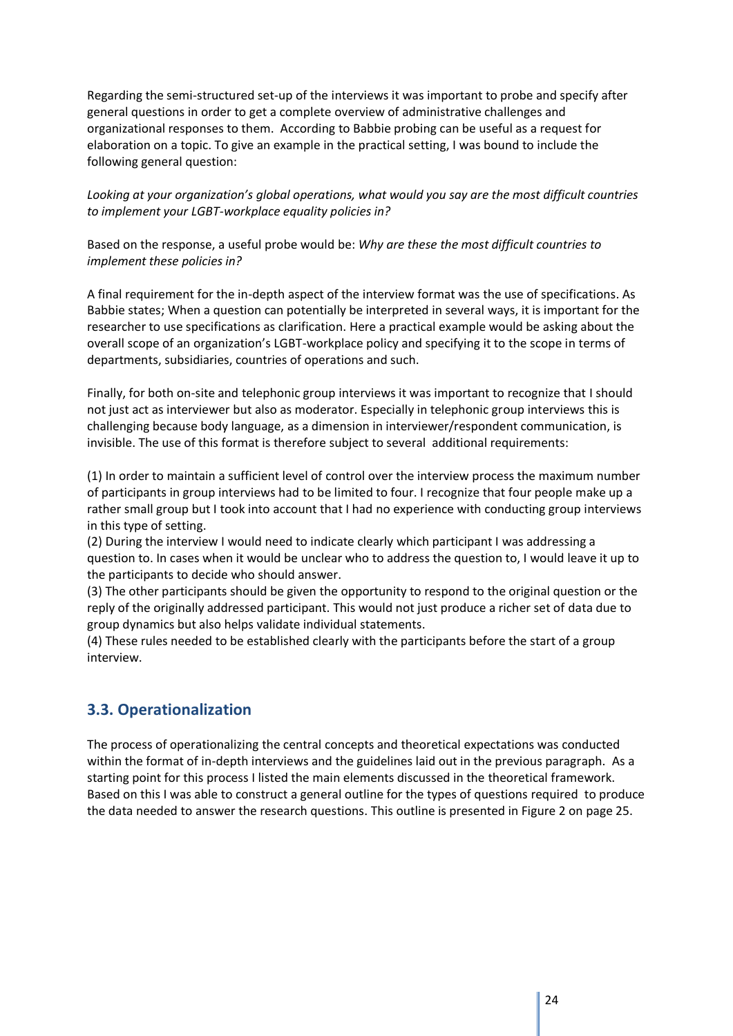Regarding the semi-structured set-up of the interviews it was important to probe and specify after general questions in order to get a complete overview of administrative challenges and organizational responses to them. According to Babbie probing can be useful as a request for elaboration on a topic. To give an example in the practical setting, I was bound to include the following general question:

*Looking at your organization's global operations, what would you say are the most difficult countries to implement your LGBT-workplace equality policies in?*

Based on the response, a useful probe would be: *Why are these the most difficult countries to implement these policies in?*

A final requirement for the in-depth aspect of the interview format was the use of specifications. As Babbie states; When a question can potentially be interpreted in several ways, it is important for the researcher to use specifications as clarification. Here a practical example would be asking about the overall scope of an organization's LGBT-workplace policy and specifying it to the scope in terms of departments, subsidiaries, countries of operations and such.

Finally, for both on-site and telephonic group interviews it was important to recognize that I should not just act as interviewer but also as moderator. Especially in telephonic group interviews this is challenging because body language, as a dimension in interviewer/respondent communication, is invisible. The use of this format is therefore subject to several additional requirements:

(1) In order to maintain a sufficient level of control over the interview process the maximum number of participants in group interviews had to be limited to four. I recognize that four people make up a rather small group but I took into account that I had no experience with conducting group interviews in this type of setting.
(2) During the interview I would need to indicate clearly which participant I was addressing a question to. In cases when it would be unclear who to address the question to, I would leave it up to the participants to decide who should answer.
(3) The other participants should be given the opportunity to respond to the original question or the reply of the originally addressed participant. This would not just produce a richer set of data due to group dynamics but also helps validate individual statements.
(4) These rules needed to be established clearly with the participants before the start of a group interview.

## 3.3. Operationalization

The process of operationalizing the central concepts and theoretical expectations was conducted within the format of in-depth interviews and the guidelines laid out in the previous paragraph. As a starting point for this process I listed the main elements discussed in the theoretical framework. Based on this I was able to construct a general outline for the types of questions required to produce the data needed to answer the research questions. This outline is presented in Figure 2 on page 25.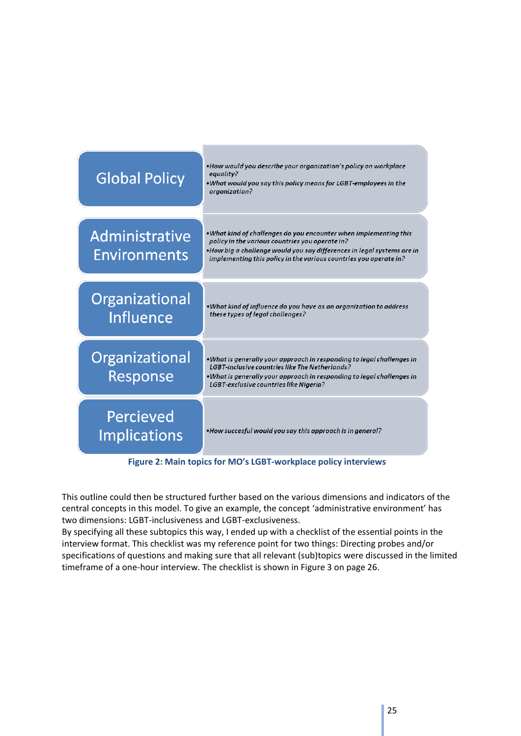| | |
|---|---|
| Global Policy | *•How would you describe your organization's policy on workplace equality?*<br>*•What would you say this policy means for LGBT-employees in the organization?* |
| Administrative Environments | *•What kind of challenges do you encounter when implementing this policy in the various countries you operate in?*<br>*•How big a challenge would you say differences in legal systems are in implementing this policy in the various countries you operate in?* |
| Organizational Influence | *•What kind of influence do you have as an organization to address these types of legal challenges?* |
| Organizational Response | *•What is generally your approach in responding to legal challenges in LGBT-inclusive countries like The Netherlands?*<br>*•What is generally your approach in responding to legal challenges in LGBT-exclusive countries like Nigeria?* |
| Percieved Implications | *•How succesful would you say this approach is in general?* |

**Figure 2: Main topics for MO's LGBT-workplace policy interviews**

This outline could then be structured further based on the various dimensions and indicators of the central concepts in this model. To give an example, the concept 'administrative environment' has two dimensions: LGBT-inclusiveness and LGBT-exclusiveness.
By specifying all these subtopics this way, I ended up with a checklist of the essential points in the interview format. This checklist was my reference point for two things: Directing probes and/or specifications of questions and making sure that all relevant (sub)topics were discussed in the limited timeframe of a one-hour interview. The checklist is shown in Figure 3 on page 26.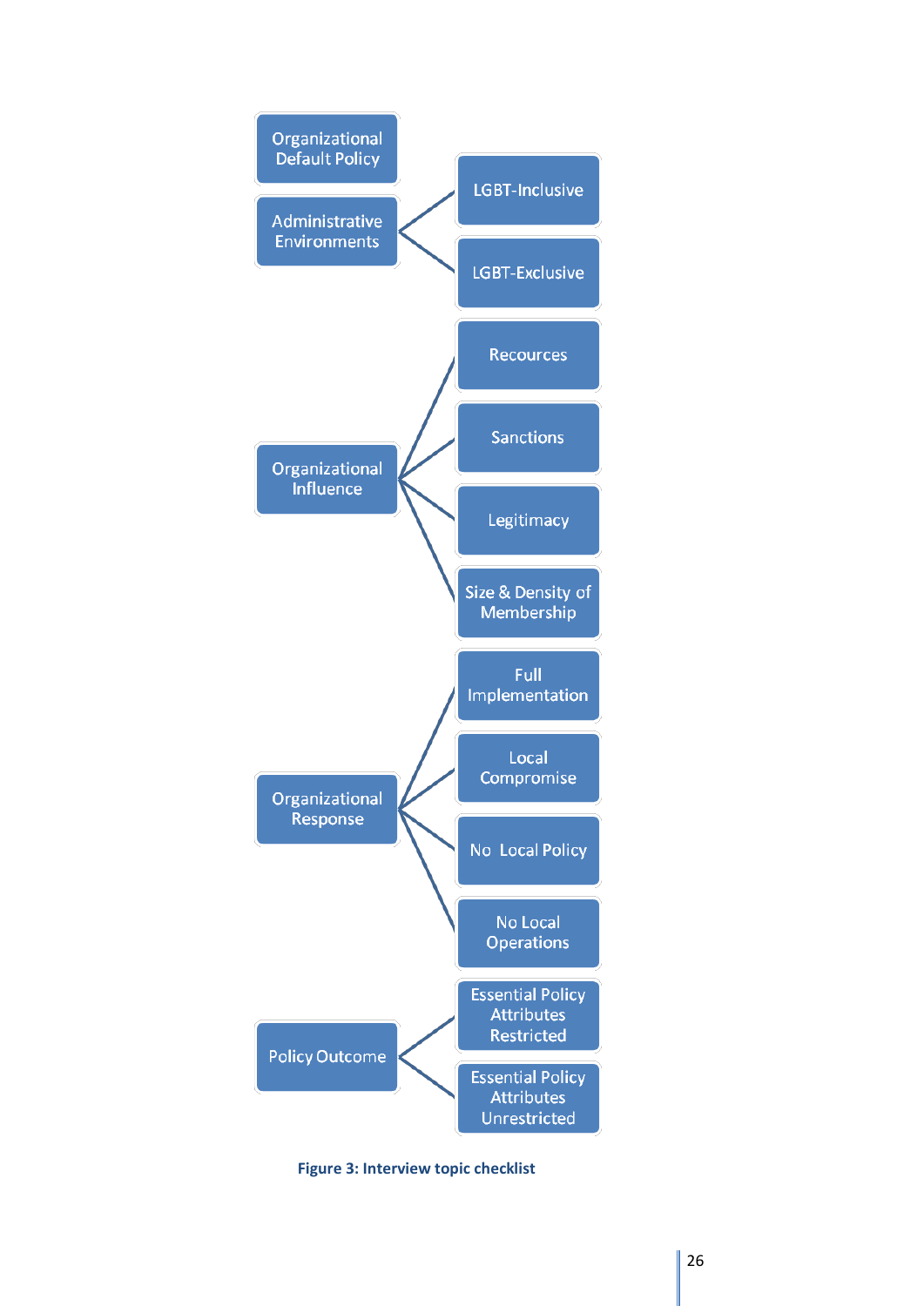- Organizational Default Policy
- Administrative Environments
  - LGBT-Inclusive
  - LGBT-Exclusive
- Organizational Influence
  - Recources
  - Sanctions
  - Legitimacy
  - Size & Density of Membership
- Organizational Response
  - Full Implementation
  - Local Compromise
  - No Local Policy
  - No Local Operations
- Policy Outcome
  - Essential Policy Attributes Restricted
  - Essential Policy Attributes Unrestricted

**Figure 3: Interview topic checklist**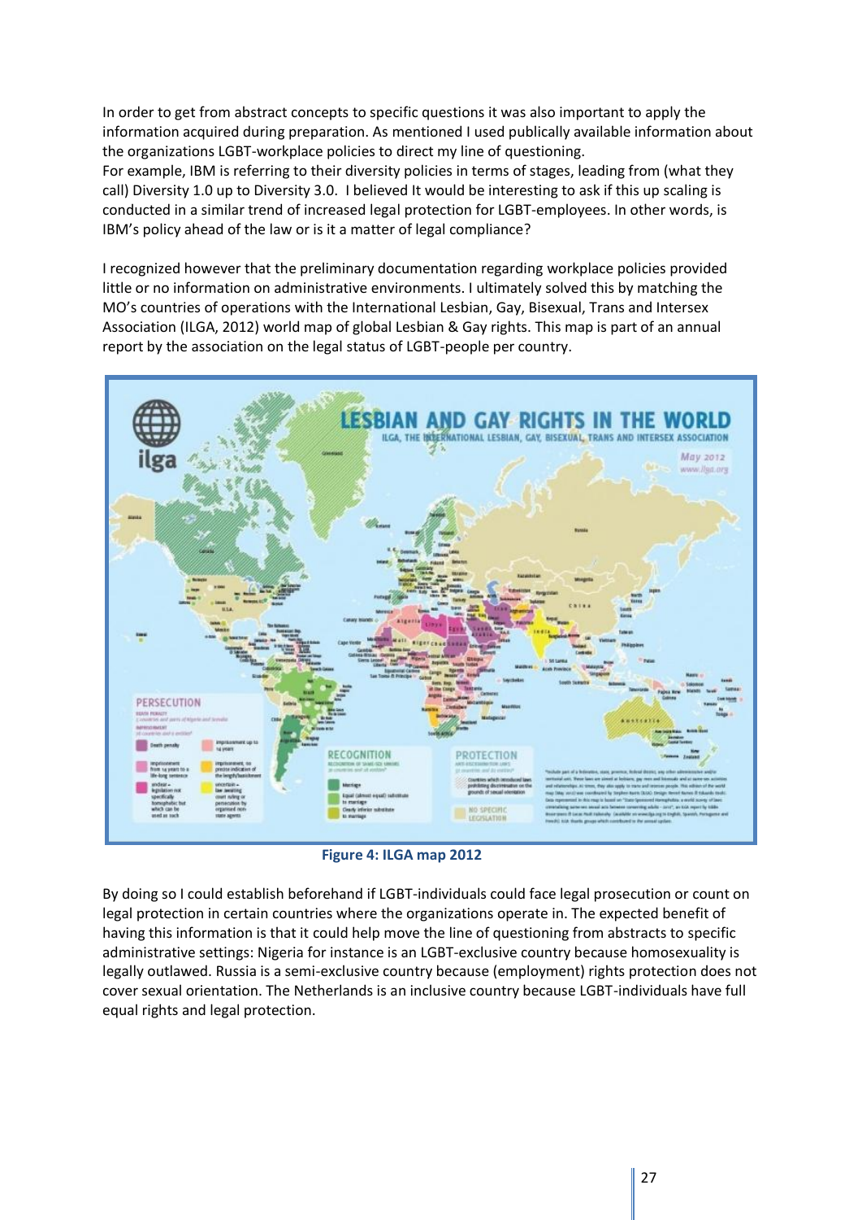In order to get from abstract concepts to specific questions it was also important to apply the information acquired during preparation. As mentioned I used publically available information about the organizations LGBT-workplace policies to direct my line of questioning.
For example, IBM is referring to their diversity policies in terms of stages, leading from (what they call) Diversity 1.0 up to Diversity 3.0. I believed It would be interesting to ask if this up scaling is conducted in a similar trend of increased legal protection for LGBT-employees. In other words, is IBM's policy ahead of the law or is it a matter of legal compliance?

I recognized however that the preliminary documentation regarding workplace policies provided little or no information on administrative environments. I ultimately solved this by matching the MO's countries of operations with the International Lesbian, Gay, Bisexual, Trans and Intersex Association (ILGA, 2012) world map of global Lesbian & Gay rights. This map is part of an annual report by the association on the legal status of LGBT-people per country.

**Figure 4: ILGA map 2012**

By doing so I could establish beforehand if LGBT-individuals could face legal prosecution or count on legal protection in certain countries where the organizations operate in. The expected benefit of having this information is that it could help move the line of questioning from abstracts to specific administrative settings: Nigeria for instance is an LGBT-exclusive country because homosexuality is legally outlawed. Russia is a semi-exclusive country because (employment) rights protection does not cover sexual orientation. The Netherlands is an inclusive country because LGBT-individuals have full equal rights and legal protection.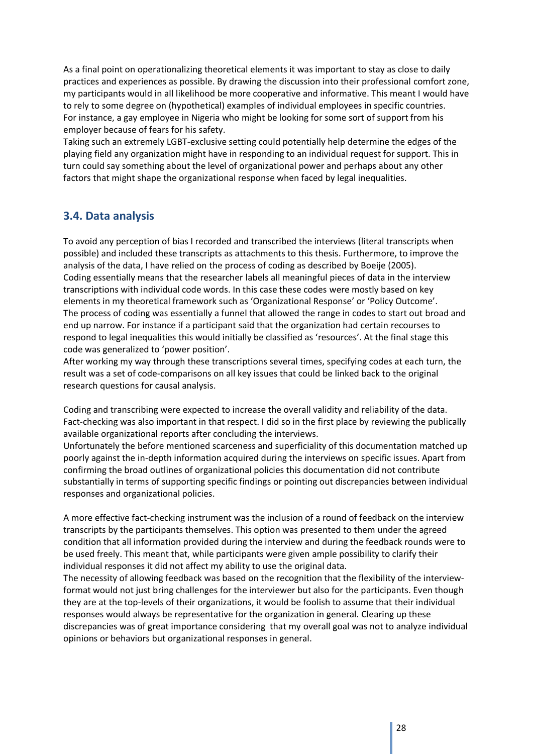As a final point on operationalizing theoretical elements it was important to stay as close to daily practices and experiences as possible. By drawing the discussion into their professional comfort zone, my participants would in all likelihood be more cooperative and informative. This meant I would have to rely to some degree on (hypothetical) examples of individual employees in specific countries. For instance, a gay employee in Nigeria who might be looking for some sort of support from his employer because of fears for his safety.

Taking such an extremely LGBT-exclusive setting could potentially help determine the edges of the playing field any organization might have in responding to an individual request for support. This in turn could say something about the level of organizational power and perhaps about any other factors that might shape the organizational response when faced by legal inequalities.

## 3.4. Data analysis

To avoid any perception of bias I recorded and transcribed the interviews (literal transcripts when possible) and included these transcripts as attachments to this thesis. Furthermore, to improve the analysis of the data, I have relied on the process of coding as described by Boeije (2005). Coding essentially means that the researcher labels all meaningful pieces of data in the interview transcriptions with individual code words. In this case these codes were mostly based on key elements in my theoretical framework such as 'Organizational Response' or 'Policy Outcome'. The process of coding was essentially a funnel that allowed the range in codes to start out broad and end up narrow. For instance if a participant said that the organization had certain recourses to respond to legal inequalities this would initially be classified as 'resources'. At the final stage this code was generalized to 'power position'.

After working my way through these transcriptions several times, specifying codes at each turn, the result was a set of code-comparisons on all key issues that could be linked back to the original research questions for causal analysis.

Coding and transcribing were expected to increase the overall validity and reliability of the data. Fact-checking was also important in that respect. I did so in the first place by reviewing the publically available organizational reports after concluding the interviews.

Unfortunately the before mentioned scarceness and superficiality of this documentation matched up poorly against the in-depth information acquired during the interviews on specific issues. Apart from confirming the broad outlines of organizational policies this documentation did not contribute substantially in terms of supporting specific findings or pointing out discrepancies between individual responses and organizational policies.

A more effective fact-checking instrument was the inclusion of a round of feedback on the interview transcripts by the participants themselves. This option was presented to them under the agreed condition that all information provided during the interview and during the feedback rounds were to be used freely. This meant that, while participants were given ample possibility to clarify their individual responses it did not affect my ability to use the original data.

The necessity of allowing feedback was based on the recognition that the flexibility of the interview-format would not just bring challenges for the interviewer but also for the participants. Even though they are at the top-levels of their organizations, it would be foolish to assume that their individual responses would always be representative for the organization in general. Clearing up these discrepancies was of great importance considering that my overall goal was not to analyze individual opinions or behaviors but organizational responses in general.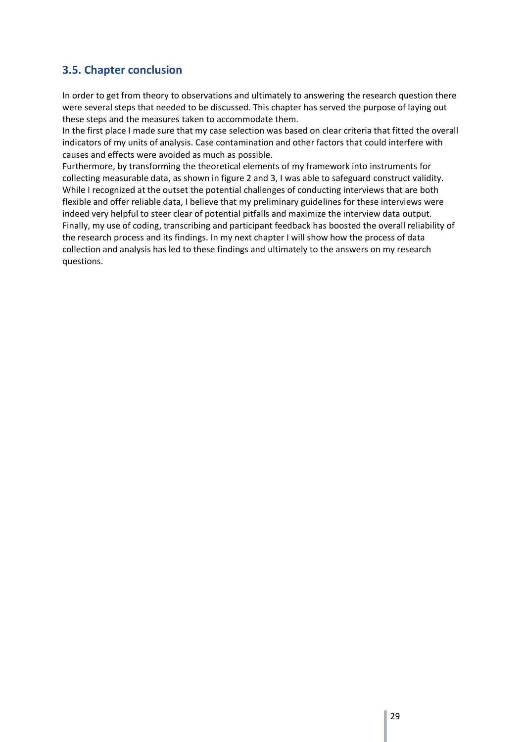## 3.5. Chapter conclusion

In order to get from theory to observations and ultimately to answering the research question there were several steps that needed to be discussed. This chapter has served the purpose of laying out these steps and the measures taken to accommodate them.

In the first place I made sure that my case selection was based on clear criteria that fitted the overall indicators of my units of analysis. Case contamination and other factors that could interfere with causes and effects were avoided as much as possible.

Furthermore, by transforming the theoretical elements of my framework into instruments for collecting measurable data, as shown in figure 2 and 3, I was able to safeguard construct validity. While I recognized at the outset the potential challenges of conducting interviews that are both flexible and offer reliable data, I believe that my preliminary guidelines for these interviews were indeed very helpful to steer clear of potential pitfalls and maximize the interview data output. Finally, my use of coding, transcribing and participant feedback has boosted the overall reliability of the research process and its findings. In my next chapter I will show how the process of data collection and analysis has led to these findings and ultimately to the answers on my research questions.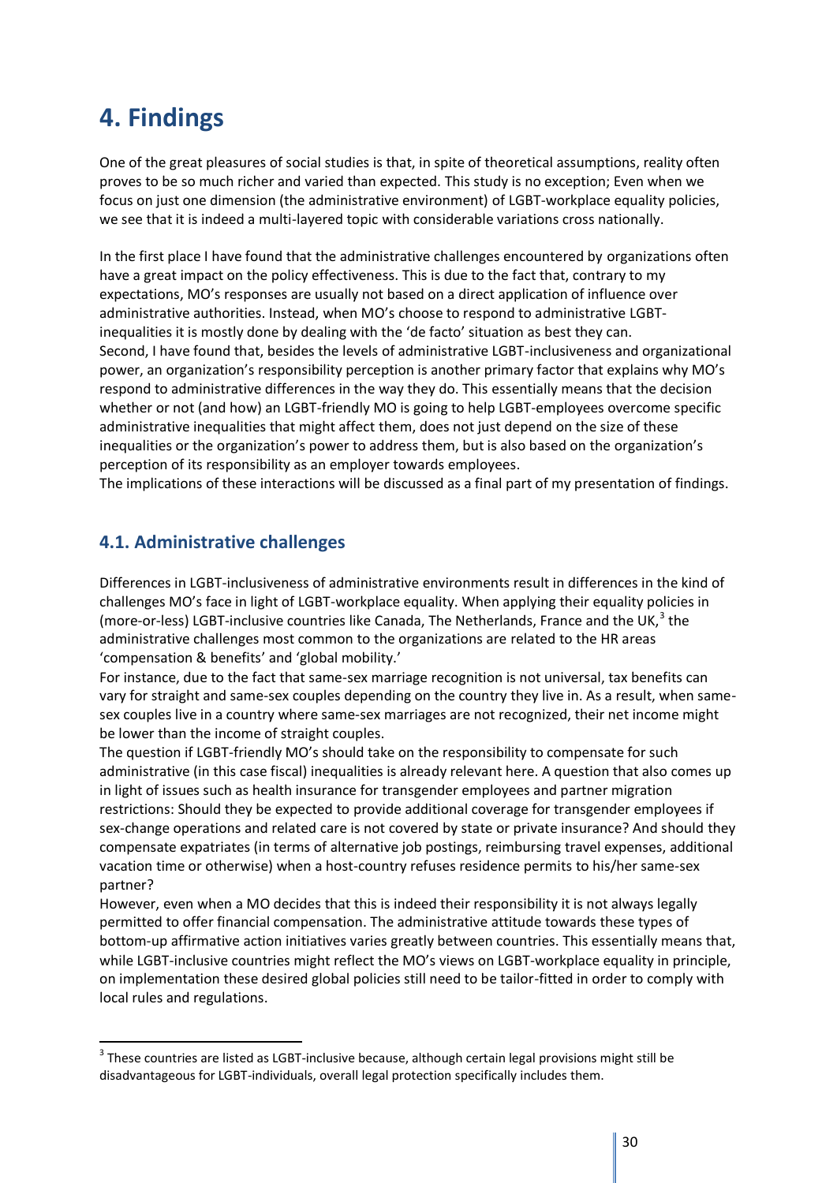# 4. Findings

One of the great pleasures of social studies is that, in spite of theoretical assumptions, reality often proves to be so much richer and varied than expected. This study is no exception; Even when we focus on just one dimension (the administrative environment) of LGBT-workplace equality policies, we see that it is indeed a multi-layered topic with considerable variations cross nationally.

In the first place I have found that the administrative challenges encountered by organizations often have a great impact on the policy effectiveness. This is due to the fact that, contrary to my expectations, MO's responses are usually not based on a direct application of influence over administrative authorities. Instead, when MO's choose to respond to administrative LGBT-inequalities it is mostly done by dealing with the 'de facto' situation as best they can.
Second, I have found that, besides the levels of administrative LGBT-inclusiveness and organizational power, an organization's responsibility perception is another primary factor that explains why MO's respond to administrative differences in the way they do. This essentially means that the decision whether or not (and how) an LGBT-friendly MO is going to help LGBT-employees overcome specific administrative inequalities that might affect them, does not just depend on the size of these inequalities or the organization's power to address them, but is also based on the organization's perception of its responsibility as an employer towards employees.
The implications of these interactions will be discussed as a final part of my presentation of findings.

## 4.1. Administrative challenges

Differences in LGBT-inclusiveness of administrative environments result in differences in the kind of challenges MO's face in light of LGBT-workplace equality. When applying their equality policies in (more-or-less) LGBT-inclusive countries like Canada, The Netherlands, France and the UK,[3] the administrative challenges most common to the organizations are related to the HR areas 'compensation & benefits' and 'global mobility.'
For instance, due to the fact that same-sex marriage recognition is not universal, tax benefits can vary for straight and same-sex couples depending on the country they live in. As a result, when same-sex couples live in a country where same-sex marriages are not recognized, their net income might be lower than the income of straight couples.
The question if LGBT-friendly MO's should take on the responsibility to compensate for such administrative (in this case fiscal) inequalities is already relevant here. A question that also comes up in light of issues such as health insurance for transgender employees and partner migration restrictions: Should they be expected to provide additional coverage for transgender employees if sex-change operations and related care is not covered by state or private insurance? And should they compensate expatriates (in terms of alternative job postings, reimbursing travel expenses, additional vacation time or otherwise) when a host-country refuses residence permits to his/her same-sex partner?
However, even when a MO decides that this is indeed their responsibility it is not always legally permitted to offer financial compensation. The administrative attitude towards these types of bottom-up affirmative action initiatives varies greatly between countries. This essentially means that, while LGBT-inclusive countries might reflect the MO's views on LGBT-workplace equality in principle, on implementation these desired global policies still need to be tailor-fitted in order to comply with local rules and regulations.

[3] These countries are listed as LGBT-inclusive because, although certain legal provisions might still be disadvantageous for LGBT-individuals, overall legal protection specifically includes them.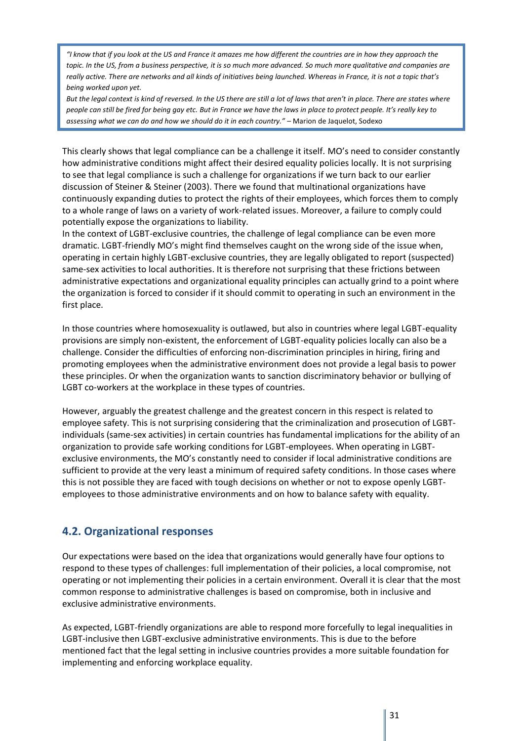> *"I know that if you look at the US and France it amazes me how different the countries are in how they approach the topic. In the US, from a business perspective, it is so much more advanced. So much more qualitative and companies are really active. There are networks and all kinds of initiatives being launched. Whereas in France, it is not a topic that's being worked upon yet.*
> *But the legal context is kind of reversed. In the US there are still a lot of laws that aren't in place. There are states where people can still be fired for being gay etc. But in France we have the laws in place to protect people. It's really key to assessing what we can do and how we should do it in each country."* – Marion de Jaquelot, Sodexo

This clearly shows that legal compliance can be a challenge it itself. MO's need to consider constantly how administrative conditions might affect their desired equality policies locally. It is not surprising to see that legal compliance is such a challenge for organizations if we turn back to our earlier discussion of Steiner & Steiner (2003). There we found that multinational organizations have continuously expanding duties to protect the rights of their employees, which forces them to comply to a whole range of laws on a variety of work-related issues. Moreover, a failure to comply could potentially expose the organizations to liability.
In the context of LGBT-exclusive countries, the challenge of legal compliance can be even more dramatic. LGBT-friendly MO's might find themselves caught on the wrong side of the issue when, operating in certain highly LGBT-exclusive countries, they are legally obligated to report (suspected) same-sex activities to local authorities. It is therefore not surprising that these frictions between administrative expectations and organizational equality principles can actually grind to a point where the organization is forced to consider if it should commit to operating in such an environment in the first place.

In those countries where homosexuality is outlawed, but also in countries where legal LGBT-equality provisions are simply non-existent, the enforcement of LGBT-equality policies locally can also be a challenge. Consider the difficulties of enforcing non-discrimination principles in hiring, firing and promoting employees when the administrative environment does not provide a legal basis to power these principles. Or when the organization wants to sanction discriminatory behavior or bullying of LGBT co-workers at the workplace in these types of countries.

However, arguably the greatest challenge and the greatest concern in this respect is related to employee safety. This is not surprising considering that the criminalization and prosecution of LGBT-individuals (same-sex activities) in certain countries has fundamental implications for the ability of an organization to provide safe working conditions for LGBT-employees. When operating in LGBT-exclusive environments, the MO's constantly need to consider if local administrative conditions are sufficient to provide at the very least a minimum of required safety conditions. In those cases where this is not possible they are faced with tough decisions on whether or not to expose openly LGBT-employees to those administrative environments and on how to balance safety with equality.

## 4.2. Organizational responses

Our expectations were based on the idea that organizations would generally have four options to respond to these types of challenges: full implementation of their policies, a local compromise, not operating or not implementing their policies in a certain environment. Overall it is clear that the most common response to administrative challenges is based on compromise, both in inclusive and exclusive administrative environments.

As expected, LGBT-friendly organizations are able to respond more forcefully to legal inequalities in LGBT-inclusive then LGBT-exclusive administrative environments. This is due to the before mentioned fact that the legal setting in inclusive countries provides a more suitable foundation for implementing and enforcing workplace equality.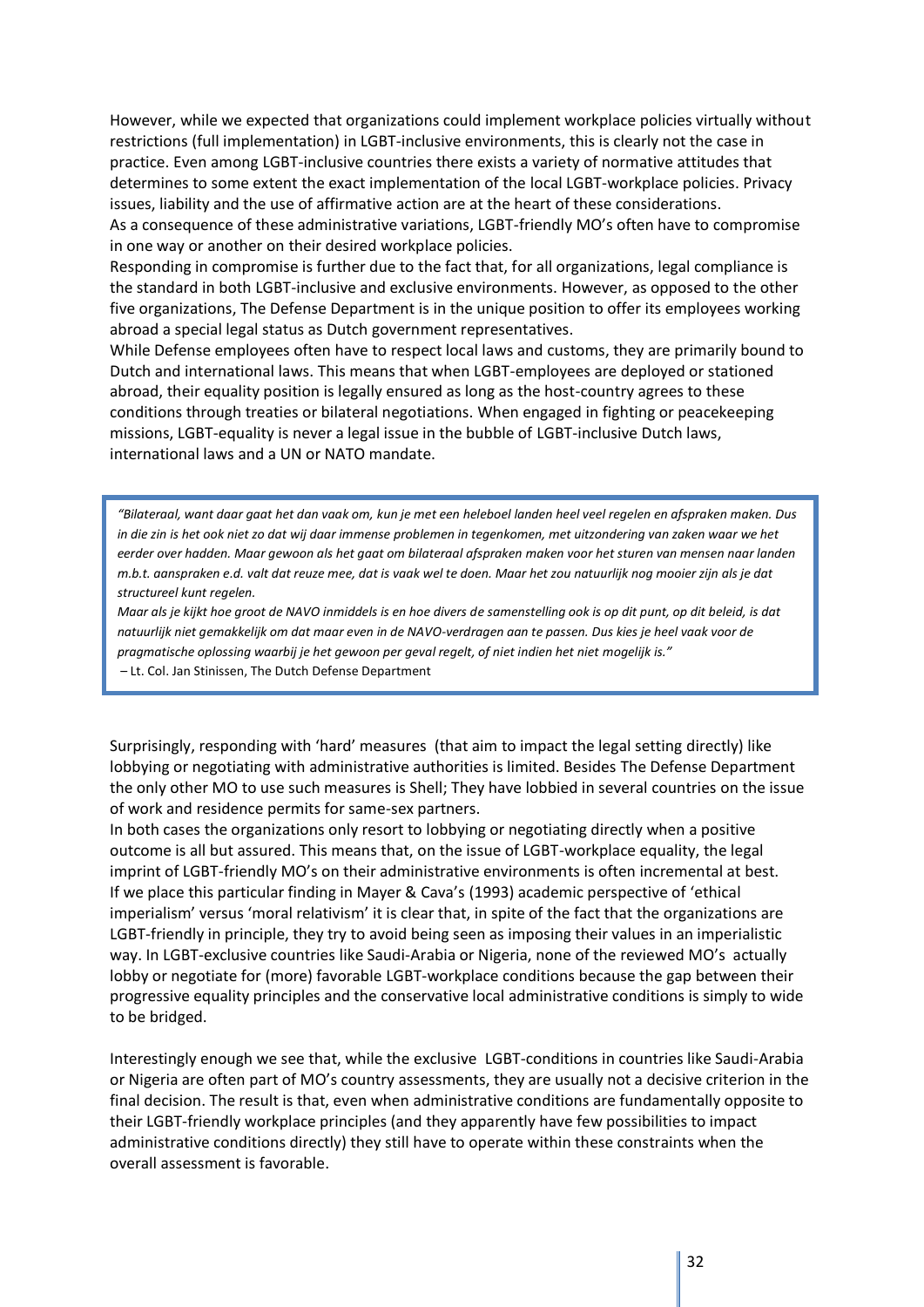However, while we expected that organizations could implement workplace policies virtually without restrictions (full implementation) in LGBT-inclusive environments, this is clearly not the case in practice. Even among LGBT-inclusive countries there exists a variety of normative attitudes that determines to some extent the exact implementation of the local LGBT-workplace policies. Privacy issues, liability and the use of affirmative action are at the heart of these considerations.
As a consequence of these administrative variations, LGBT-friendly MO's often have to compromise in one way or another on their desired workplace policies.
Responding in compromise is further due to the fact that, for all organizations, legal compliance is the standard in both LGBT-inclusive and exclusive environments. However, as opposed to the other five organizations, The Defense Department is in the unique position to offer its employees working abroad a special legal status as Dutch government representatives.
While Defense employees often have to respect local laws and customs, they are primarily bound to Dutch and international laws. This means that when LGBT-employees are deployed or stationed abroad, their equality position is legally ensured as long as the host-country agrees to these conditions through treaties or bilateral negotiations. When engaged in fighting or peacekeeping missions, LGBT-equality is never a legal issue in the bubble of LGBT-inclusive Dutch laws, international laws and a UN or NATO mandate.

> *"Bilateraal, want daar gaat het dan vaak om, kun je met een heleboel landen heel veel regelen en afspraken maken. Dus in die zin is het ook niet zo dat wij daar immense problemen in tegenkomen, met uitzondering van zaken waar we het eerder over hadden. Maar gewoon als het gaat om bilateraal afspraken maken voor het sturen van mensen naar landen m.b.t. aanspraken e.d. valt dat reuze mee, dat is vaak wel te doen. Maar het zou natuurlijk nog mooier zijn als je dat structureel kunt regelen.*
> *Maar als je kijkt hoe groot de NAVO inmiddels is en hoe divers de samenstelling ook is op dit punt, op dit beleid, is dat natuurlijk niet gemakkelijk om dat maar even in de NAVO-verdragen aan te passen. Dus kies je heel vaak voor de pragmatische oplossing waarbij je het gewoon per geval regelt, of niet indien het niet mogelijk is."*
> – Lt. Col. Jan Stinissen, The Dutch Defense Department

Surprisingly, responding with 'hard' measures (that aim to impact the legal setting directly) like lobbying or negotiating with administrative authorities is limited. Besides The Defense Department the only other MO to use such measures is Shell; They have lobbied in several countries on the issue of work and residence permits for same-sex partners.
In both cases the organizations only resort to lobbying or negotiating directly when a positive outcome is all but assured. This means that, on the issue of LGBT-workplace equality, the legal imprint of LGBT-friendly MO's on their administrative environments is often incremental at best.
If we place this particular finding in Mayer & Cava's (1993) academic perspective of 'ethical imperialism' versus 'moral relativism' it is clear that, in spite of the fact that the organizations are LGBT-friendly in principle, they try to avoid being seen as imposing their values in an imperialistic way. In LGBT-exclusive countries like Saudi-Arabia or Nigeria, none of the reviewed MO's actually lobby or negotiate for (more) favorable LGBT-workplace conditions because the gap between their progressive equality principles and the conservative local administrative conditions is simply to wide to be bridged.

Interestingly enough we see that, while the exclusive LGBT-conditions in countries like Saudi-Arabia or Nigeria are often part of MO's country assessments, they are usually not a decisive criterion in the final decision. The result is that, even when administrative conditions are fundamentally opposite to their LGBT-friendly workplace principles (and they apparently have few possibilities to impact administrative conditions directly) they still have to operate within these constraints when the overall assessment is favorable.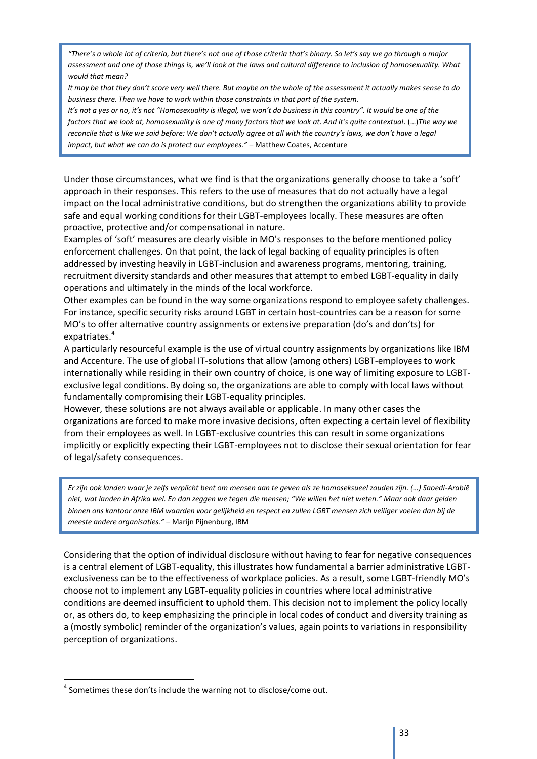> *"There's a whole lot of criteria, but there's not one of those criteria that's binary. So let's say we go through a major assessment and one of those things is, we'll look at the laws and cultural difference to inclusion of homosexuality. What would that mean?*
>
> *It may be that they don't score very well there. But maybe on the whole of the assessment it actually makes sense to do business there. Then we have to work within those constraints in that part of the system.*
>
> *It's not a yes or no, it's not "Homosexuality is illegal, we won't do business in this country". It would be one of the factors that we look at, homosexuality is one of many factors that we look at. And it's quite contextual.* (…)*The way we reconcile that is like we said before: We don't actually agree at all with the country's laws, we don't have a legal impact, but what we can do is protect our employees."* – Matthew Coates, Accenture

Under those circumstances, what we find is that the organizations generally choose to take a 'soft' approach in their responses. This refers to the use of measures that do not actually have a legal impact on the local administrative conditions, but do strengthen the organizations ability to provide safe and equal working conditions for their LGBT-employees locally. These measures are often proactive, protective and/or compensational in nature.

Examples of 'soft' measures are clearly visible in MO's responses to the before mentioned policy enforcement challenges. On that point, the lack of legal backing of equality principles is often addressed by investing heavily in LGBT-inclusion and awareness programs, mentoring, training, recruitment diversity standards and other measures that attempt to embed LGBT-equality in daily operations and ultimately in the minds of the local workforce.

Other examples can be found in the way some organizations respond to employee safety challenges. For instance, specific security risks around LGBT in certain host-countries can be a reason for some MO's to offer alternative country assignments or extensive preparation (do's and don'ts) for expatriates.[4]

A particularly resourceful example is the use of virtual country assignments by organizations like IBM and Accenture. The use of global IT-solutions that allow (among others) LGBT-employees to work internationally while residing in their own country of choice, is one way of limiting exposure to LGBT-exclusive legal conditions. By doing so, the organizations are able to comply with local laws without fundamentally compromising their LGBT-equality principles.

However, these solutions are not always available or applicable. In many other cases the organizations are forced to make more invasive decisions, often expecting a certain level of flexibility from their employees as well. In LGBT-exclusive countries this can result in some organizations implicitly or explicitly expecting their LGBT-employees not to disclose their sexual orientation for fear of legal/safety consequences.

> *Er zijn ook landen waar je zelfs verplicht bent om mensen aan te geven als ze homoseksueel zouden zijn. (…) Saoedi-Arabië niet, wat landen in Afrika wel. En dan zeggen we tegen die mensen; "We willen het niet weten." Maar ook daar gelden binnen ons kantoor onze IBM waarden voor gelijkheid en respect en zullen LGBT mensen zich veiliger voelen dan bij de meeste andere organisaties."* – Marijn Pijnenburg, IBM

Considering that the option of individual disclosure without having to fear for negative consequences is a central element of LGBT-equality, this illustrates how fundamental a barrier administrative LGBT-exclusiveness can be to the effectiveness of workplace policies. As a result, some LGBT-friendly MO's choose not to implement any LGBT-equality policies in countries where local administrative conditions are deemed insufficient to uphold them. This decision not to implement the policy locally or, as others do, to keep emphasizing the principle in local codes of conduct and diversity training as a (mostly symbolic) reminder of the organization's values, again points to variations in responsibility perception of organizations.

---

[4] Sometimes these don'ts include the warning not to disclose/come out.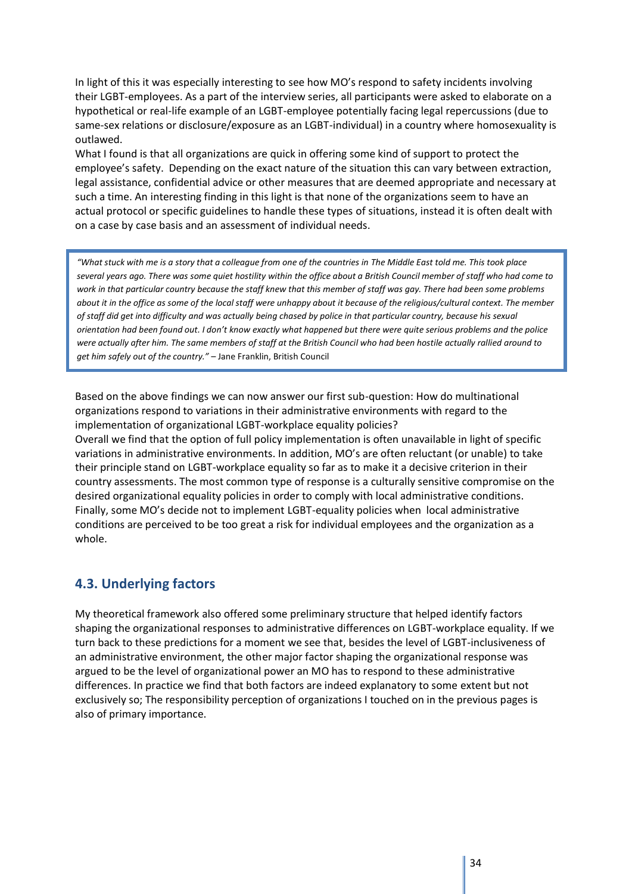In light of this it was especially interesting to see how MO's respond to safety incidents involving their LGBT-employees. As a part of the interview series, all participants were asked to elaborate on a hypothetical or real-life example of an LGBT-employee potentially facing legal repercussions (due to same-sex relations or disclosure/exposure as an LGBT-individual) in a country where homosexuality is outlawed.

What I found is that all organizations are quick in offering some kind of support to protect the employee's safety. Depending on the exact nature of the situation this can vary between extraction, legal assistance, confidential advice or other measures that are deemed appropriate and necessary at such a time. An interesting finding in this light is that none of the organizations seem to have an actual protocol or specific guidelines to handle these types of situations, instead it is often dealt with on a case by case basis and an assessment of individual needs.

> *"What stuck with me is a story that a colleague from one of the countries in The Middle East told me. This took place several years ago. There was some quiet hostility within the office about a British Council member of staff who had come to work in that particular country because the staff knew that this member of staff was gay. There had been some problems about it in the office as some of the local staff were unhappy about it because of the religious/cultural context. The member of staff did get into difficulty and was actually being chased by police in that particular country, because his sexual orientation had been found out. I don't know exactly what happened but there were quite serious problems and the police were actually after him. The same members of staff at the British Council who had been hostile actually rallied around to get him safely out of the country."* – Jane Franklin, British Council

Based on the above findings we can now answer our first sub-question: How do multinational organizations respond to variations in their administrative environments with regard to the implementation of organizational LGBT-workplace equality policies?

Overall we find that the option of full policy implementation is often unavailable in light of specific variations in administrative environments. In addition, MO's are often reluctant (or unable) to take their principle stand on LGBT-workplace equality so far as to make it a decisive criterion in their country assessments. The most common type of response is a culturally sensitive compromise on the desired organizational equality policies in order to comply with local administrative conditions. Finally, some MO's decide not to implement LGBT-equality policies when local administrative conditions are perceived to be too great a risk for individual employees and the organization as a whole.

## 4.3. Underlying factors

My theoretical framework also offered some preliminary structure that helped identify factors shaping the organizational responses to administrative differences on LGBT-workplace equality. If we turn back to these predictions for a moment we see that, besides the level of LGBT-inclusiveness of an administrative environment, the other major factor shaping the organizational response was argued to be the level of organizational power an MO has to respond to these administrative differences. In practice we find that both factors are indeed explanatory to some extent but not exclusively so; The responsibility perception of organizations I touched on in the previous pages is also of primary importance.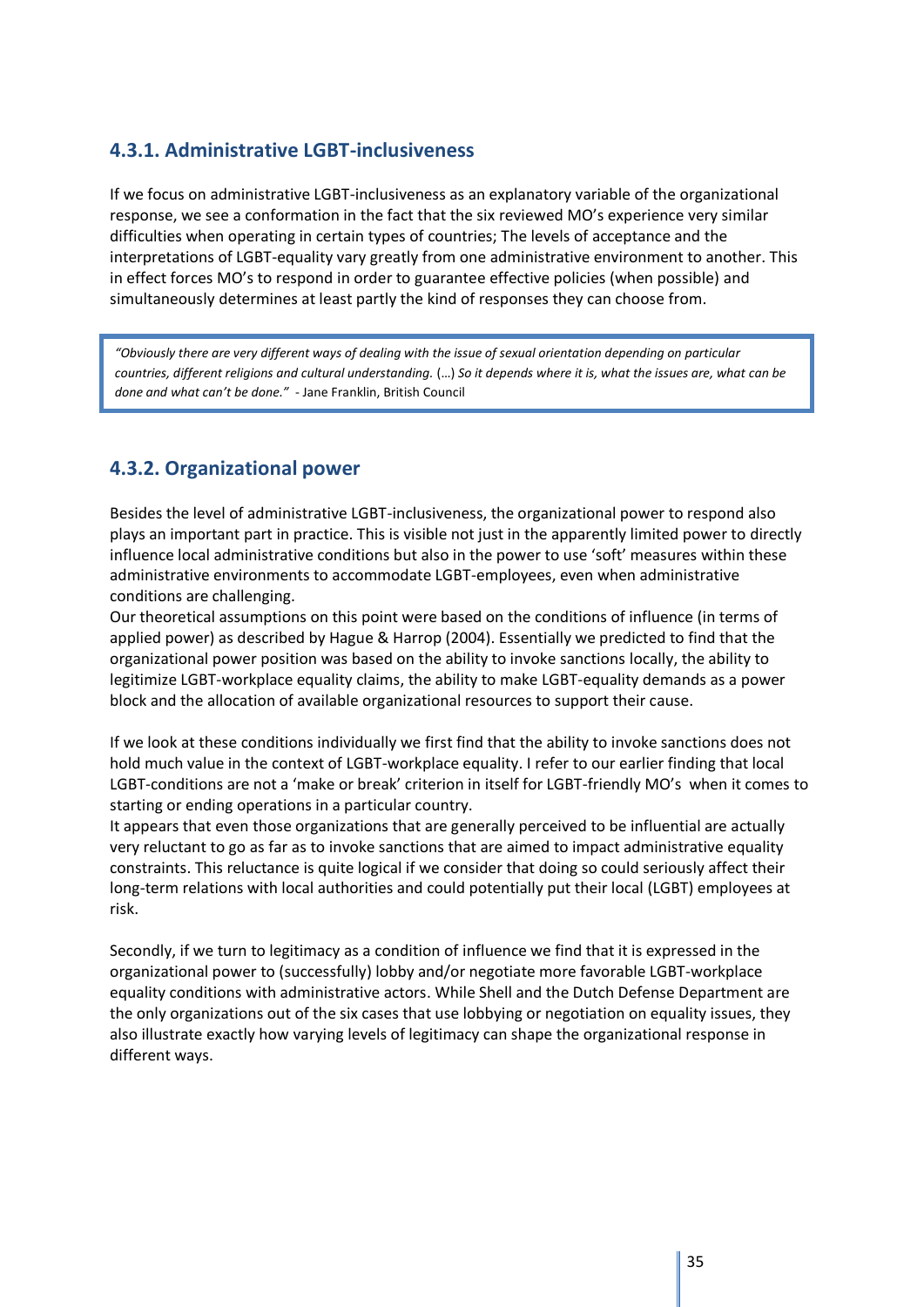### 4.3.1. Administrative LGBT-inclusiveness

If we focus on administrative LGBT-inclusiveness as an explanatory variable of the organizational response, we see a conformation in the fact that the six reviewed MO's experience very similar difficulties when operating in certain types of countries; The levels of acceptance and the interpretations of LGBT-equality vary greatly from one administrative environment to another. This in effect forces MO's to respond in order to guarantee effective policies (when possible) and simultaneously determines at least partly the kind of responses they can choose from.

> *"Obviously there are very different ways of dealing with the issue of sexual orientation depending on particular countries, different religions and cultural understanding.* (…) *So it depends where it is, what the issues are, what can be done and what can't be done."* - Jane Franklin, British Council

### 4.3.2. Organizational power

Besides the level of administrative LGBT-inclusiveness, the organizational power to respond also plays an important part in practice. This is visible not just in the apparently limited power to directly influence local administrative conditions but also in the power to use 'soft' measures within these administrative environments to accommodate LGBT-employees, even when administrative conditions are challenging.
Our theoretical assumptions on this point were based on the conditions of influence (in terms of applied power) as described by Hague & Harrop (2004). Essentially we predicted to find that the organizational power position was based on the ability to invoke sanctions locally, the ability to legitimize LGBT-workplace equality claims, the ability to make LGBT-equality demands as a power block and the allocation of available organizational resources to support their cause.

If we look at these conditions individually we first find that the ability to invoke sanctions does not hold much value in the context of LGBT-workplace equality. I refer to our earlier finding that local LGBT-conditions are not a 'make or break' criterion in itself for LGBT-friendly MO's when it comes to starting or ending operations in a particular country.
It appears that even those organizations that are generally perceived to be influential are actually very reluctant to go as far as to invoke sanctions that are aimed to impact administrative equality constraints. This reluctance is quite logical if we consider that doing so could seriously affect their long-term relations with local authorities and could potentially put their local (LGBT) employees at risk.

Secondly, if we turn to legitimacy as a condition of influence we find that it is expressed in the organizational power to (successfully) lobby and/or negotiate more favorable LGBT-workplace equality conditions with administrative actors. While Shell and the Dutch Defense Department are the only organizations out of the six cases that use lobbying or negotiation on equality issues, they also illustrate exactly how varying levels of legitimacy can shape the organizational response in different ways.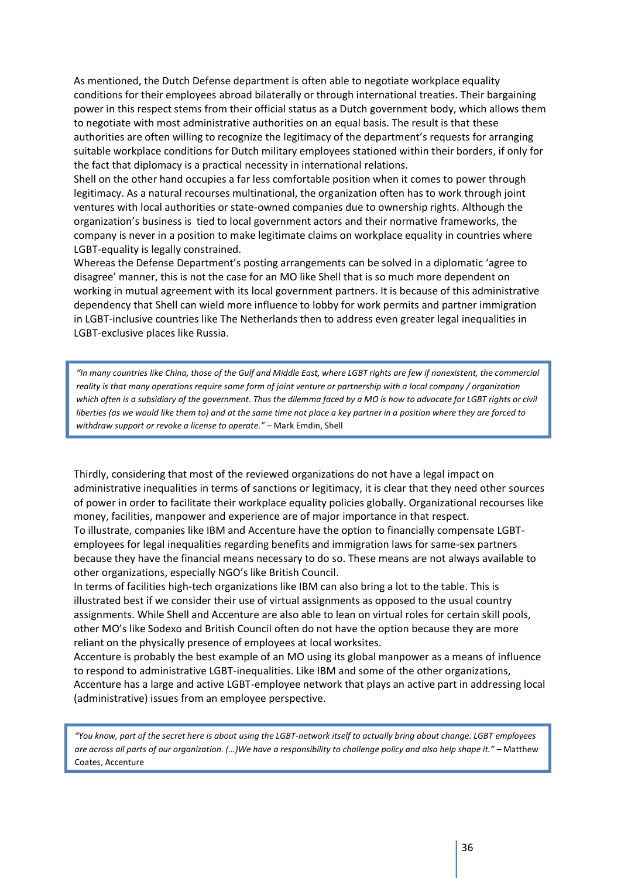As mentioned, the Dutch Defense department is often able to negotiate workplace equality conditions for their employees abroad bilaterally or through international treaties. Their bargaining power in this respect stems from their official status as a Dutch government body, which allows them to negotiate with most administrative authorities on an equal basis. The result is that these authorities are often willing to recognize the legitimacy of the department's requests for arranging suitable workplace conditions for Dutch military employees stationed within their borders, if only for the fact that diplomacy is a practical necessity in international relations.

Shell on the other hand occupies a far less comfortable position when it comes to power through legitimacy. As a natural recourses multinational, the organization often has to work through joint ventures with local authorities or state-owned companies due to ownership rights. Although the organization's business is tied to local government actors and their normative frameworks, the company is never in a position to make legitimate claims on workplace equality in countries where LGBT-equality is legally constrained.

Whereas the Defense Department's posting arrangements can be solved in a diplomatic 'agree to disagree' manner, this is not the case for an MO like Shell that is so much more dependent on working in mutual agreement with its local government partners. It is because of this administrative dependency that Shell can wield more influence to lobby for work permits and partner immigration in LGBT-inclusive countries like The Netherlands then to address even greater legal inequalities in LGBT-exclusive places like Russia.

> *"In many countries like China, those of the Gulf and Middle East, where LGBT rights are few if nonexistent, the commercial reality is that many operations require some form of joint venture or partnership with a local company / organization which often is a subsidiary of the government. Thus the dilemma faced by a MO is how to advocate for LGBT rights or civil liberties (as we would like them to) and at the same time not place a key partner in a position where they are forced to withdraw support or revoke a license to operate."* – Mark Emdin, Shell

Thirdly, considering that most of the reviewed organizations do not have a legal impact on administrative inequalities in terms of sanctions or legitimacy, it is clear that they need other sources of power in order to facilitate their workplace equality policies globally. Organizational recourses like money, facilities, manpower and experience are of major importance in that respect.

To illustrate, companies like IBM and Accenture have the option to financially compensate LGBT-employees for legal inequalities regarding benefits and immigration laws for same-sex partners because they have the financial means necessary to do so. These means are not always available to other organizations, especially NGO's like British Council.

In terms of facilities high-tech organizations like IBM can also bring a lot to the table. This is illustrated best if we consider their use of virtual assignments as opposed to the usual country assignments. While Shell and Accenture are also able to lean on virtual roles for certain skill pools, other MO's like Sodexo and British Council often do not have the option because they are more reliant on the physically presence of employees at local worksites.

Accenture is probably the best example of an MO using its global manpower as a means of influence to respond to administrative LGBT-inequalities. Like IBM and some of the other organizations, Accenture has a large and active LGBT-employee network that plays an active part in addressing local (administrative) issues from an employee perspective.

> *"You know, part of the secret here is about using the LGBT-network itself to actually bring about change. LGBT employees are across all parts of our organization. (…)We have a responsibility to challenge policy and also help shape it."* – Matthew Coates, Accenture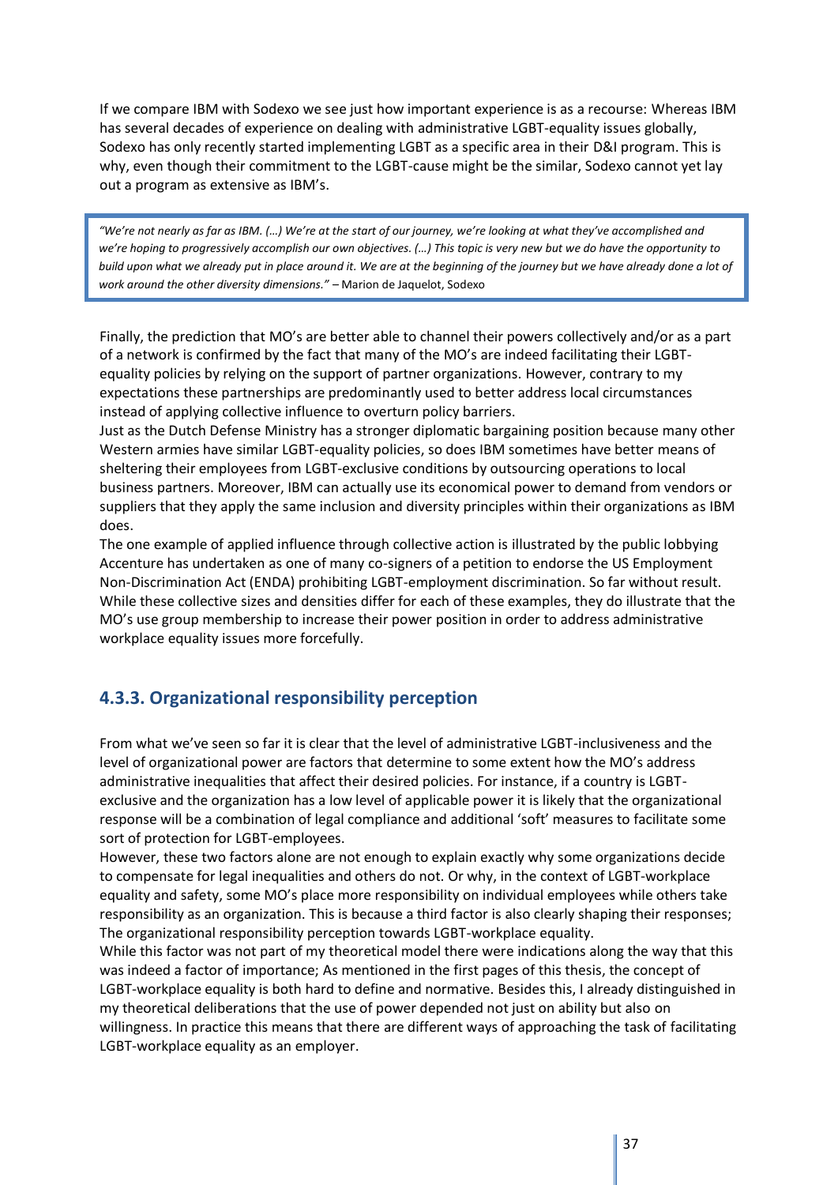If we compare IBM with Sodexo we see just how important experience is as a recourse: Whereas IBM has several decades of experience on dealing with administrative LGBT-equality issues globally, Sodexo has only recently started implementing LGBT as a specific area in their D&I program. This is why, even though their commitment to the LGBT-cause might be the similar, Sodexo cannot yet lay out a program as extensive as IBM's.

> *"We're not nearly as far as IBM. (…) We're at the start of our journey, we're looking at what they've accomplished and we're hoping to progressively accomplish our own objectives. (…) This topic is very new but we do have the opportunity to build upon what we already put in place around it. We are at the beginning of the journey but we have already done a lot of work around the other diversity dimensions."* – Marion de Jaquelot, Sodexo

Finally, the prediction that MO's are better able to channel their powers collectively and/or as a part of a network is confirmed by the fact that many of the MO's are indeed facilitating their LGBT-equality policies by relying on the support of partner organizations. However, contrary to my expectations these partnerships are predominantly used to better address local circumstances instead of applying collective influence to overturn policy barriers.

Just as the Dutch Defense Ministry has a stronger diplomatic bargaining position because many other Western armies have similar LGBT-equality policies, so does IBM sometimes have better means of sheltering their employees from LGBT-exclusive conditions by outsourcing operations to local business partners. Moreover, IBM can actually use its economical power to demand from vendors or suppliers that they apply the same inclusion and diversity principles within their organizations as IBM does.

The one example of applied influence through collective action is illustrated by the public lobbying Accenture has undertaken as one of many co-signers of a petition to endorse the US Employment Non-Discrimination Act (ENDA) prohibiting LGBT-employment discrimination. So far without result. While these collective sizes and densities differ for each of these examples, they do illustrate that the MO's use group membership to increase their power position in order to address administrative workplace equality issues more forcefully.

### 4.3.3. Organizational responsibility perception

From what we've seen so far it is clear that the level of administrative LGBT-inclusiveness and the level of organizational power are factors that determine to some extent how the MO's address administrative inequalities that affect their desired policies. For instance, if a country is LGBT-exclusive and the organization has a low level of applicable power it is likely that the organizational response will be a combination of legal compliance and additional 'soft' measures to facilitate some sort of protection for LGBT-employees.

However, these two factors alone are not enough to explain exactly why some organizations decide to compensate for legal inequalities and others do not. Or why, in the context of LGBT-workplace equality and safety, some MO's place more responsibility on individual employees while others take responsibility as an organization. This is because a third factor is also clearly shaping their responses; The organizational responsibility perception towards LGBT-workplace equality.

While this factor was not part of my theoretical model there were indications along the way that this was indeed a factor of importance; As mentioned in the first pages of this thesis, the concept of LGBT-workplace equality is both hard to define and normative. Besides this, I already distinguished in my theoretical deliberations that the use of power depended not just on ability but also on willingness. In practice this means that there are different ways of approaching the task of facilitating LGBT-workplace equality as an employer.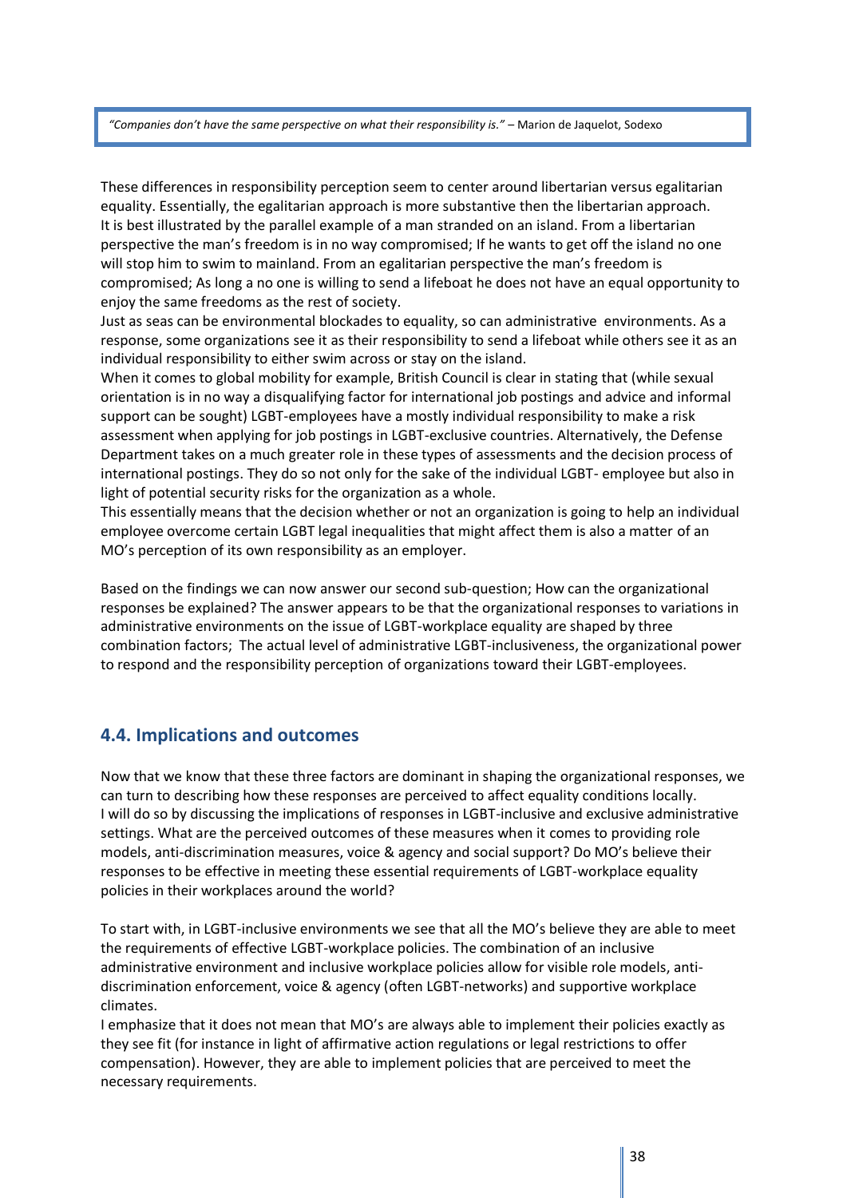> *"Companies don't have the same perspective on what their responsibility is."* – Marion de Jaquelot, Sodexo

These differences in responsibility perception seem to center around libertarian versus egalitarian equality. Essentially, the egalitarian approach is more substantive then the libertarian approach. It is best illustrated by the parallel example of a man stranded on an island. From a libertarian perspective the man's freedom is in no way compromised; If he wants to get off the island no one will stop him to swim to mainland. From an egalitarian perspective the man's freedom is compromised; As long a no one is willing to send a lifeboat he does not have an equal opportunity to enjoy the same freedoms as the rest of society.
Just as seas can be environmental blockades to equality, so can administrative environments. As a response, some organizations see it as their responsibility to send a lifeboat while others see it as an individual responsibility to either swim across or stay on the island.
When it comes to global mobility for example, British Council is clear in stating that (while sexual orientation is in no way a disqualifying factor for international job postings and advice and informal support can be sought) LGBT-employees have a mostly individual responsibility to make a risk assessment when applying for job postings in LGBT-exclusive countries. Alternatively, the Defense Department takes on a much greater role in these types of assessments and the decision process of international postings. They do so not only for the sake of the individual LGBT- employee but also in light of potential security risks for the organization as a whole.
This essentially means that the decision whether or not an organization is going to help an individual employee overcome certain LGBT legal inequalities that might affect them is also a matter of an MO's perception of its own responsibility as an employer.

Based on the findings we can now answer our second sub-question; How can the organizational responses be explained? The answer appears to be that the organizational responses to variations in administrative environments on the issue of LGBT-workplace equality are shaped by three combination factors; The actual level of administrative LGBT-inclusiveness, the organizational power to respond and the responsibility perception of organizations toward their LGBT-employees.

## 4.4. Implications and outcomes

Now that we know that these three factors are dominant in shaping the organizational responses, we can turn to describing how these responses are perceived to affect equality conditions locally. I will do so by discussing the implications of responses in LGBT-inclusive and exclusive administrative settings. What are the perceived outcomes of these measures when it comes to providing role models, anti-discrimination measures, voice & agency and social support? Do MO's believe their responses to be effective in meeting these essential requirements of LGBT-workplace equality policies in their workplaces around the world?

To start with, in LGBT-inclusive environments we see that all the MO's believe they are able to meet the requirements of effective LGBT-workplace policies. The combination of an inclusive administrative environment and inclusive workplace policies allow for visible role models, anti-discrimination enforcement, voice & agency (often LGBT-networks) and supportive workplace climates.
I emphasize that it does not mean that MO's are always able to implement their policies exactly as they see fit (for instance in light of affirmative action regulations or legal restrictions to offer compensation). However, they are able to implement policies that are perceived to meet the necessary requirements.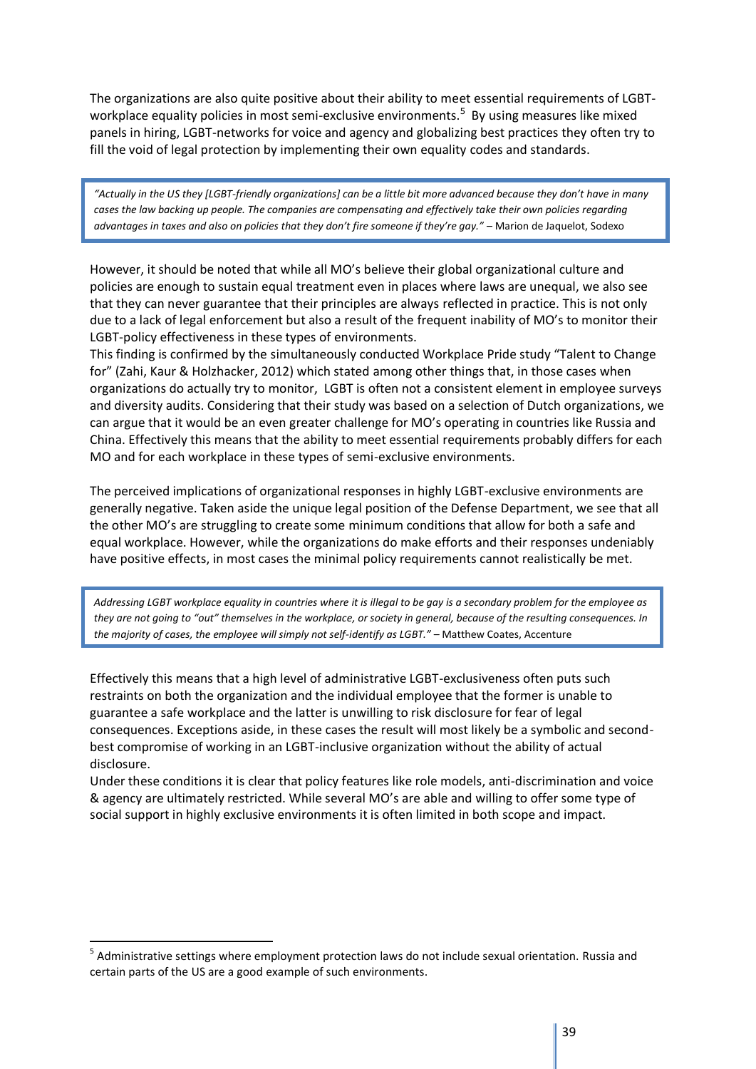The organizations are also quite positive about their ability to meet essential requirements of LGBT-workplace equality policies in most semi-exclusive environments.[5] By using measures like mixed panels in hiring, LGBT-networks for voice and agency and globalizing best practices they often try to fill the void of legal protection by implementing their own equality codes and standards.

> *"Actually in the US they [LGBT-friendly organizations] can be a little bit more advanced because they don't have in many cases the law backing up people. The companies are compensating and effectively take their own policies regarding advantages in taxes and also on policies that they don't fire someone if they're gay."* – Marion de Jaquelot, Sodexo

However, it should be noted that while all MO's believe their global organizational culture and policies are enough to sustain equal treatment even in places where laws are unequal, we also see that they can never guarantee that their principles are always reflected in practice. This is not only due to a lack of legal enforcement but also a result of the frequent inability of MO's to monitor their LGBT-policy effectiveness in these types of environments.

This finding is confirmed by the simultaneously conducted Workplace Pride study "Talent to Change for" (Zahi, Kaur & Holzhacker, 2012) which stated among other things that, in those cases when organizations do actually try to monitor, LGBT is often not a consistent element in employee surveys and diversity audits. Considering that their study was based on a selection of Dutch organizations, we can argue that it would be an even greater challenge for MO's operating in countries like Russia and China. Effectively this means that the ability to meet essential requirements probably differs for each MO and for each workplace in these types of semi-exclusive environments.

The perceived implications of organizational responses in highly LGBT-exclusive environments are generally negative. Taken aside the unique legal position of the Defense Department, we see that all the other MO's are struggling to create some minimum conditions that allow for both a safe and equal workplace. However, while the organizations do make efforts and their responses undeniably have positive effects, in most cases the minimal policy requirements cannot realistically be met.

> *Addressing LGBT workplace equality in countries where it is illegal to be gay is a secondary problem for the employee as they are not going to "out" themselves in the workplace, or society in general, because of the resulting consequences. In the majority of cases, the employee will simply not self-identify as LGBT."* – Matthew Coates, Accenture

Effectively this means that a high level of administrative LGBT-exclusiveness often puts such restraints on both the organization and the individual employee that the former is unable to guarantee a safe workplace and the latter is unwilling to risk disclosure for fear of legal consequences. Exceptions aside, in these cases the result will most likely be a symbolic and second-best compromise of working in an LGBT-inclusive organization without the ability of actual disclosure.

Under these conditions it is clear that policy features like role models, anti-discrimination and voice & agency are ultimately restricted. While several MO's are able and willing to offer some type of social support in highly exclusive environments it is often limited in both scope and impact.

---

[5] Administrative settings where employment protection laws do not include sexual orientation. Russia and certain parts of the US are a good example of such environments.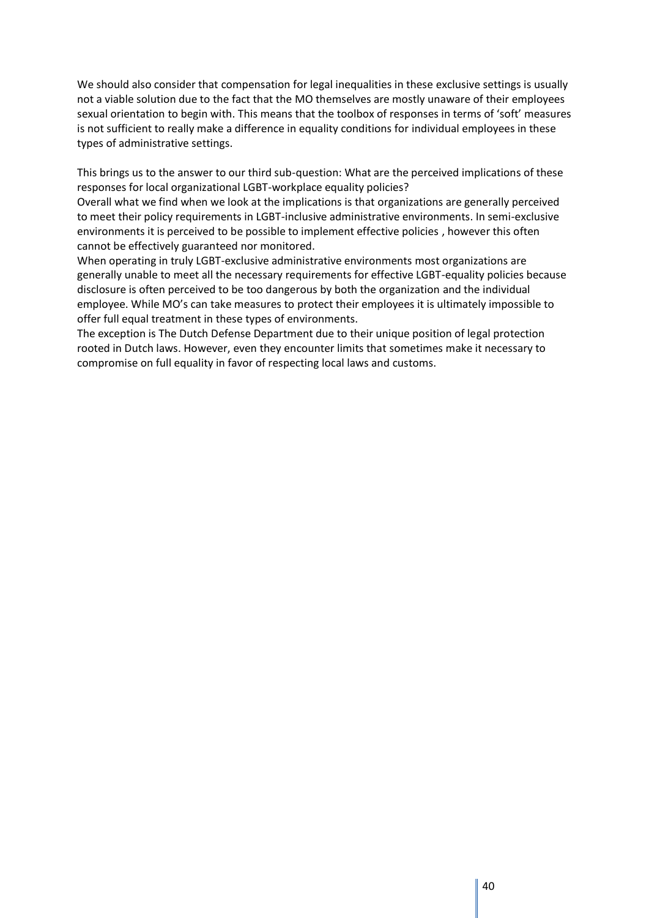We should also consider that compensation for legal inequalities in these exclusive settings is usually not a viable solution due to the fact that the MO themselves are mostly unaware of their employees sexual orientation to begin with. This means that the toolbox of responses in terms of 'soft' measures is not sufficient to really make a difference in equality conditions for individual employees in these types of administrative settings.

This brings us to the answer to our third sub-question: What are the perceived implications of these responses for local organizational LGBT-workplace equality policies?

Overall what we find when we look at the implications is that organizations are generally perceived to meet their policy requirements in LGBT-inclusive administrative environments. In semi-exclusive environments it is perceived to be possible to implement effective policies , however this often cannot be effectively guaranteed nor monitored.

When operating in truly LGBT-exclusive administrative environments most organizations are generally unable to meet all the necessary requirements for effective LGBT-equality policies because disclosure is often perceived to be too dangerous by both the organization and the individual employee. While MO's can take measures to protect their employees it is ultimately impossible to offer full equal treatment in these types of environments.

The exception is The Dutch Defense Department due to their unique position of legal protection rooted in Dutch laws. However, even they encounter limits that sometimes make it necessary to compromise on full equality in favor of respecting local laws and customs.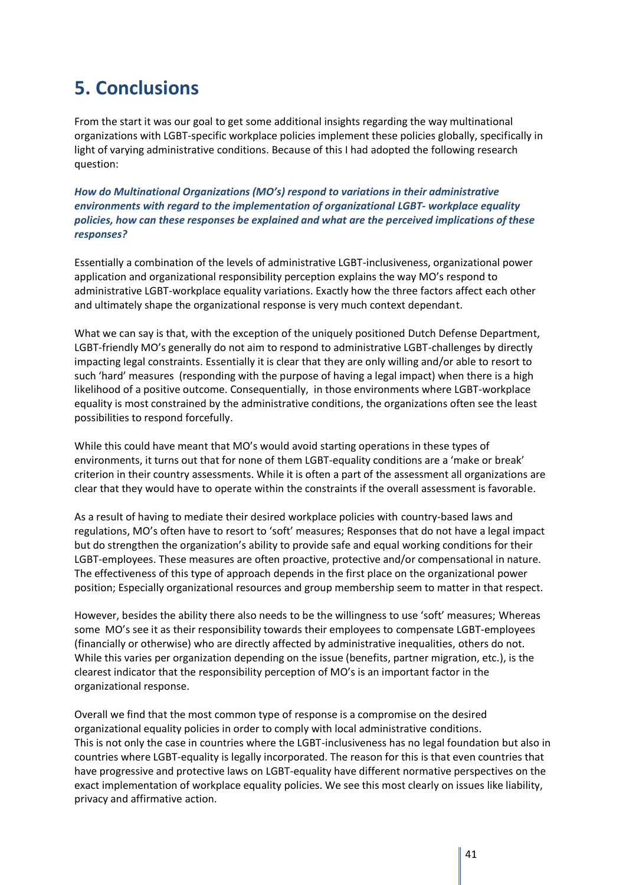# 5. Conclusions

From the start it was our goal to get some additional insights regarding the way multinational organizations with LGBT-specific workplace policies implement these policies globally, specifically in light of varying administrative conditions. Because of this I had adopted the following research question:

***How do Multinational Organizations (MO's) respond to variations in their administrative environments with regard to the implementation of organizational LGBT- workplace equality policies, how can these responses be explained and what are the perceived implications of these responses?***

Essentially a combination of the levels of administrative LGBT-inclusiveness, organizational power application and organizational responsibility perception explains the way MO's respond to administrative LGBT-workplace equality variations. Exactly how the three factors affect each other and ultimately shape the organizational response is very much context dependant.

What we can say is that, with the exception of the uniquely positioned Dutch Defense Department, LGBT-friendly MO's generally do not aim to respond to administrative LGBT-challenges by directly impacting legal constraints. Essentially it is clear that they are only willing and/or able to resort to such 'hard' measures (responding with the purpose of having a legal impact) when there is a high likelihood of a positive outcome. Consequentially, in those environments where LGBT-workplace equality is most constrained by the administrative conditions, the organizations often see the least possibilities to respond forcefully.

While this could have meant that MO's would avoid starting operations in these types of environments, it turns out that for none of them LGBT-equality conditions are a 'make or break' criterion in their country assessments. While it is often a part of the assessment all organizations are clear that they would have to operate within the constraints if the overall assessment is favorable.

As a result of having to mediate their desired workplace policies with country-based laws and regulations, MO's often have to resort to 'soft' measures; Responses that do not have a legal impact but do strengthen the organization's ability to provide safe and equal working conditions for their LGBT-employees. These measures are often proactive, protective and/or compensational in nature. The effectiveness of this type of approach depends in the first place on the organizational power position; Especially organizational resources and group membership seem to matter in that respect.

However, besides the ability there also needs to be the willingness to use 'soft' measures; Whereas some MO's see it as their responsibility towards their employees to compensate LGBT-employees (financially or otherwise) who are directly affected by administrative inequalities, others do not. While this varies per organization depending on the issue (benefits, partner migration, etc.), is the clearest indicator that the responsibility perception of MO's is an important factor in the organizational response.

Overall we find that the most common type of response is a compromise on the desired organizational equality policies in order to comply with local administrative conditions.
This is not only the case in countries where the LGBT-inclusiveness has no legal foundation but also in countries where LGBT-equality is legally incorporated. The reason for this is that even countries that have progressive and protective laws on LGBT-equality have different normative perspectives on the exact implementation of workplace equality policies. We see this most clearly on issues like liability, privacy and affirmative action.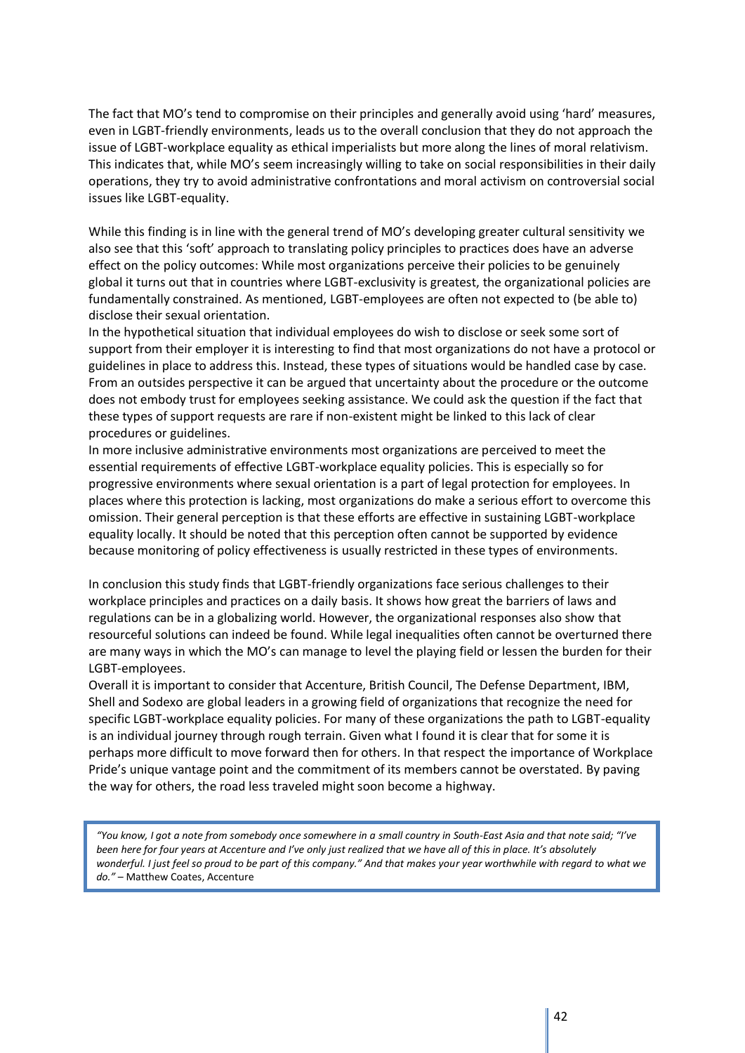The fact that MO's tend to compromise on their principles and generally avoid using 'hard' measures, even in LGBT-friendly environments, leads us to the overall conclusion that they do not approach the issue of LGBT-workplace equality as ethical imperialists but more along the lines of moral relativism. This indicates that, while MO's seem increasingly willing to take on social responsibilities in their daily operations, they try to avoid administrative confrontations and moral activism on controversial social issues like LGBT-equality.

While this finding is in line with the general trend of MO's developing greater cultural sensitivity we also see that this 'soft' approach to translating policy principles to practices does have an adverse effect on the policy outcomes: While most organizations perceive their policies to be genuinely global it turns out that in countries where LGBT-exclusivity is greatest, the organizational policies are fundamentally constrained. As mentioned, LGBT-employees are often not expected to (be able to) disclose their sexual orientation.

In the hypothetical situation that individual employees do wish to disclose or seek some sort of support from their employer it is interesting to find that most organizations do not have a protocol or guidelines in place to address this. Instead, these types of situations would be handled case by case. From an outsides perspective it can be argued that uncertainty about the procedure or the outcome does not embody trust for employees seeking assistance. We could ask the question if the fact that these types of support requests are rare if non-existent might be linked to this lack of clear procedures or guidelines.

In more inclusive administrative environments most organizations are perceived to meet the essential requirements of effective LGBT-workplace equality policies. This is especially so for progressive environments where sexual orientation is a part of legal protection for employees. In places where this protection is lacking, most organizations do make a serious effort to overcome this omission. Their general perception is that these efforts are effective in sustaining LGBT-workplace equality locally. It should be noted that this perception often cannot be supported by evidence because monitoring of policy effectiveness is usually restricted in these types of environments.

In conclusion this study finds that LGBT-friendly organizations face serious challenges to their workplace principles and practices on a daily basis. It shows how great the barriers of laws and regulations can be in a globalizing world. However, the organizational responses also show that resourceful solutions can indeed be found. While legal inequalities often cannot be overturned there are many ways in which the MO's can manage to level the playing field or lessen the burden for their LGBT-employees.

Overall it is important to consider that Accenture, British Council, The Defense Department, IBM, Shell and Sodexo are global leaders in a growing field of organizations that recognize the need for specific LGBT-workplace equality policies. For many of these organizations the path to LGBT-equality is an individual journey through rough terrain. Given what I found it is clear that for some it is perhaps more difficult to move forward then for others. In that respect the importance of Workplace Pride's unique vantage point and the commitment of its members cannot be overstated. By paving the way for others, the road less traveled might soon become a highway.

> *"You know, I got a note from somebody once somewhere in a small country in South-East Asia and that note said; "I've been here for four years at Accenture and I've only just realized that we have all of this in place. It's absolutely wonderful. I just feel so proud to be part of this company." And that makes your year worthwhile with regard to what we do."* – Matthew Coates, Accenture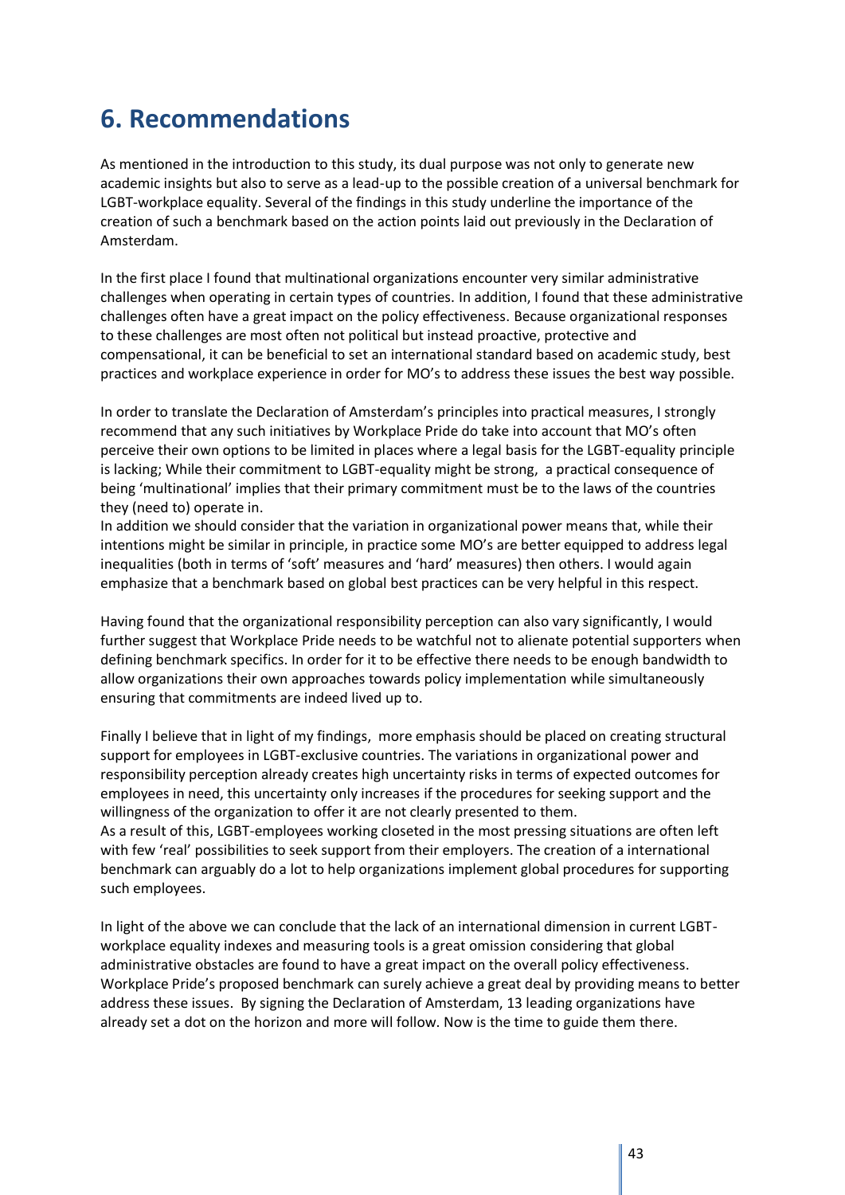# 6. Recommendations

As mentioned in the introduction to this study, its dual purpose was not only to generate new academic insights but also to serve as a lead-up to the possible creation of a universal benchmark for LGBT-workplace equality. Several of the findings in this study underline the importance of the creation of such a benchmark based on the action points laid out previously in the Declaration of Amsterdam.

In the first place I found that multinational organizations encounter very similar administrative challenges when operating in certain types of countries. In addition, I found that these administrative challenges often have a great impact on the policy effectiveness. Because organizational responses to these challenges are most often not political but instead proactive, protective and compensational, it can be beneficial to set an international standard based on academic study, best practices and workplace experience in order for MO's to address these issues the best way possible.

In order to translate the Declaration of Amsterdam's principles into practical measures, I strongly recommend that any such initiatives by Workplace Pride do take into account that MO's often perceive their own options to be limited in places where a legal basis for the LGBT-equality principle is lacking; While their commitment to LGBT-equality might be strong, a practical consequence of being 'multinational' implies that their primary commitment must be to the laws of the countries they (need to) operate in.
In addition we should consider that the variation in organizational power means that, while their intentions might be similar in principle, in practice some MO's are better equipped to address legal inequalities (both in terms of 'soft' measures and 'hard' measures) then others. I would again emphasize that a benchmark based on global best practices can be very helpful in this respect.

Having found that the organizational responsibility perception can also vary significantly, I would further suggest that Workplace Pride needs to be watchful not to alienate potential supporters when defining benchmark specifics. In order for it to be effective there needs to be enough bandwidth to allow organizations their own approaches towards policy implementation while simultaneously ensuring that commitments are indeed lived up to.

Finally I believe that in light of my findings, more emphasis should be placed on creating structural support for employees in LGBT-exclusive countries. The variations in organizational power and responsibility perception already creates high uncertainty risks in terms of expected outcomes for employees in need, this uncertainty only increases if the procedures for seeking support and the willingness of the organization to offer it are not clearly presented to them.
As a result of this, LGBT-employees working closeted in the most pressing situations are often left with few 'real' possibilities to seek support from their employers. The creation of a international benchmark can arguably do a lot to help organizations implement global procedures for supporting such employees.

In light of the above we can conclude that the lack of an international dimension in current LGBT-workplace equality indexes and measuring tools is a great omission considering that global administrative obstacles are found to have a great impact on the overall policy effectiveness. Workplace Pride's proposed benchmark can surely achieve a great deal by providing means to better address these issues. By signing the Declaration of Amsterdam, 13 leading organizations have already set a dot on the horizon and more will follow. Now is the time to guide them there.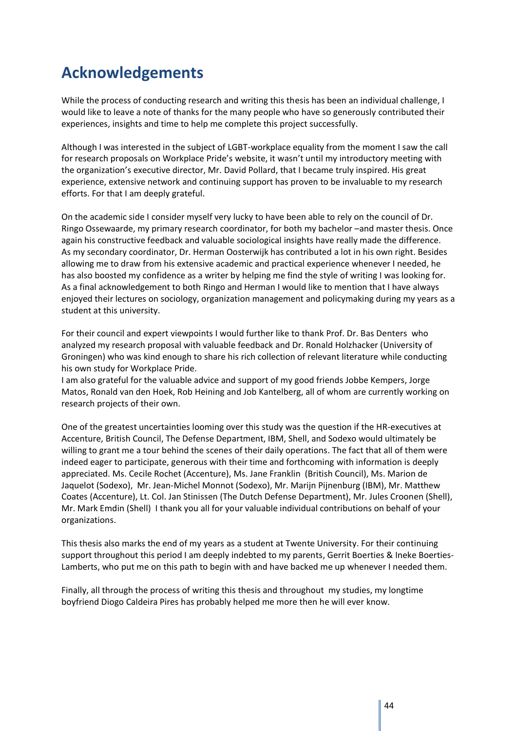# Acknowledgements

While the process of conducting research and writing this thesis has been an individual challenge, I would like to leave a note of thanks for the many people who have so generously contributed their experiences, insights and time to help me complete this project successfully.

Although I was interested in the subject of LGBT-workplace equality from the moment I saw the call for research proposals on Workplace Pride's website, it wasn't until my introductory meeting with the organization's executive director, Mr. David Pollard, that I became truly inspired. His great experience, extensive network and continuing support has proven to be invaluable to my research efforts. For that I am deeply grateful.

On the academic side I consider myself very lucky to have been able to rely on the council of Dr. Ringo Ossewaarde, my primary research coordinator, for both my bachelor –and master thesis. Once again his constructive feedback and valuable sociological insights have really made the difference. As my secondary coordinator, Dr. Herman Oosterwijk has contributed a lot in his own right. Besides allowing me to draw from his extensive academic and practical experience whenever I needed, he has also boosted my confidence as a writer by helping me find the style of writing I was looking for. As a final acknowledgement to both Ringo and Herman I would like to mention that I have always enjoyed their lectures on sociology, organization management and policymaking during my years as a student at this university.

For their council and expert viewpoints I would further like to thank Prof. Dr. Bas Denters who analyzed my research proposal with valuable feedback and Dr. Ronald Holzhacker (University of Groningen) who was kind enough to share his rich collection of relevant literature while conducting his own study for Workplace Pride.
I am also grateful for the valuable advice and support of my good friends Jobbe Kempers, Jorge Matos, Ronald van den Hoek, Rob Heining and Job Kantelberg, all of whom are currently working on research projects of their own.

One of the greatest uncertainties looming over this study was the question if the HR-executives at Accenture, British Council, The Defense Department, IBM, Shell, and Sodexo would ultimately be willing to grant me a tour behind the scenes of their daily operations. The fact that all of them were indeed eager to participate, generous with their time and forthcoming with information is deeply appreciated. Ms. Cecile Rochet (Accenture), Ms. Jane Franklin (British Council), Ms. Marion de Jaquelot (Sodexo), Mr. Jean-Michel Monnot (Sodexo), Mr. Marijn Pijnenburg (IBM), Mr. Matthew Coates (Accenture), Lt. Col. Jan Stinissen (The Dutch Defense Department), Mr. Jules Croonen (Shell), Mr. Mark Emdin (Shell) I thank you all for your valuable individual contributions on behalf of your organizations.

This thesis also marks the end of my years as a student at Twente University. For their continuing support throughout this period I am deeply indebted to my parents, Gerrit Boerties & Ineke Boerties-Lamberts, who put me on this path to begin with and have backed me up whenever I needed them.

Finally, all through the process of writing this thesis and throughout my studies, my longtime boyfriend Diogo Caldeira Pires has probably helped me more then he will ever know.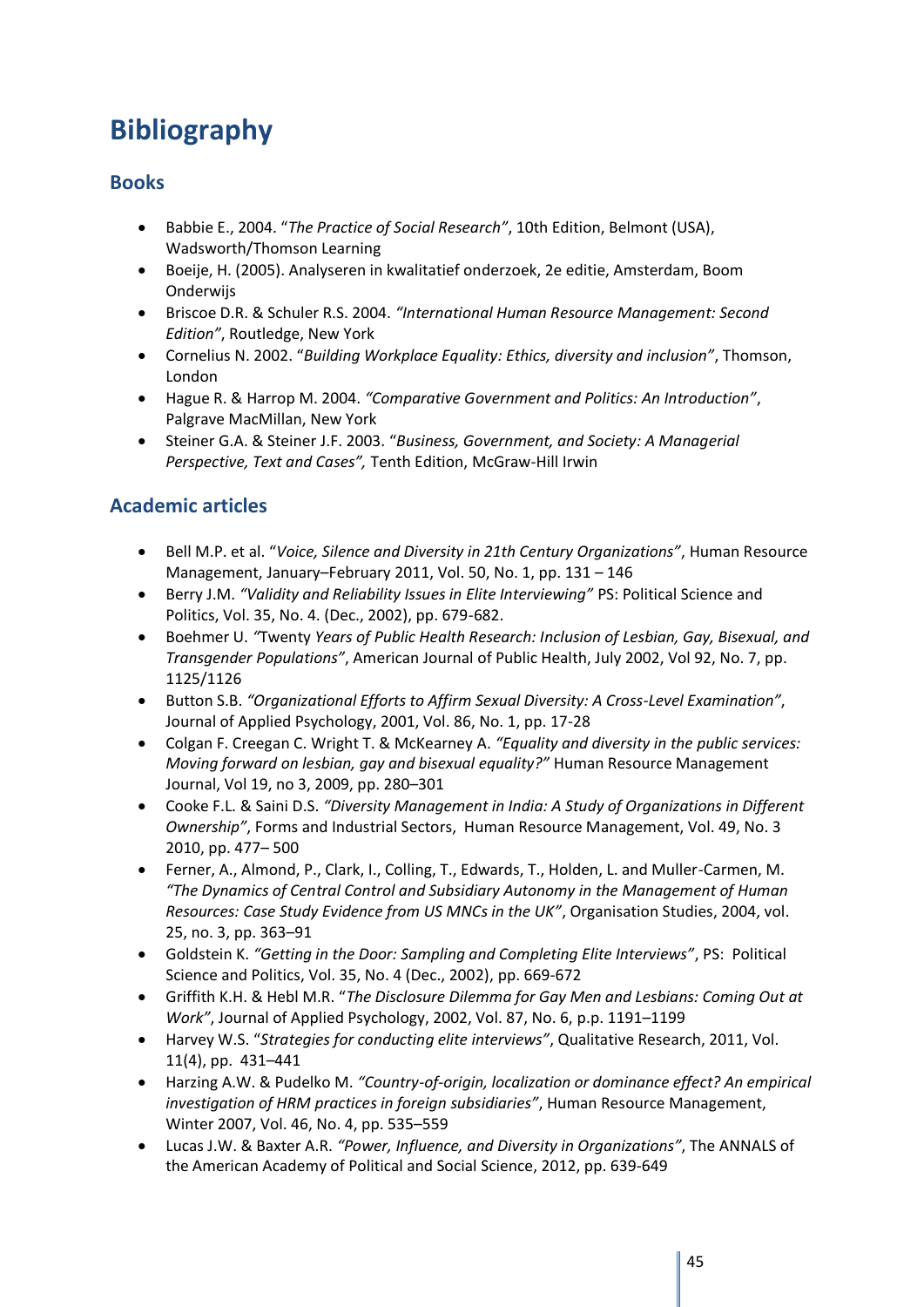# Bibliography

## Books

- Babbie E., 2004. "*The Practice of Social Research"*, 10th Edition, Belmont (USA), Wadsworth/Thomson Learning
- Boeije, H. (2005). Analyseren in kwalitatief onderzoek, 2e editie, Amsterdam, Boom Onderwijs
- Briscoe D.R. & Schuler R.S. 2004. *"International Human Resource Management: Second Edition"*, Routledge, New York
- Cornelius N. 2002. "*Building Workplace Equality: Ethics, diversity and inclusion"*, Thomson, London
- Hague R. & Harrop M. 2004. *"Comparative Government and Politics: An Introduction"*, Palgrave MacMillan, New York
- Steiner G.A. & Steiner J.F. 2003. "*Business, Government, and Society: A Managerial Perspective, Text and Cases",* Tenth Edition, McGraw-Hill Irwin

## Academic articles

- Bell M.P. et al. "*Voice, Silence and Diversity in 21th Century Organizations"*, Human Resource Management, January–February 2011, Vol. 50, No. 1, pp. 131 – 146
- Berry J.M. *"Validity and Reliability Issues in Elite Interviewing"* PS: Political Science and Politics, Vol. 35, No. 4. (Dec., 2002), pp. 679-682.
- Boehmer U. *"*Twenty *Years of Public Health Research: Inclusion of Lesbian, Gay, Bisexual, and Transgender Populations"*, American Journal of Public Health, July 2002, Vol 92, No. 7, pp. 1125/1126
- Button S.B. *"Organizational Efforts to Affirm Sexual Diversity: A Cross-Level Examination"*, Journal of Applied Psychology, 2001, Vol. 86, No. 1, pp. 17-28
- Colgan F. Creegan C. Wright T. & McKearney A. *"Equality and diversity in the public services: Moving forward on lesbian, gay and bisexual equality?"* Human Resource Management Journal, Vol 19, no 3, 2009, pp. 280–301
- Cooke F.L. & Saini D.S. *"Diversity Management in India: A Study of Organizations in Different Ownership"*, Forms and Industrial Sectors, Human Resource Management, Vol. 49, No. 3 2010, pp. 477– 500
- Ferner, A., Almond, P., Clark, I., Colling, T., Edwards, T., Holden, L. and Muller-Carmen, M. *"The Dynamics of Central Control and Subsidiary Autonomy in the Management of Human Resources: Case Study Evidence from US MNCs in the UK"*, Organisation Studies, 2004, vol. 25, no. 3, pp. 363–91
- Goldstein K. *"Getting in the Door: Sampling and Completing Elite Interviews"*, PS: Political Science and Politics, Vol. 35, No. 4 (Dec., 2002), pp. 669-672
- Griffith K.H. & Hebl M.R. "*The Disclosure Dilemma for Gay Men and Lesbians: Coming Out at Work"*, Journal of Applied Psychology, 2002, Vol. 87, No. 6, p.p. 1191–1199
- Harvey W.S. "*Strategies for conducting elite interviews"*, Qualitative Research, 2011, Vol. 11(4), pp. 431–441
- Harzing A.W. & Pudelko M. *"Country-of-origin, localization or dominance effect? An empirical investigation of HRM practices in foreign subsidiaries"*, Human Resource Management, Winter 2007, Vol. 46, No. 4, pp. 535–559
- Lucas J.W. & Baxter A.R. *"Power, Influence, and Diversity in Organizations"*, The ANNALS of the American Academy of Political and Social Science, 2012, pp. 639-649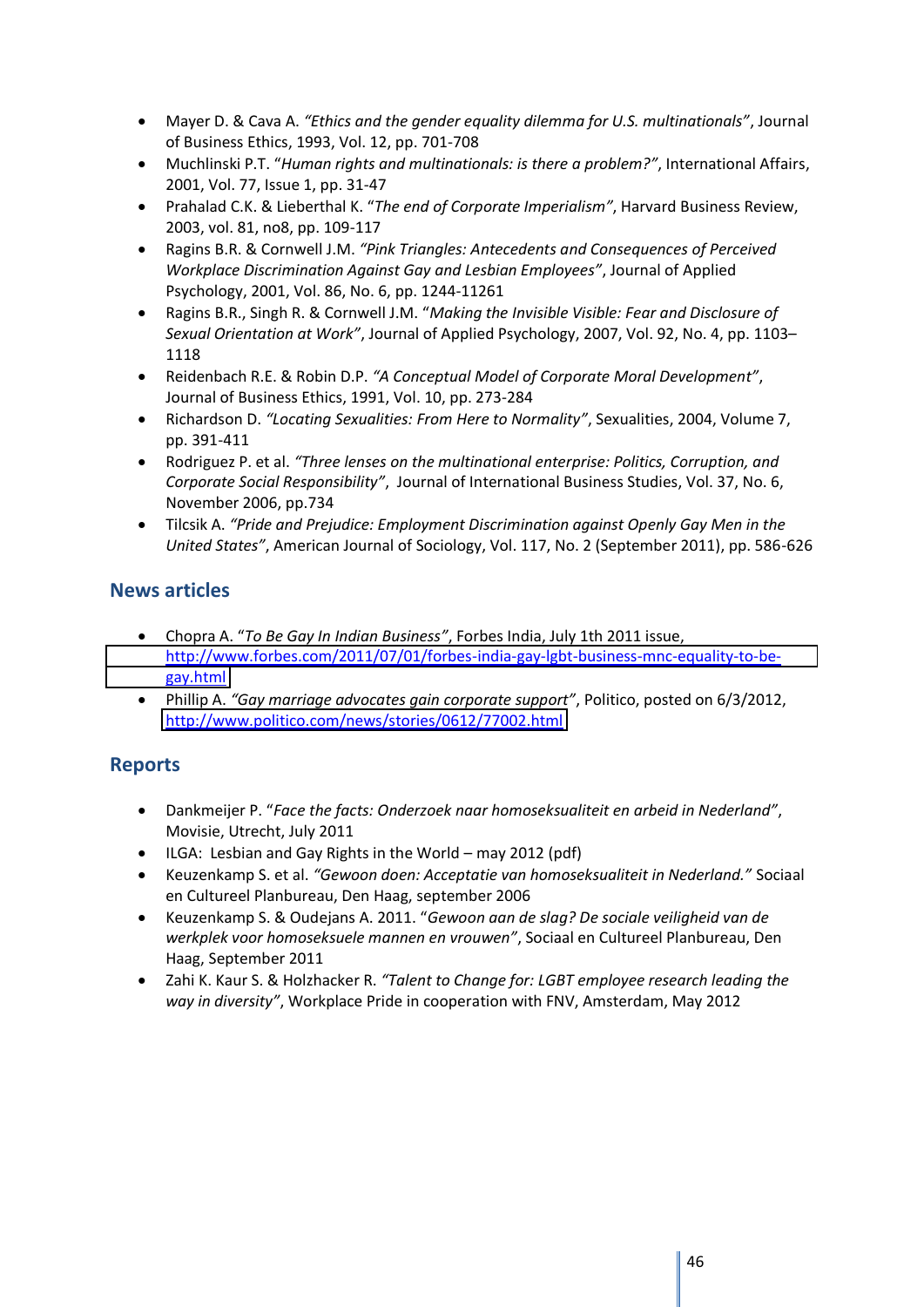- Mayer D. & Cava A. *"Ethics and the gender equality dilemma for U.S. multinationals"*, Journal of Business Ethics, 1993, Vol. 12, pp. 701-708
- Muchlinski P.T. "*Human rights and multinationals: is there a problem?"*, International Affairs, 2001, Vol. 77, Issue 1, pp. 31-47
- Prahalad C.K. & Lieberthal K. "*The end of Corporate Imperialism"*, Harvard Business Review, 2003, vol. 81, no8, pp. 109-117
- Ragins B.R. & Cornwell J.M. *"Pink Triangles: Antecedents and Consequences of Perceived Workplace Discrimination Against Gay and Lesbian Employees"*, Journal of Applied Psychology, 2001, Vol. 86, No. 6, pp. 1244-11261
- Ragins B.R., Singh R. & Cornwell J.M. "*Making the Invisible Visible: Fear and Disclosure of Sexual Orientation at Work"*, Journal of Applied Psychology, 2007, Vol. 92, No. 4, pp. 1103–1118
- Reidenbach R.E. & Robin D.P. *"A Conceptual Model of Corporate Moral Development"*, Journal of Business Ethics, 1991, Vol. 10, pp. 273-284
- Richardson D. *"Locating Sexualities: From Here to Normality"*, Sexualities, 2004, Volume 7, pp. 391-411
- Rodriguez P. et al. *"Three lenses on the multinational enterprise: Politics, Corruption, and Corporate Social Responsibility"*, Journal of International Business Studies, Vol. 37, No. 6, November 2006, pp.734
- Tilcsik A. *"Pride and Prejudice: Employment Discrimination against Openly Gay Men in the United States"*, American Journal of Sociology, Vol. 117, No. 2 (September 2011), pp. 586-626

## News articles

- Chopra A. "*To Be Gay In Indian Business"*, Forbes India, July 1th 2011 issue, http://www.forbes.com/2011/07/01/forbes-india-gay-lgbt-business-mnc-equality-to-be-gay.html
- Phillip A. *"Gay marriage advocates gain corporate support"*, Politico, posted on 6/3/2012, http://www.politico.com/news/stories/0612/77002.html

## Reports

- Dankmeijer P. "*Face the facts: Onderzoek naar homoseksualiteit en arbeid in Nederland"*, Movisie, Utrecht, July 2011
- ILGA: Lesbian and Gay Rights in the World – may 2012 (pdf)
- Keuzenkamp S. et al. *"Gewoon doen: Acceptatie van homoseksualiteit in Nederland."* Sociaal en Cultureel Planbureau, Den Haag, september 2006
- Keuzenkamp S. & Oudejans A. 2011. "*Gewoon aan de slag? De sociale veiligheid van de werkplek voor homoseksuele mannen en vrouwen"*, Sociaal en Cultureel Planbureau, Den Haag, September 2011
- Zahi K. Kaur S. & Holzhacker R. *"Talent to Change for: LGBT employee research leading the way in diversity"*, Workplace Pride in cooperation with FNV, Amsterdam, May 2012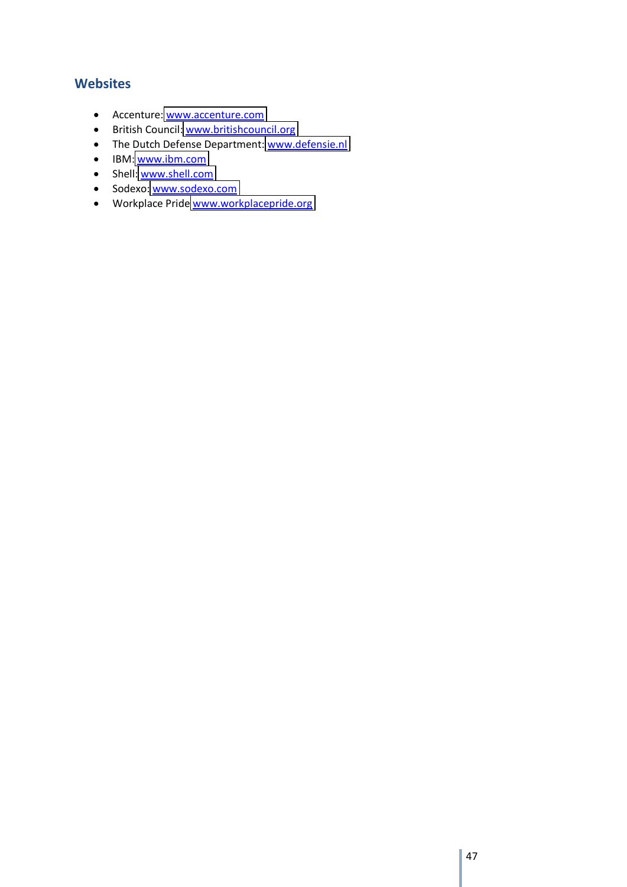## Websites

- Accenture: www.accenture.com
- British Council: www.britishcouncil.org
- The Dutch Defense Department: www.defensie.nl
- IBM: www.ibm.com
- Shell: www.shell.com
- Sodexo: www.sodexo.com
- Workplace Pride www.workplacepride.org